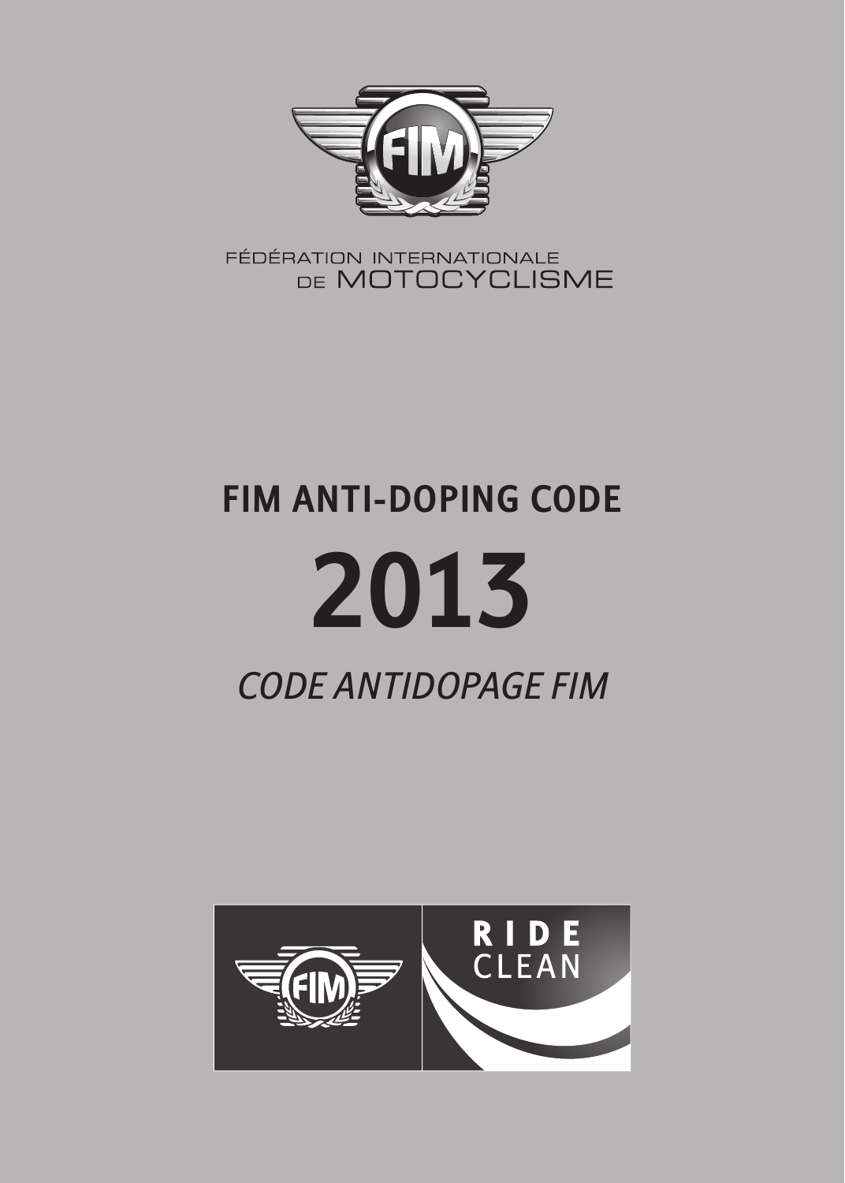FÉDÉRATION INTERNATIONALE
DE MOTOCYCLISME

# FIM ANTI-DOPING CODE

# 2013

## *CODE ANTIDOPAGE FIM*

RIDE CLEAN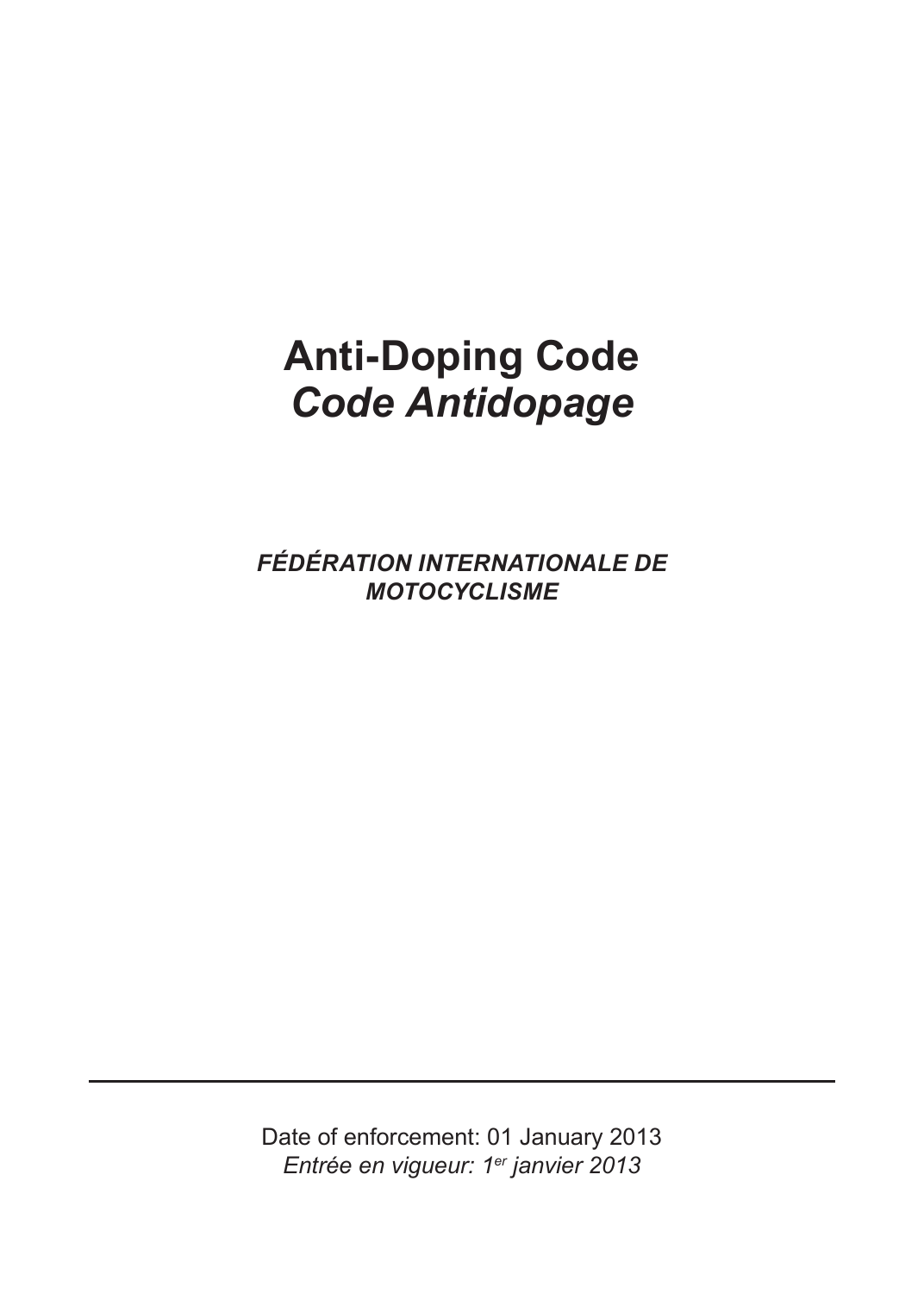# Anti-Doping Code
# *Code Antidopage*

***FÉDÉRATION INTERNATIONALE DE MOTOCYCLISME***

---

Date of enforcement: 01 January 2013
*Entrée en vigueur: 1er janvier 2013*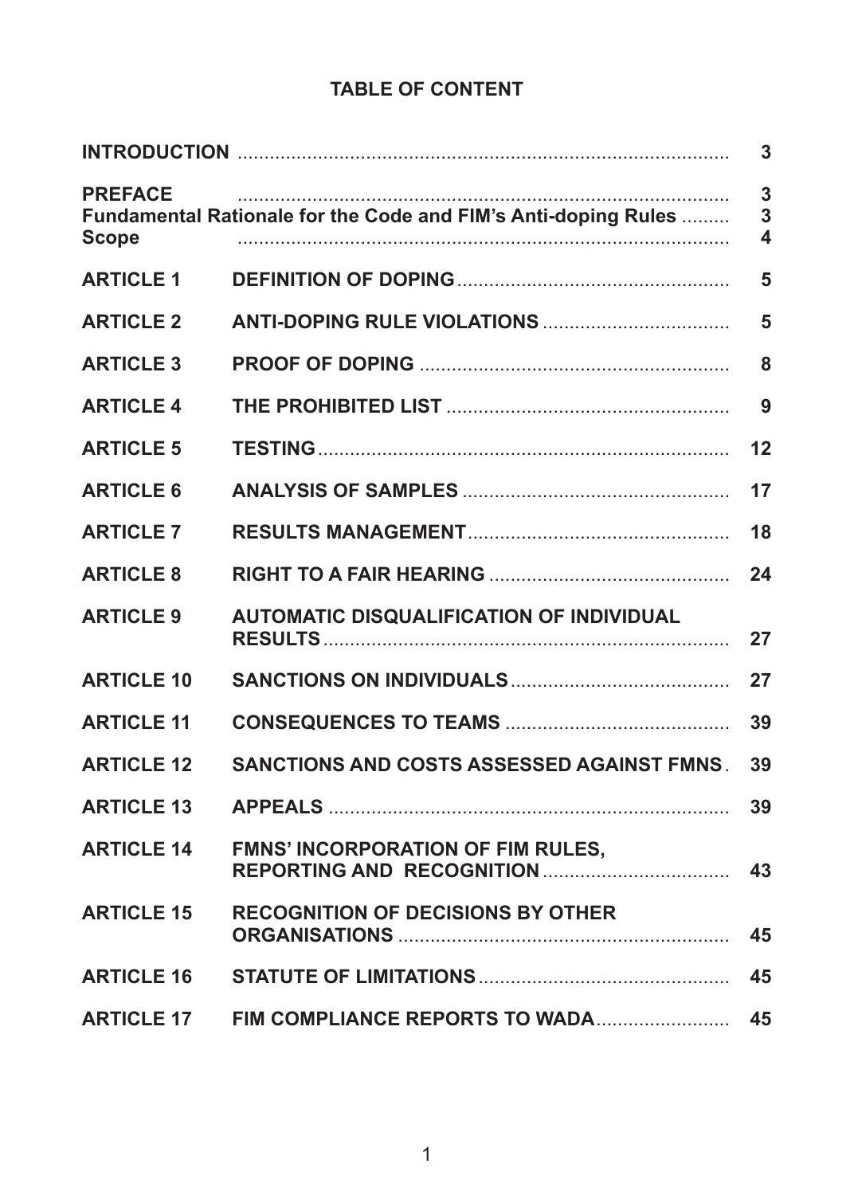# TABLE OF CONTENT

| | | |
|---|---|---|
| **INTRODUCTION** | | **3** |
| **PREFACE** | | **3** |
| **Fundamental Rationale for the Code and FIM's Anti-doping Rules** | | **3** |
| **Scope** | | **4** |
| **ARTICLE 1** | **DEFINITION OF DOPING** | **5** |
| **ARTICLE 2** | **ANTI-DOPING RULE VIOLATIONS** | **5** |
| **ARTICLE 3** | **PROOF OF DOPING** | **8** |
| **ARTICLE 4** | **THE PROHIBITED LIST** | **9** |
| **ARTICLE 5** | **TESTING** | **12** |
| **ARTICLE 6** | **ANALYSIS OF SAMPLES** | **17** |
| **ARTICLE 7** | **RESULTS MANAGEMENT** | **18** |
| **ARTICLE 8** | **RIGHT TO A FAIR HEARING** | **24** |
| **ARTICLE 9** | **AUTOMATIC DISQUALIFICATION OF INDIVIDUAL RESULTS** | **27** |
| **ARTICLE 10** | **SANCTIONS ON INDIVIDUALS** | **27** |
| **ARTICLE 11** | **CONSEQUENCES TO TEAMS** | **39** |
| **ARTICLE 12** | **SANCTIONS AND COSTS ASSESSED AGAINST FMNS** | **39** |
| **ARTICLE 13** | **APPEALS** | **39** |
| **ARTICLE 14** | **FMNS' INCORPORATION OF FIM RULES, REPORTING AND RECOGNITION** | **43** |
| **ARTICLE 15** | **RECOGNITION OF DECISIONS BY OTHER ORGANISATIONS** | **45** |
| **ARTICLE 16** | **STATUTE OF LIMITATIONS** | **45** |
| **ARTICLE 17** | **FIM COMPLIANCE REPORTS TO WADA** | **45** |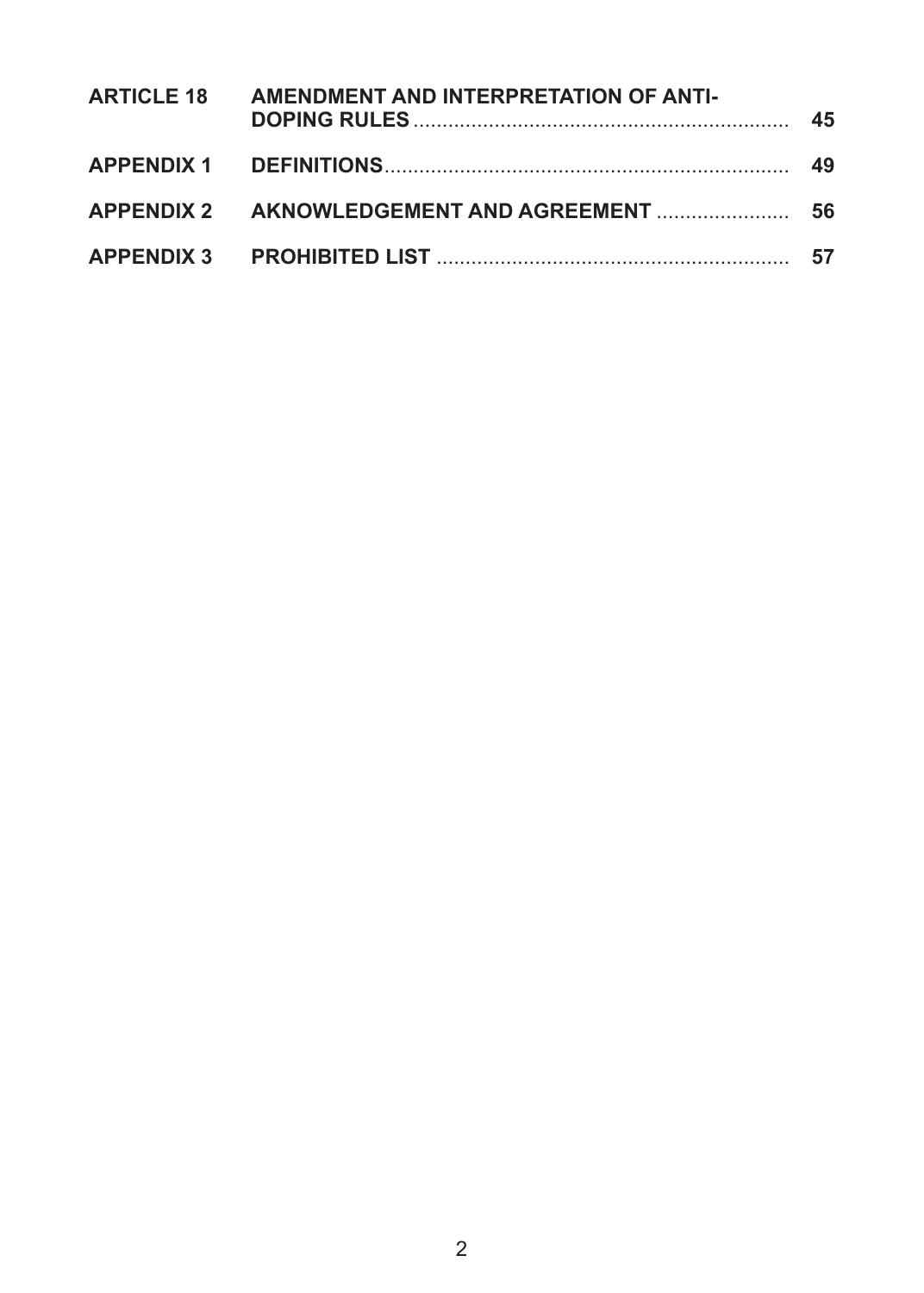| | | |
|---|---|---|
| **ARTICLE 18** | **AMENDMENT AND INTERPRETATION OF ANTI-DOPING RULES** | **45** |
| **APPENDIX 1** | **DEFINITIONS** | **49** |
| **APPENDIX 2** | **AKNOWLEDGEMENT AND AGREEMENT** | **56** |
| **APPENDIX 3** | **PROHIBITED LIST** | **57** |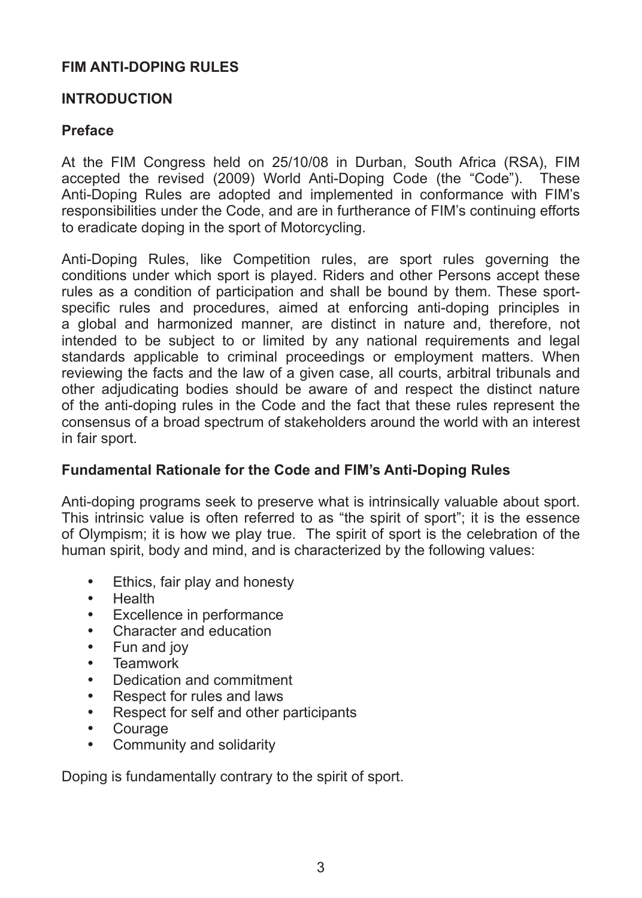# FIM ANTI-DOPING RULES

## INTRODUCTION

### Preface

At the FIM Congress held on 25/10/08 in Durban, South Africa (RSA), FIM accepted the revised (2009) World Anti-Doping Code (the "Code"). These Anti-Doping Rules are adopted and implemented in conformance with FIM's responsibilities under the Code, and are in furtherance of FIM's continuing efforts to eradicate doping in the sport of Motorcycling.

Anti-Doping Rules, like Competition rules, are sport rules governing the conditions under which sport is played. Riders and other Persons accept these rules as a condition of participation and shall be bound by them. These sport-specific rules and procedures, aimed at enforcing anti-doping principles in a global and harmonized manner, are distinct in nature and, therefore, not intended to be subject to or limited by any national requirements and legal standards applicable to criminal proceedings or employment matters. When reviewing the facts and the law of a given case, all courts, arbitral tribunals and other adjudicating bodies should be aware of and respect the distinct nature of the anti-doping rules in the Code and the fact that these rules represent the consensus of a broad spectrum of stakeholders around the world with an interest in fair sport.

### Fundamental Rationale for the Code and FIM's Anti-Doping Rules

Anti-doping programs seek to preserve what is intrinsically valuable about sport. This intrinsic value is often referred to as "the spirit of sport"; it is the essence of Olympism; it is how we play true. The spirit of sport is the celebration of the human spirit, body and mind, and is characterized by the following values:

- Ethics, fair play and honesty
- Health
- Excellence in performance
- Character and education
- Fun and joy
- Teamwork
- Dedication and commitment
- Respect for rules and laws
- Respect for self and other participants
- Courage
- Community and solidarity

Doping is fundamentally contrary to the spirit of sport.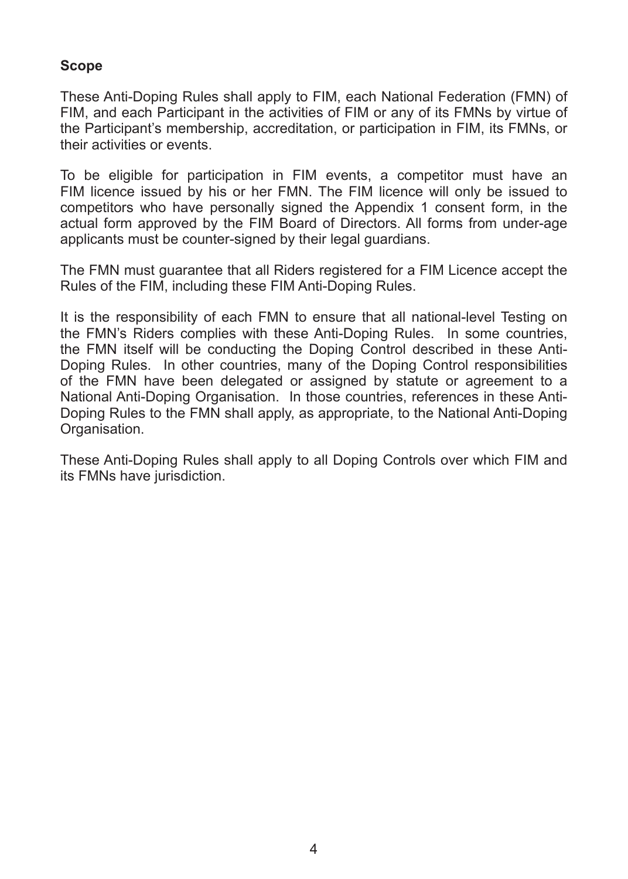**Scope**

These Anti-Doping Rules shall apply to FIM, each National Federation (FMN) of FIM, and each Participant in the activities of FIM or any of its FMNs by virtue of the Participant's membership, accreditation, or participation in FIM, its FMNs, or their activities or events.

To be eligible for participation in FIM events, a competitor must have an FIM licence issued by his or her FMN. The FIM licence will only be issued to competitors who have personally signed the Appendix 1 consent form, in the actual form approved by the FIM Board of Directors. All forms from under-age applicants must be counter-signed by their legal guardians.

The FMN must guarantee that all Riders registered for a FIM Licence accept the Rules of the FIM, including these FIM Anti-Doping Rules.

It is the responsibility of each FMN to ensure that all national-level Testing on the FMN's Riders complies with these Anti-Doping Rules. In some countries, the FMN itself will be conducting the Doping Control described in these Anti-Doping Rules. In other countries, many of the Doping Control responsibilities of the FMN have been delegated or assigned by statute or agreement to a National Anti-Doping Organisation. In those countries, references in these Anti-Doping Rules to the FMN shall apply, as appropriate, to the National Anti-Doping Organisation.

These Anti-Doping Rules shall apply to all Doping Controls over which FIM and its FMNs have jurisdiction.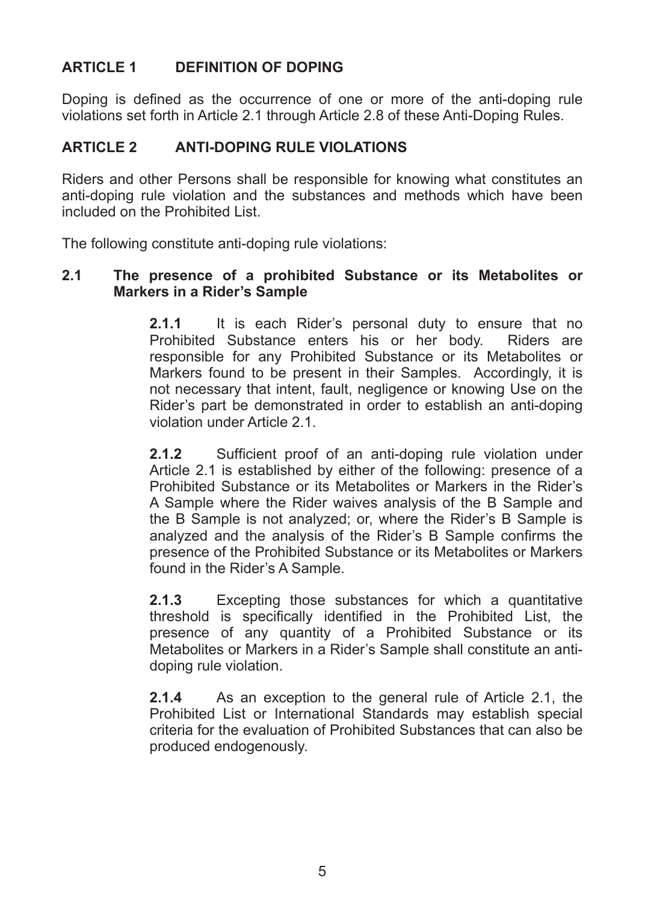## ARTICLE 1 DEFINITION OF DOPING

Doping is defined as the occurrence of one or more of the anti-doping rule violations set forth in Article 2.1 through Article 2.8 of these Anti-Doping Rules.

## ARTICLE 2 ANTI-DOPING RULE VIOLATIONS

Riders and other Persons shall be responsible for knowing what constitutes an anti-doping rule violation and the substances and methods which have been included on the Prohibited List.

The following constitute anti-doping rule violations:

### 2.1 The presence of a prohibited Substance or its Metabolites or Markers in a Rider's Sample

**2.1.1** It is each Rider's personal duty to ensure that no Prohibited Substance enters his or her body. Riders are responsible for any Prohibited Substance or its Metabolites or Markers found to be present in their Samples. Accordingly, it is not necessary that intent, fault, negligence or knowing Use on the Rider's part be demonstrated in order to establish an anti-doping violation under Article 2.1.

**2.1.2** Sufficient proof of an anti-doping rule violation under Article 2.1 is established by either of the following: presence of a Prohibited Substance or its Metabolites or Markers in the Rider's A Sample where the Rider waives analysis of the B Sample and the B Sample is not analyzed; or, where the Rider's B Sample is analyzed and the analysis of the Rider's B Sample confirms the presence of the Prohibited Substance or its Metabolites or Markers found in the Rider's A Sample.

**2.1.3** Excepting those substances for which a quantitative threshold is specifically identified in the Prohibited List, the presence of any quantity of a Prohibited Substance or its Metabolites or Markers in a Rider's Sample shall constitute an anti-doping rule violation.

**2.1.4** As an exception to the general rule of Article 2.1, the Prohibited List or International Standards may establish special criteria for the evaluation of Prohibited Substances that can also be produced endogenously.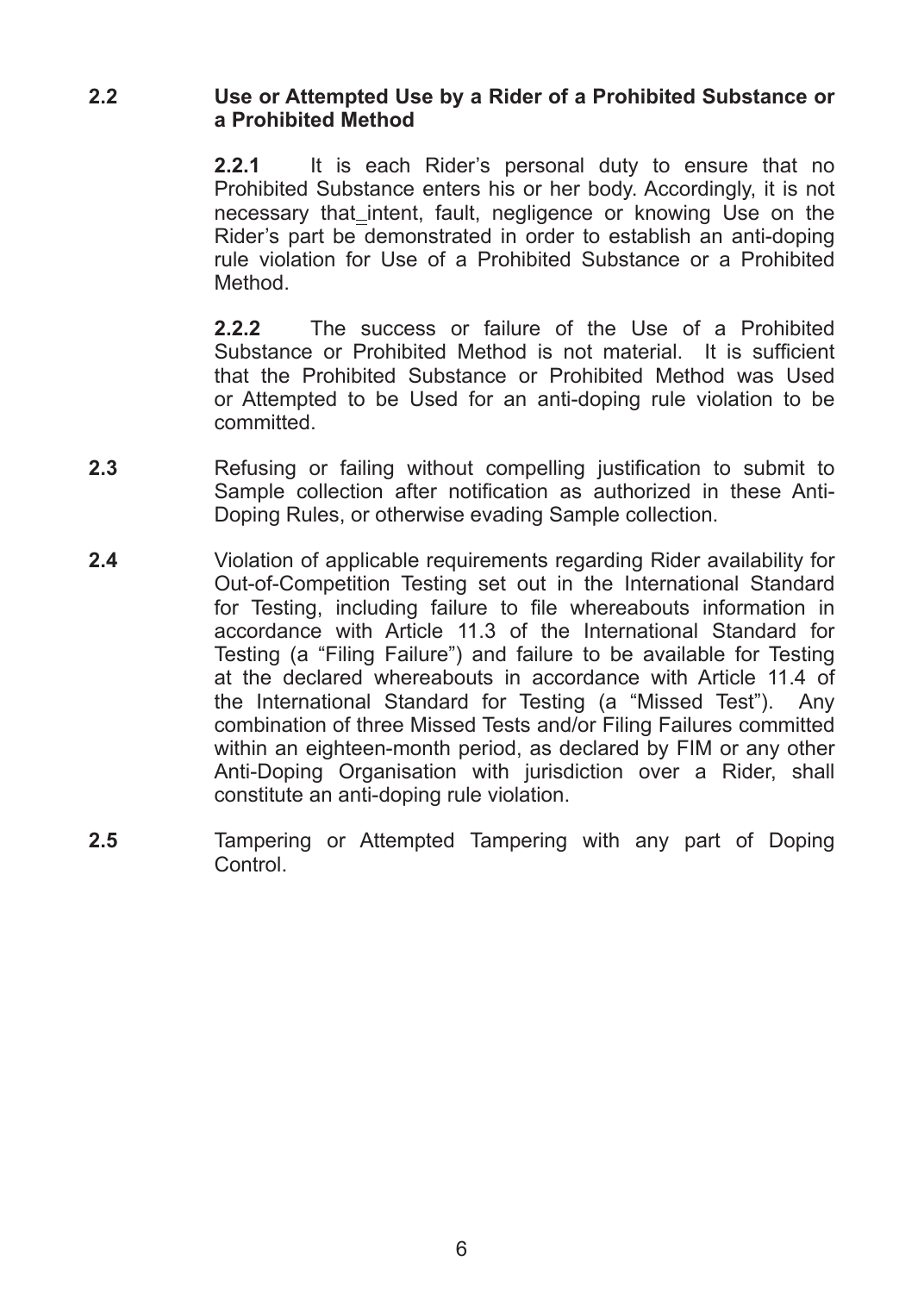**2.2 Use or Attempted Use by a Rider of a Prohibited Substance or a Prohibited Method**

**2.2.1** It is each Rider's personal duty to ensure that no Prohibited Substance enters his or her body. Accordingly, it is not necessary that intent, fault, negligence or knowing Use on the Rider's part be demonstrated in order to establish an anti-doping rule violation for Use of a Prohibited Substance or a Prohibited Method.

**2.2.2** The success or failure of the Use of a Prohibited Substance or Prohibited Method is not material. It is sufficient that the Prohibited Substance or Prohibited Method was Used or Attempted to be Used for an anti-doping rule violation to be committed.

**2.3** Refusing or failing without compelling justification to submit to Sample collection after notification as authorized in these Anti-Doping Rules, or otherwise evading Sample collection.

**2.4** Violation of applicable requirements regarding Rider availability for Out-of-Competition Testing set out in the International Standard for Testing, including failure to file whereabouts information in accordance with Article 11.3 of the International Standard for Testing (a "Filing Failure") and failure to be available for Testing at the declared whereabouts in accordance with Article 11.4 of the International Standard for Testing (a "Missed Test"). Any combination of three Missed Tests and/or Filing Failures committed within an eighteen-month period, as declared by FIM or any other Anti-Doping Organisation with jurisdiction over a Rider, shall constitute an anti-doping rule violation.

**2.5** Tampering or Attempted Tampering with any part of Doping Control.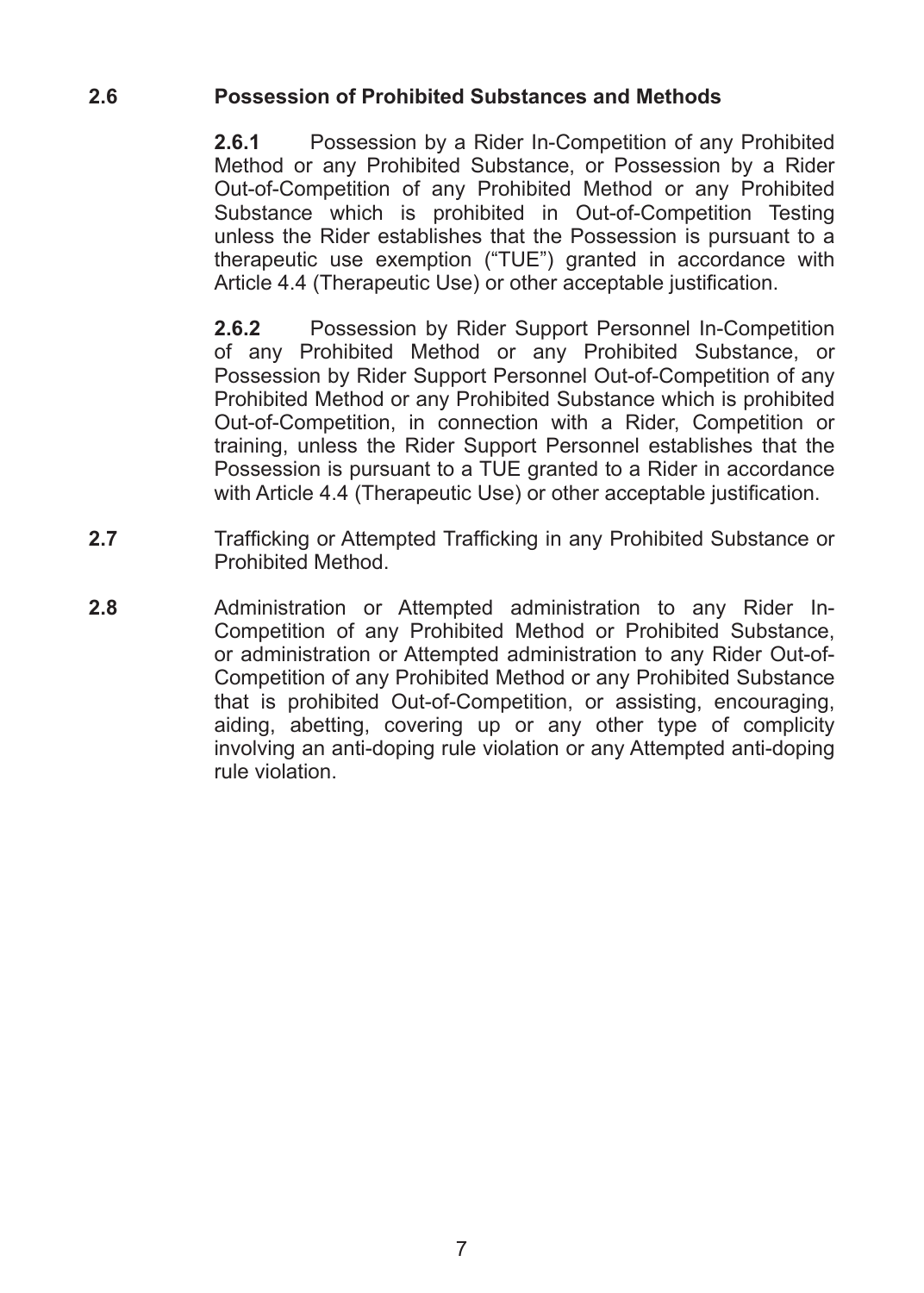**2.6 Possession of Prohibited Substances and Methods**

**2.6.1** Possession by a Rider In-Competition of any Prohibited Method or any Prohibited Substance, or Possession by a Rider Out-of-Competition of any Prohibited Method or any Prohibited Substance which is prohibited in Out-of-Competition Testing unless the Rider establishes that the Possession is pursuant to a therapeutic use exemption ("TUE") granted in accordance with Article 4.4 (Therapeutic Use) or other acceptable justification.

**2.6.2** Possession by Rider Support Personnel In-Competition of any Prohibited Method or any Prohibited Substance, or Possession by Rider Support Personnel Out-of-Competition of any Prohibited Method or any Prohibited Substance which is prohibited Out-of-Competition, in connection with a Rider, Competition or training, unless the Rider Support Personnel establishes that the Possession is pursuant to a TUE granted to a Rider in accordance with Article 4.4 (Therapeutic Use) or other acceptable justification.

**2.7** Trafficking or Attempted Trafficking in any Prohibited Substance or Prohibited Method.

**2.8** Administration or Attempted administration to any Rider In-Competition of any Prohibited Method or Prohibited Substance, or administration or Attempted administration to any Rider Out-of-Competition of any Prohibited Method or any Prohibited Substance that is prohibited Out-of-Competition, or assisting, encouraging, aiding, abetting, covering up or any other type of complicity involving an anti-doping rule violation or any Attempted anti-doping rule violation.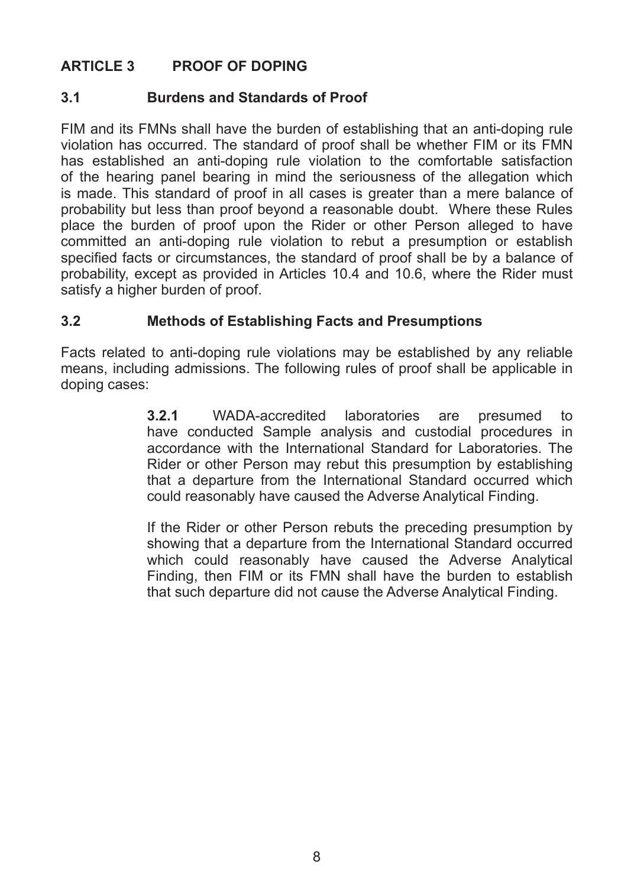## ARTICLE 3 PROOF OF DOPING

### 3.1 Burdens and Standards of Proof

FIM and its FMNs shall have the burden of establishing that an anti-doping rule violation has occurred. The standard of proof shall be whether FIM or its FMN has established an anti-doping rule violation to the comfortable satisfaction of the hearing panel bearing in mind the seriousness of the allegation which is made. This standard of proof in all cases is greater than a mere balance of probability but less than proof beyond a reasonable doubt. Where these Rules place the burden of proof upon the Rider or other Person alleged to have committed an anti-doping rule violation to rebut a presumption or establish specified facts or circumstances, the standard of proof shall be by a balance of probability, except as provided in Articles 10.4 and 10.6, where the Rider must satisfy a higher burden of proof.

### 3.2 Methods of Establishing Facts and Presumptions

Facts related to anti-doping rule violations may be established by any reliable means, including admissions. The following rules of proof shall be applicable in doping cases:

**3.2.1** WADA-accredited laboratories are presumed to have conducted Sample analysis and custodial procedures in accordance with the International Standard for Laboratories. The Rider or other Person may rebut this presumption by establishing that a departure from the International Standard occurred which could reasonably have caused the Adverse Analytical Finding.

If the Rider or other Person rebuts the preceding presumption by showing that a departure from the International Standard occurred which could reasonably have caused the Adverse Analytical Finding, then FIM or its FMN shall have the burden to establish that such departure did not cause the Adverse Analytical Finding.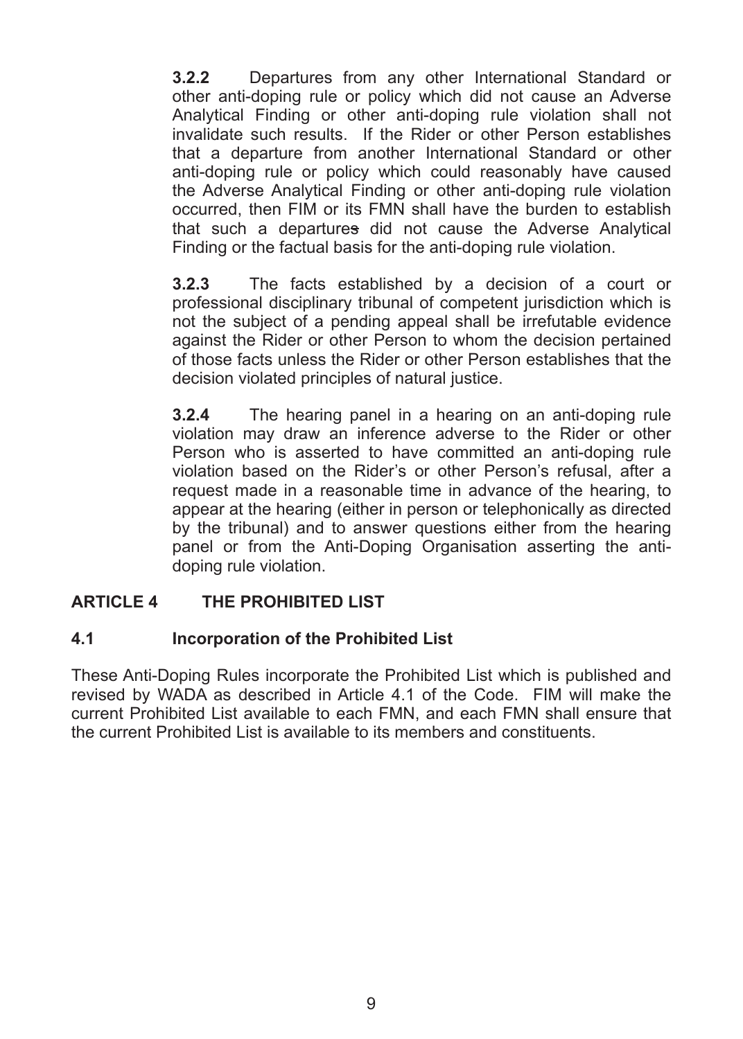**3.2.2** Departures from any other International Standard or other anti-doping rule or policy which did not cause an Adverse Analytical Finding or other anti-doping rule violation shall not invalidate such results. If the Rider or other Person establishes that a departure from another International Standard or other anti-doping rule or policy which could reasonably have caused the Adverse Analytical Finding or other anti-doping rule violation occurred, then FIM or its FMN shall have the burden to establish that such a departures did not cause the Adverse Analytical Finding or the factual basis for the anti-doping rule violation.

**3.2.3** The facts established by a decision of a court or professional disciplinary tribunal of competent jurisdiction which is not the subject of a pending appeal shall be irrefutable evidence against the Rider or other Person to whom the decision pertained of those facts unless the Rider or other Person establishes that the decision violated principles of natural justice.

**3.2.4** The hearing panel in a hearing on an anti-doping rule violation may draw an inference adverse to the Rider or other Person who is asserted to have committed an anti-doping rule violation based on the Rider's or other Person's refusal, after a request made in a reasonable time in advance of the hearing, to appear at the hearing (either in person or telephonically as directed by the tribunal) and to answer questions either from the hearing panel or from the Anti-Doping Organisation asserting the anti-doping rule violation.

## ARTICLE 4 THE PROHIBITED LIST

### 4.1 Incorporation of the Prohibited List

These Anti-Doping Rules incorporate the Prohibited List which is published and revised by WADA as described in Article 4.1 of the Code. FIM will make the current Prohibited List available to each FMN, and each FMN shall ensure that the current Prohibited List is available to its members and constituents.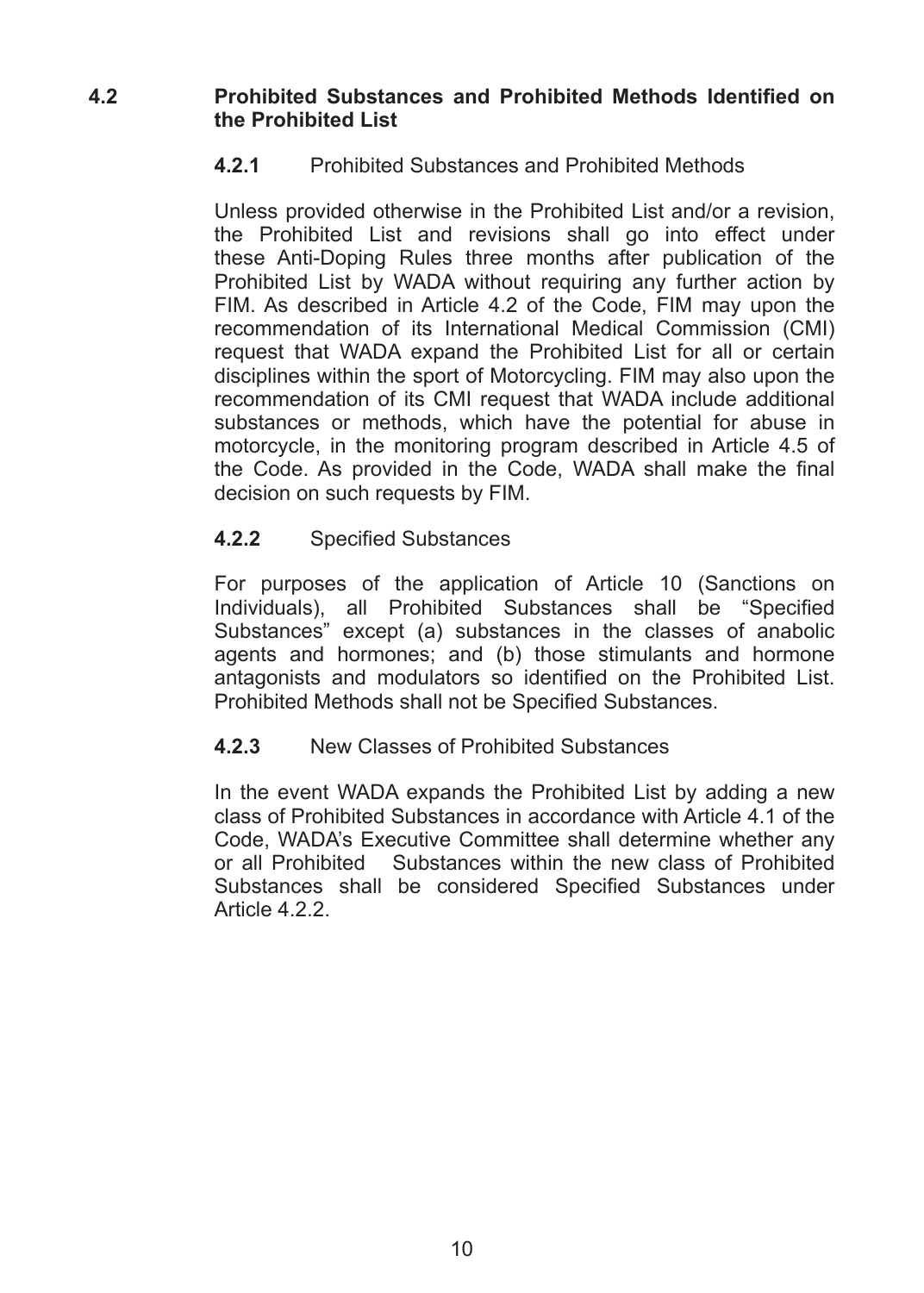## 4.2 Prohibited Substances and Prohibited Methods Identified on the Prohibited List

### 4.2.1 Prohibited Substances and Prohibited Methods

Unless provided otherwise in the Prohibited List and/or a revision, the Prohibited List and revisions shall go into effect under these Anti-Doping Rules three months after publication of the Prohibited List by WADA without requiring any further action by FIM. As described in Article 4.2 of the Code, FIM may upon the recommendation of its International Medical Commission (CMI) request that WADA expand the Prohibited List for all or certain disciplines within the sport of Motorcycling. FIM may also upon the recommendation of its CMI request that WADA include additional substances or methods, which have the potential for abuse in motorcycle, in the monitoring program described in Article 4.5 of the Code. As provided in the Code, WADA shall make the final decision on such requests by FIM.

### 4.2.2 Specified Substances

For purposes of the application of Article 10 (Sanctions on Individuals), all Prohibited Substances shall be "Specified Substances" except (a) substances in the classes of anabolic agents and hormones; and (b) those stimulants and hormone antagonists and modulators so identified on the Prohibited List. Prohibited Methods shall not be Specified Substances.

### 4.2.3 New Classes of Prohibited Substances

In the event WADA expands the Prohibited List by adding a new class of Prohibited Substances in accordance with Article 4.1 of the Code, WADA's Executive Committee shall determine whether any or all Prohibited Substances within the new class of Prohibited Substances shall be considered Specified Substances under Article 4.2.2.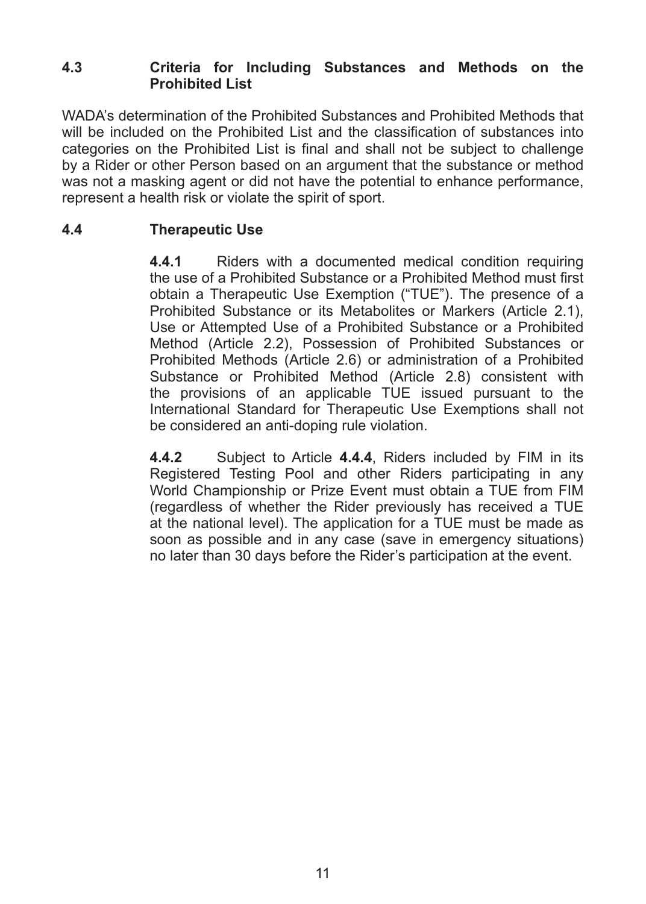### 4.3 Criteria for Including Substances and Methods on the Prohibited List

WADA's determination of the Prohibited Substances and Prohibited Methods that will be included on the Prohibited List and the classification of substances into categories on the Prohibited List is final and shall not be subject to challenge by a Rider or other Person based on an argument that the substance or method was not a masking agent or did not have the potential to enhance performance, represent a health risk or violate the spirit of sport.

### 4.4 Therapeutic Use

**4.4.1** Riders with a documented medical condition requiring the use of a Prohibited Substance or a Prohibited Method must first obtain a Therapeutic Use Exemption ("TUE"). The presence of a Prohibited Substance or its Metabolites or Markers (Article 2.1), Use or Attempted Use of a Prohibited Substance or a Prohibited Method (Article 2.2), Possession of Prohibited Substances or Prohibited Methods (Article 2.6) or administration of a Prohibited Substance or Prohibited Method (Article 2.8) consistent with the provisions of an applicable TUE issued pursuant to the International Standard for Therapeutic Use Exemptions shall not be considered an anti-doping rule violation.

**4.4.2** Subject to Article **4.4.4**, Riders included by FIM in its Registered Testing Pool and other Riders participating in any World Championship or Prize Event must obtain a TUE from FIM (regardless of whether the Rider previously has received a TUE at the national level). The application for a TUE must be made as soon as possible and in any case (save in emergency situations) no later than 30 days before the Rider's participation at the event.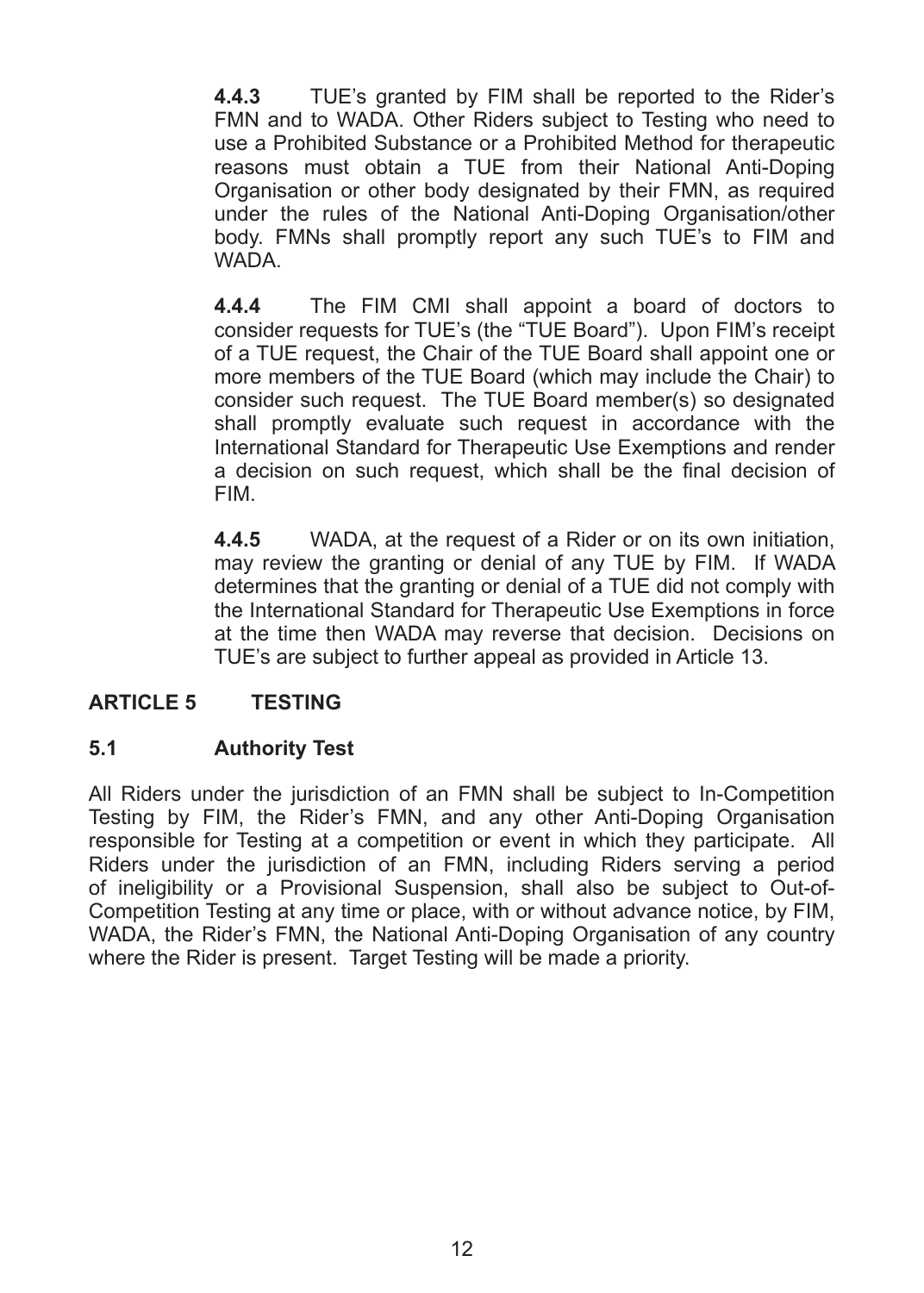**4.4.3** TUE's granted by FIM shall be reported to the Rider's FMN and to WADA. Other Riders subject to Testing who need to use a Prohibited Substance or a Prohibited Method for therapeutic reasons must obtain a TUE from their National Anti-Doping Organisation or other body designated by their FMN, as required under the rules of the National Anti-Doping Organisation/other body. FMNs shall promptly report any such TUE's to FIM and WADA.

**4.4.4** The FIM CMI shall appoint a board of doctors to consider requests for TUE's (the "TUE Board"). Upon FIM's receipt of a TUE request, the Chair of the TUE Board shall appoint one or more members of the TUE Board (which may include the Chair) to consider such request. The TUE Board member(s) so designated shall promptly evaluate such request in accordance with the International Standard for Therapeutic Use Exemptions and render a decision on such request, which shall be the final decision of FIM.

**4.4.5** WADA, at the request of a Rider or on its own initiation, may review the granting or denial of any TUE by FIM. If WADA determines that the granting or denial of a TUE did not comply with the International Standard for Therapeutic Use Exemptions in force at the time then WADA may reverse that decision. Decisions on TUE's are subject to further appeal as provided in Article 13.

## ARTICLE 5 TESTING

### 5.1 Authority Test

All Riders under the jurisdiction of an FMN shall be subject to In-Competition Testing by FIM, the Rider's FMN, and any other Anti-Doping Organisation responsible for Testing at a competition or event in which they participate. All Riders under the jurisdiction of an FMN, including Riders serving a period of ineligibility or a Provisional Suspension, shall also be subject to Out-of-Competition Testing at any time or place, with or without advance notice, by FIM, WADA, the Rider's FMN, the National Anti-Doping Organisation of any country where the Rider is present. Target Testing will be made a priority.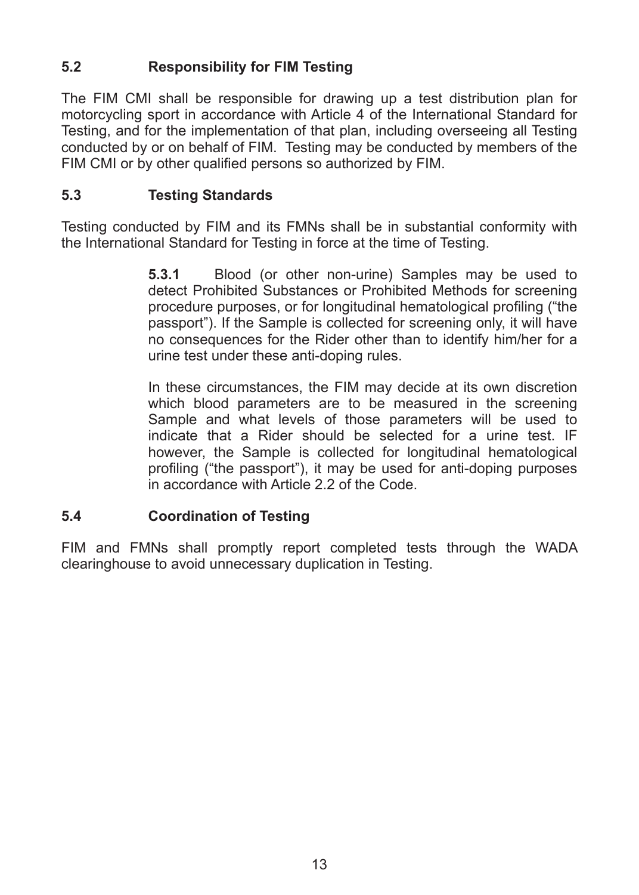### 5.2 Responsibility for FIM Testing

The FIM CMI shall be responsible for drawing up a test distribution plan for motorcycling sport in accordance with Article 4 of the International Standard for Testing, and for the implementation of that plan, including overseeing all Testing conducted by or on behalf of FIM. Testing may be conducted by members of the FIM CMI or by other qualified persons so authorized by FIM.

### 5.3 Testing Standards

Testing conducted by FIM and its FMNs shall be in substantial conformity with the International Standard for Testing in force at the time of Testing.

**5.3.1** Blood (or other non-urine) Samples may be used to detect Prohibited Substances or Prohibited Methods for screening procedure purposes, or for longitudinal hematological profiling ("the passport"). If the Sample is collected for screening only, it will have no consequences for the Rider other than to identify him/her for a urine test under these anti-doping rules.

In these circumstances, the FIM may decide at its own discretion which blood parameters are to be measured in the screening Sample and what levels of those parameters will be used to indicate that a Rider should be selected for a urine test. IF however, the Sample is collected for longitudinal hematological profiling ("the passport"), it may be used for anti-doping purposes in accordance with Article 2.2 of the Code.

### 5.4 Coordination of Testing

FIM and FMNs shall promptly report completed tests through the WADA clearinghouse to avoid unnecessary duplication in Testing.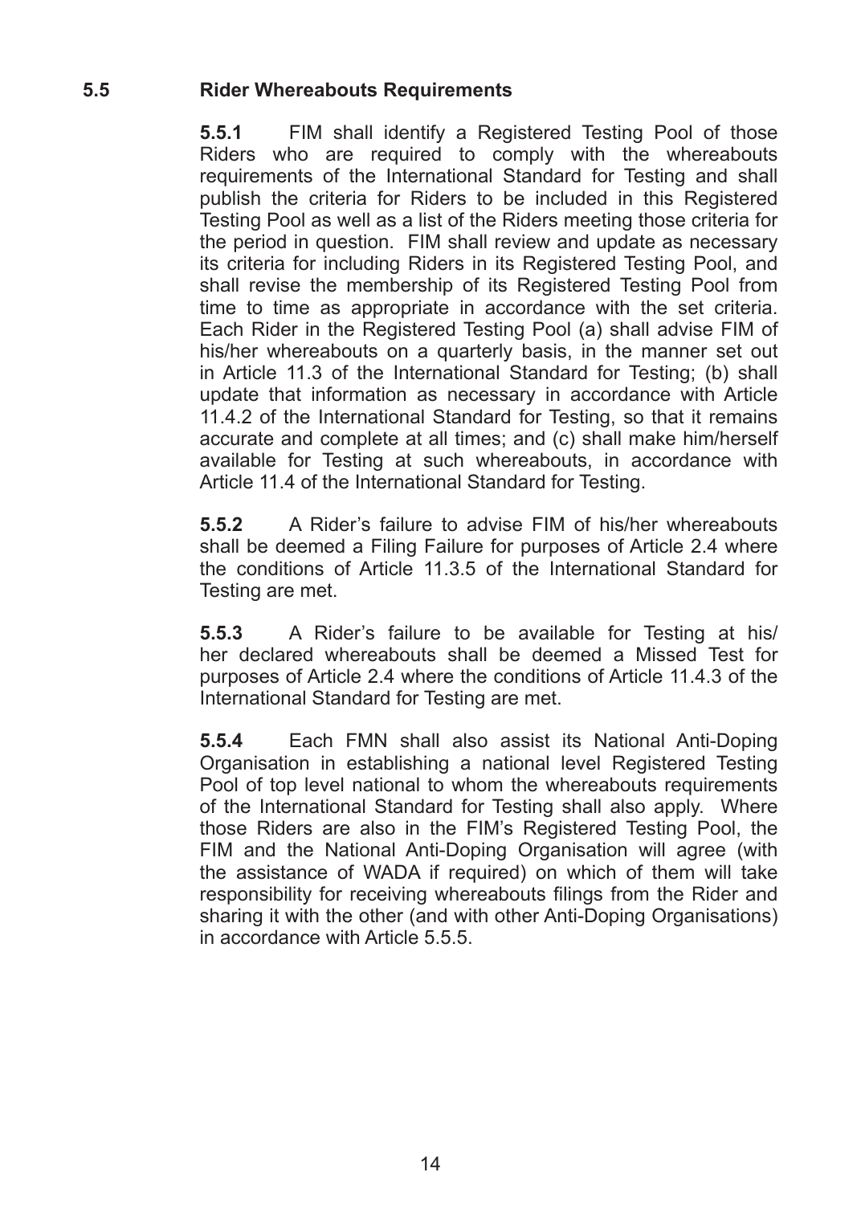### 5.5 Rider Whereabouts Requirements

**5.5.1** FIM shall identify a Registered Testing Pool of those Riders who are required to comply with the whereabouts requirements of the International Standard for Testing and shall publish the criteria for Riders to be included in this Registered Testing Pool as well as a list of the Riders meeting those criteria for the period in question. FIM shall review and update as necessary its criteria for including Riders in its Registered Testing Pool, and shall revise the membership of its Registered Testing Pool from time to time as appropriate in accordance with the set criteria. Each Rider in the Registered Testing Pool (a) shall advise FIM of his/her whereabouts on a quarterly basis, in the manner set out in Article 11.3 of the International Standard for Testing; (b) shall update that information as necessary in accordance with Article 11.4.2 of the International Standard for Testing, so that it remains accurate and complete at all times; and (c) shall make him/herself available for Testing at such whereabouts, in accordance with Article 11.4 of the International Standard for Testing.

**5.5.2** A Rider's failure to advise FIM of his/her whereabouts shall be deemed a Filing Failure for purposes of Article 2.4 where the conditions of Article 11.3.5 of the International Standard for Testing are met.

**5.5.3** A Rider's failure to be available for Testing at his/her declared whereabouts shall be deemed a Missed Test for purposes of Article 2.4 where the conditions of Article 11.4.3 of the International Standard for Testing are met.

**5.5.4** Each FMN shall also assist its National Anti-Doping Organisation in establishing a national level Registered Testing Pool of top level national to whom the whereabouts requirements of the International Standard for Testing shall also apply. Where those Riders are also in the FIM's Registered Testing Pool, the FIM and the National Anti-Doping Organisation will agree (with the assistance of WADA if required) on which of them will take responsibility for receiving whereabouts filings from the Rider and sharing it with the other (and with other Anti-Doping Organisations) in accordance with Article 5.5.5.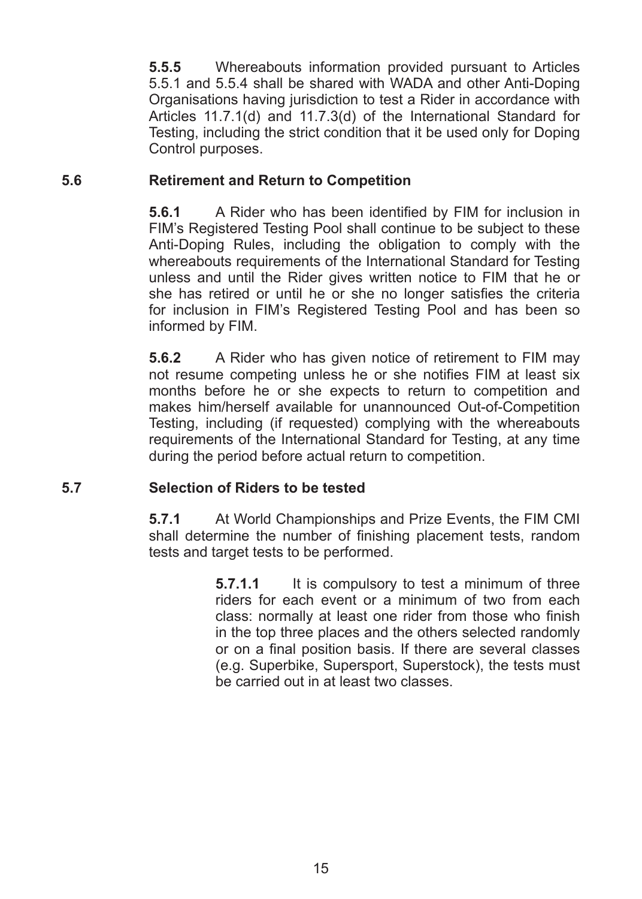**5.5.5** Whereabouts information provided pursuant to Articles 5.5.1 and 5.5.4 shall be shared with WADA and other Anti-Doping Organisations having jurisdiction to test a Rider in accordance with Articles 11.7.1(d) and 11.7.3(d) of the International Standard for Testing, including the strict condition that it be used only for Doping Control purposes.

### 5.6 Retirement and Return to Competition

**5.6.1** A Rider who has been identified by FIM for inclusion in FIM's Registered Testing Pool shall continue to be subject to these Anti-Doping Rules, including the obligation to comply with the whereabouts requirements of the International Standard for Testing unless and until the Rider gives written notice to FIM that he or she has retired or until he or she no longer satisfies the criteria for inclusion in FIM's Registered Testing Pool and has been so informed by FIM.

**5.6.2** A Rider who has given notice of retirement to FIM may not resume competing unless he or she notifies FIM at least six months before he or she expects to return to competition and makes him/herself available for unannounced Out-of-Competition Testing, including (if requested) complying with the whereabouts requirements of the International Standard for Testing, at any time during the period before actual return to competition.

### 5.7 Selection of Riders to be tested

**5.7.1** At World Championships and Prize Events, the FIM CMI shall determine the number of finishing placement tests, random tests and target tests to be performed.

**5.7.1.1** It is compulsory to test a minimum of three riders for each event or a minimum of two from each class: normally at least one rider from those who finish in the top three places and the others selected randomly or on a final position basis. If there are several classes (e.g. Superbike, Supersport, Superstock), the tests must be carried out in at least two classes.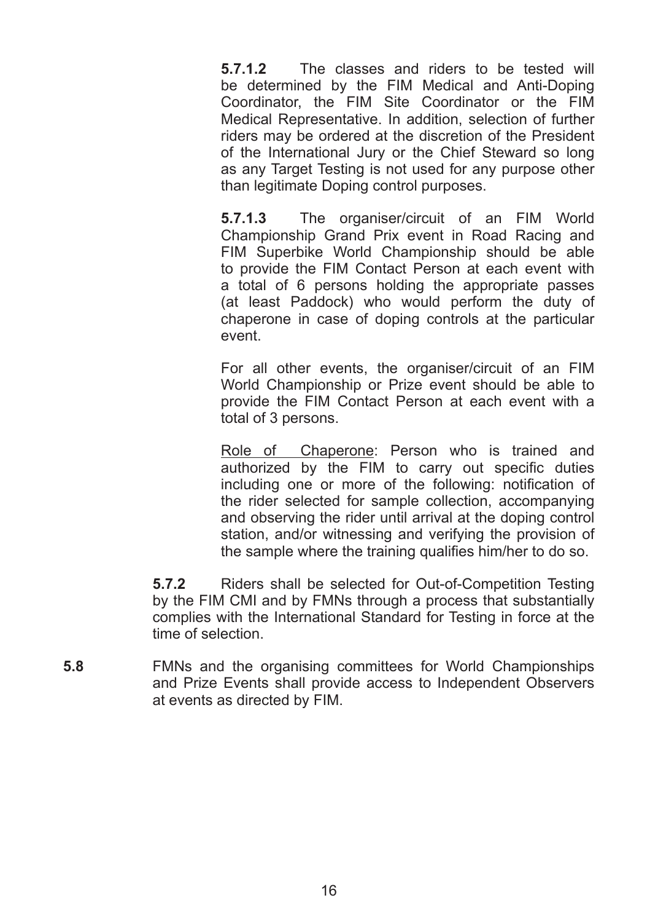**5.7.1.2** The classes and riders to be tested will be determined by the FIM Medical and Anti-Doping Coordinator, the FIM Site Coordinator or the FIM Medical Representative. In addition, selection of further riders may be ordered at the discretion of the President of the International Jury or the Chief Steward so long as any Target Testing is not used for any purpose other than legitimate Doping control purposes.

**5.7.1.3** The organiser/circuit of an FIM World Championship Grand Prix event in Road Racing and FIM Superbike World Championship should be able to provide the FIM Contact Person at each event with a total of 6 persons holding the appropriate passes (at least Paddock) who would perform the duty of chaperone in case of doping controls at the particular event.

For all other events, the organiser/circuit of an FIM World Championship or Prize event should be able to provide the FIM Contact Person at each event with a total of 3 persons.

Role of Chaperone: Person who is trained and authorized by the FIM to carry out specific duties including one or more of the following: notification of the rider selected for sample collection, accompanying and observing the rider until arrival at the doping control station, and/or witnessing and verifying the provision of the sample where the training qualifies him/her to do so.

**5.7.2** Riders shall be selected for Out-of-Competition Testing by the FIM CMI and by FMNs through a process that substantially complies with the International Standard for Testing in force at the time of selection.

**5.8** FMNs and the organising committees for World Championships and Prize Events shall provide access to Independent Observers at events as directed by FIM.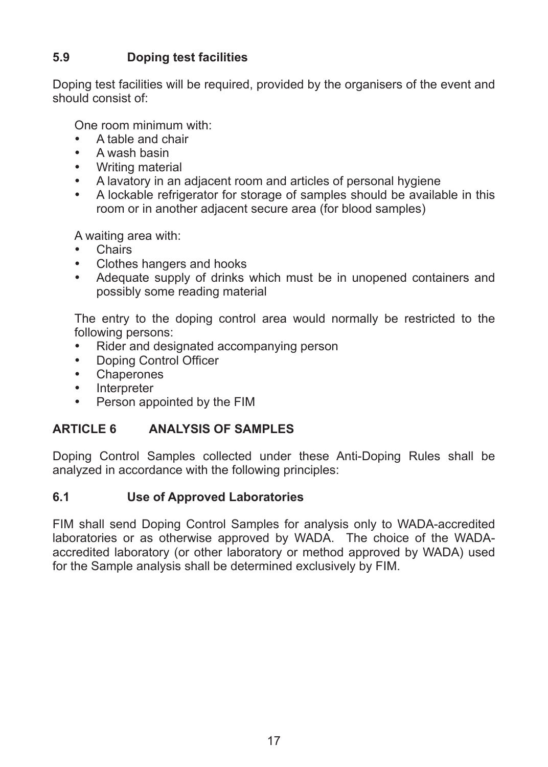### 5.9 Doping test facilities

Doping test facilities will be required, provided by the organisers of the event and should consist of:

One room minimum with:

- A table and chair
- A wash basin
- Writing material
- A lavatory in an adjacent room and articles of personal hygiene
- A lockable refrigerator for storage of samples should be available in this room or in another adjacent secure area (for blood samples)

A waiting area with:

- Chairs
- Clothes hangers and hooks
- Adequate supply of drinks which must be in unopened containers and possibly some reading material

The entry to the doping control area would normally be restricted to the following persons:

- Rider and designated accompanying person
- Doping Control Officer
- Chaperones
- Interpreter
- Person appointed by the FIM

## ARTICLE 6 ANALYSIS OF SAMPLES

Doping Control Samples collected under these Anti-Doping Rules shall be analyzed in accordance with the following principles:

### 6.1 Use of Approved Laboratories

FIM shall send Doping Control Samples for analysis only to WADA-accredited laboratories or as otherwise approved by WADA. The choice of the WADA-accredited laboratory (or other laboratory or method approved by WADA) used for the Sample analysis shall be determined exclusively by FIM.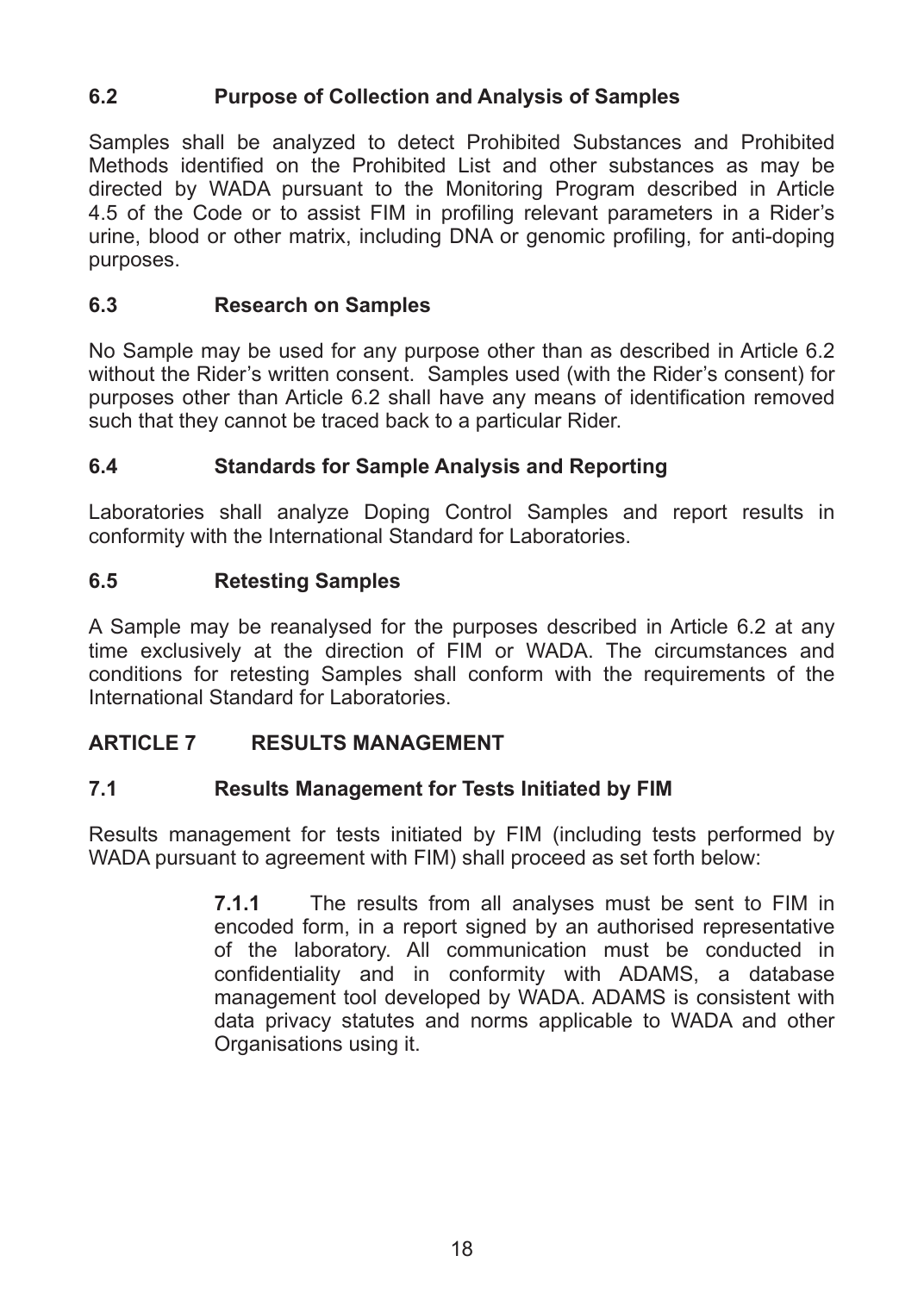### 6.2 Purpose of Collection and Analysis of Samples

Samples shall be analyzed to detect Prohibited Substances and Prohibited Methods identified on the Prohibited List and other substances as may be directed by WADA pursuant to the Monitoring Program described in Article 4.5 of the Code or to assist FIM in profiling relevant parameters in a Rider's urine, blood or other matrix, including DNA or genomic profiling, for anti-doping purposes.

### 6.3 Research on Samples

No Sample may be used for any purpose other than as described in Article 6.2 without the Rider's written consent. Samples used (with the Rider's consent) for purposes other than Article 6.2 shall have any means of identification removed such that they cannot be traced back to a particular Rider.

### 6.4 Standards for Sample Analysis and Reporting

Laboratories shall analyze Doping Control Samples and report results in conformity with the International Standard for Laboratories.

### 6.5 Retesting Samples

A Sample may be reanalysed for the purposes described in Article 6.2 at any time exclusively at the direction of FIM or WADA. The circumstances and conditions for retesting Samples shall conform with the requirements of the International Standard for Laboratories.

## ARTICLE 7 RESULTS MANAGEMENT

### 7.1 Results Management for Tests Initiated by FIM

Results management for tests initiated by FIM (including tests performed by WADA pursuant to agreement with FIM) shall proceed as set forth below:

**7.1.1** The results from all analyses must be sent to FIM in encoded form, in a report signed by an authorised representative of the laboratory. All communication must be conducted in confidentiality and in conformity with ADAMS, a database management tool developed by WADA. ADAMS is consistent with data privacy statutes and norms applicable to WADA and other Organisations using it.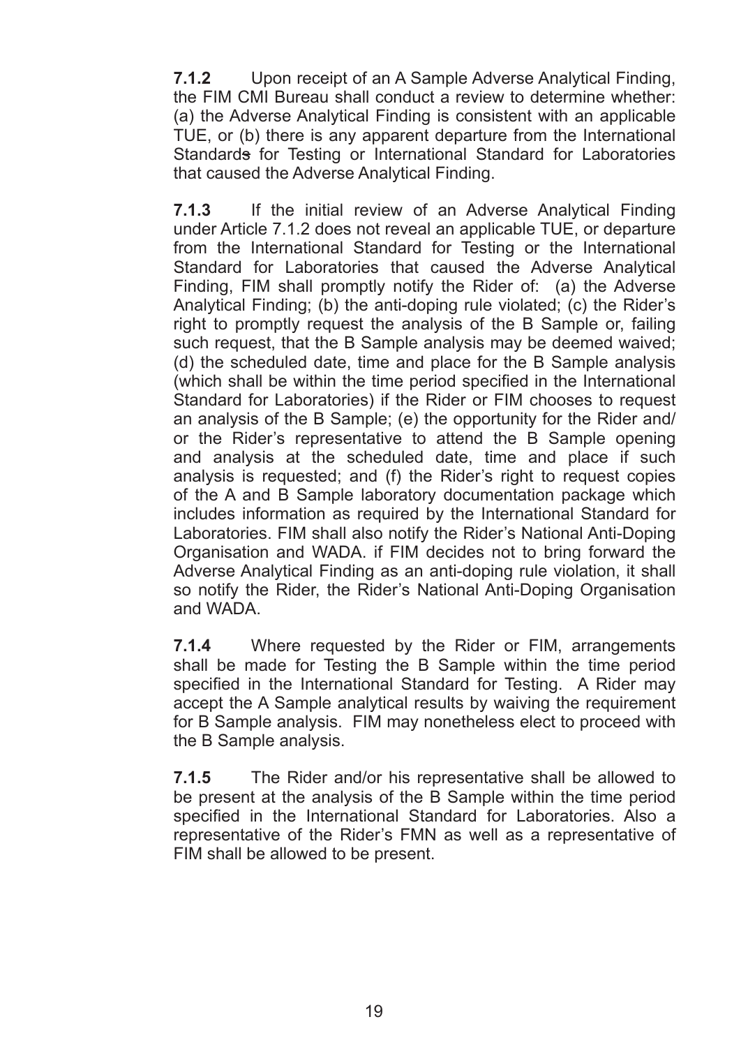**7.1.2** Upon receipt of an A Sample Adverse Analytical Finding, the FIM CMI Bureau shall conduct a review to determine whether: (a) the Adverse Analytical Finding is consistent with an applicable TUE, or (b) there is any apparent departure from the International Standards for Testing or International Standard for Laboratories that caused the Adverse Analytical Finding.

**7.1.3** If the initial review of an Adverse Analytical Finding under Article 7.1.2 does not reveal an applicable TUE, or departure from the International Standard for Testing or the International Standard for Laboratories that caused the Adverse Analytical Finding, FIM shall promptly notify the Rider of: (a) the Adverse Analytical Finding; (b) the anti-doping rule violated; (c) the Rider's right to promptly request the analysis of the B Sample or, failing such request, that the B Sample analysis may be deemed waived; (d) the scheduled date, time and place for the B Sample analysis (which shall be within the time period specified in the International Standard for Laboratories) if the Rider or FIM chooses to request an analysis of the B Sample; (e) the opportunity for the Rider and/or the Rider's representative to attend the B Sample opening and analysis at the scheduled date, time and place if such analysis is requested; and (f) the Rider's right to request copies of the A and B Sample laboratory documentation package which includes information as required by the International Standard for Laboratories. FIM shall also notify the Rider's National Anti-Doping Organisation and WADA. if FIM decides not to bring forward the Adverse Analytical Finding as an anti-doping rule violation, it shall so notify the Rider, the Rider's National Anti-Doping Organisation and WADA.

**7.1.4** Where requested by the Rider or FIM, arrangements shall be made for Testing the B Sample within the time period specified in the International Standard for Testing. A Rider may accept the A Sample analytical results by waiving the requirement for B Sample analysis. FIM may nonetheless elect to proceed with the B Sample analysis.

**7.1.5** The Rider and/or his representative shall be allowed to be present at the analysis of the B Sample within the time period specified in the International Standard for Laboratories. Also a representative of the Rider's FMN as well as a representative of FIM shall be allowed to be present.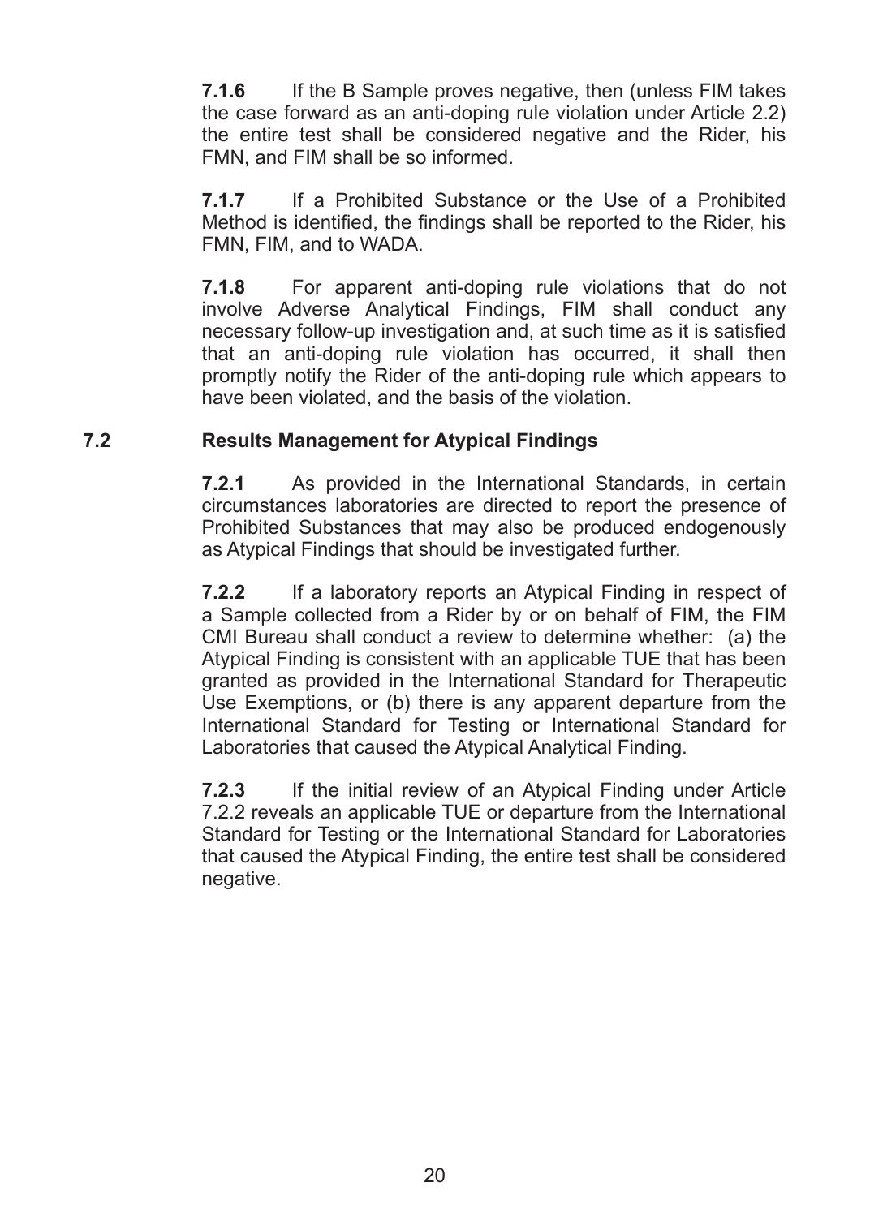**7.1.6** If the B Sample proves negative, then (unless FIM takes the case forward as an anti-doping rule violation under Article 2.2) the entire test shall be considered negative and the Rider, his FMN, and FIM shall be so informed.

**7.1.7** If a Prohibited Substance or the Use of a Prohibited Method is identified, the findings shall be reported to the Rider, his FMN, FIM, and to WADA.

**7.1.8** For apparent anti-doping rule violations that do not involve Adverse Analytical Findings, FIM shall conduct any necessary follow-up investigation and, at such time as it is satisfied that an anti-doping rule violation has occurred, it shall then promptly notify the Rider of the anti-doping rule which appears to have been violated, and the basis of the violation.

## 7.2 Results Management for Atypical Findings

**7.2.1** As provided in the International Standards, in certain circumstances laboratories are directed to report the presence of Prohibited Substances that may also be produced endogenously as Atypical Findings that should be investigated further.

**7.2.2** If a laboratory reports an Atypical Finding in respect of a Sample collected from a Rider by or on behalf of FIM, the FIM CMI Bureau shall conduct a review to determine whether: (a) the Atypical Finding is consistent with an applicable TUE that has been granted as provided in the International Standard for Therapeutic Use Exemptions, or (b) there is any apparent departure from the International Standard for Testing or International Standard for Laboratories that caused the Atypical Analytical Finding.

**7.2.3** If the initial review of an Atypical Finding under Article 7.2.2 reveals an applicable TUE or departure from the International Standard for Testing or the International Standard for Laboratories that caused the Atypical Finding, the entire test shall be considered negative.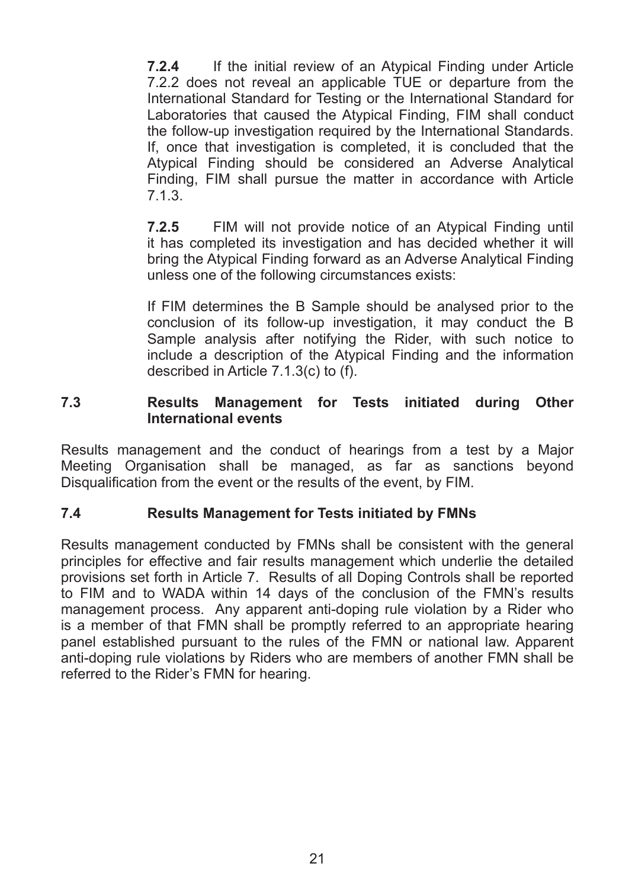**7.2.4** If the initial review of an Atypical Finding under Article 7.2.2 does not reveal an applicable TUE or departure from the International Standard for Testing or the International Standard for Laboratories that caused the Atypical Finding, FIM shall conduct the follow-up investigation required by the International Standards. If, once that investigation is completed, it is concluded that the Atypical Finding should be considered an Adverse Analytical Finding, FIM shall pursue the matter in accordance with Article 7.1.3.

**7.2.5** FIM will not provide notice of an Atypical Finding until it has completed its investigation and has decided whether it will bring the Atypical Finding forward as an Adverse Analytical Finding unless one of the following circumstances exists:

If FIM determines the B Sample should be analysed prior to the conclusion of its follow-up investigation, it may conduct the B Sample analysis after notifying the Rider, with such notice to include a description of the Atypical Finding and the information described in Article 7.1.3(c) to (f).

### 7.3 Results Management for Tests initiated during Other International events

Results management and the conduct of hearings from a test by a Major Meeting Organisation shall be managed, as far as sanctions beyond Disqualification from the event or the results of the event, by FIM.

### 7.4 Results Management for Tests initiated by FMNs

Results management conducted by FMNs shall be consistent with the general principles for effective and fair results management which underlie the detailed provisions set forth in Article 7. Results of all Doping Controls shall be reported to FIM and to WADA within 14 days of the conclusion of the FMN's results management process. Any apparent anti-doping rule violation by a Rider who is a member of that FMN shall be promptly referred to an appropriate hearing panel established pursuant to the rules of the FMN or national law. Apparent anti-doping rule violations by Riders who are members of another FMN shall be referred to the Rider's FMN for hearing.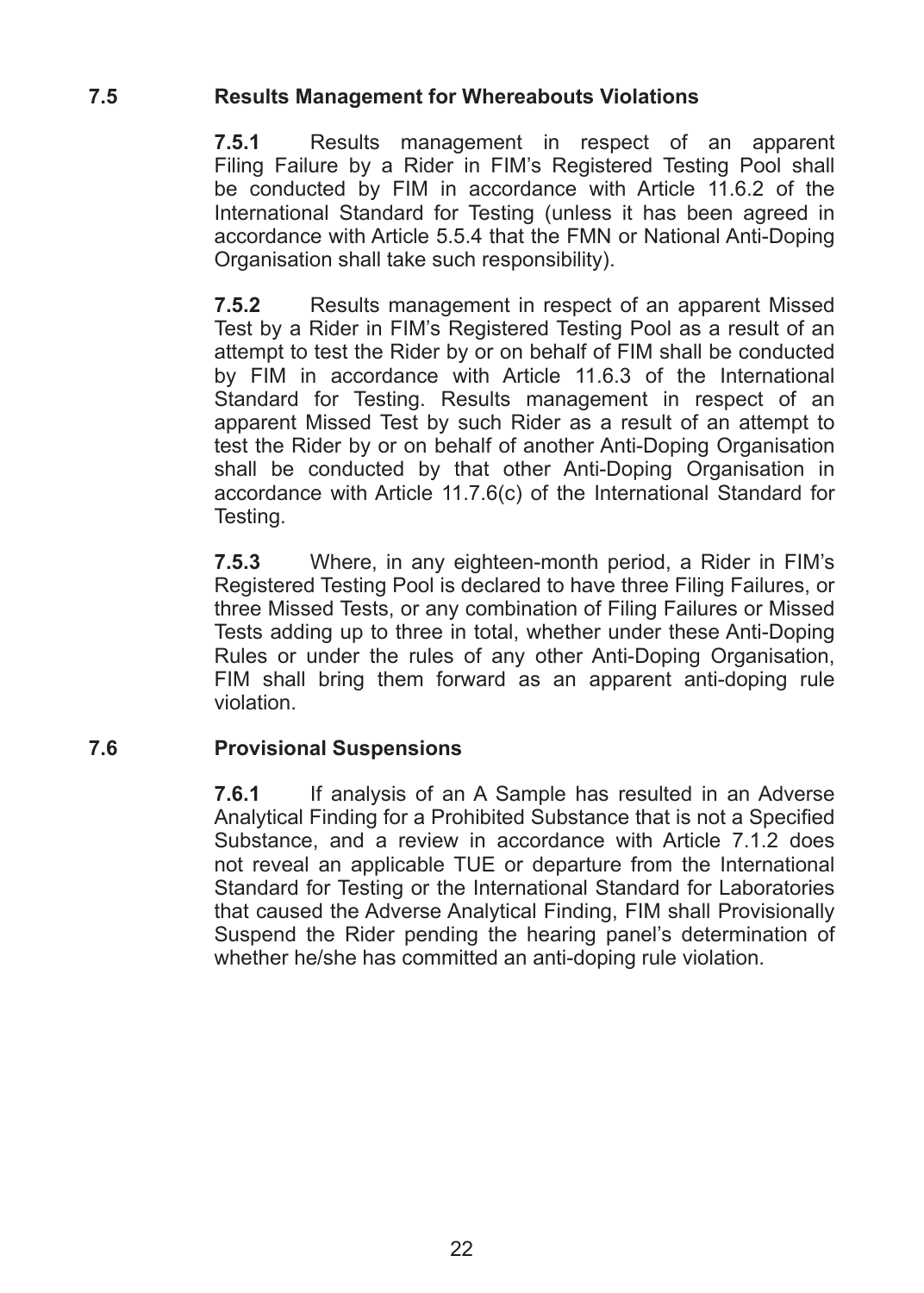### 7.5 Results Management for Whereabouts Violations

**7.5.1** Results management in respect of an apparent Filing Failure by a Rider in FIM's Registered Testing Pool shall be conducted by FIM in accordance with Article 11.6.2 of the International Standard for Testing (unless it has been agreed in accordance with Article 5.5.4 that the FMN or National Anti-Doping Organisation shall take such responsibility).

**7.5.2** Results management in respect of an apparent Missed Test by a Rider in FIM's Registered Testing Pool as a result of an attempt to test the Rider by or on behalf of FIM shall be conducted by FIM in accordance with Article 11.6.3 of the International Standard for Testing. Results management in respect of an apparent Missed Test by such Rider as a result of an attempt to test the Rider by or on behalf of another Anti-Doping Organisation shall be conducted by that other Anti-Doping Organisation in accordance with Article 11.7.6(c) of the International Standard for Testing.

**7.5.3** Where, in any eighteen-month period, a Rider in FIM's Registered Testing Pool is declared to have three Filing Failures, or three Missed Tests, or any combination of Filing Failures or Missed Tests adding up to three in total, whether under these Anti-Doping Rules or under the rules of any other Anti-Doping Organisation, FIM shall bring them forward as an apparent anti-doping rule violation.

### 7.6 Provisional Suspensions

**7.6.1** If analysis of an A Sample has resulted in an Adverse Analytical Finding for a Prohibited Substance that is not a Specified Substance, and a review in accordance with Article 7.1.2 does not reveal an applicable TUE or departure from the International Standard for Testing or the International Standard for Laboratories that caused the Adverse Analytical Finding, FIM shall Provisionally Suspend the Rider pending the hearing panel's determination of whether he/she has committed an anti-doping rule violation.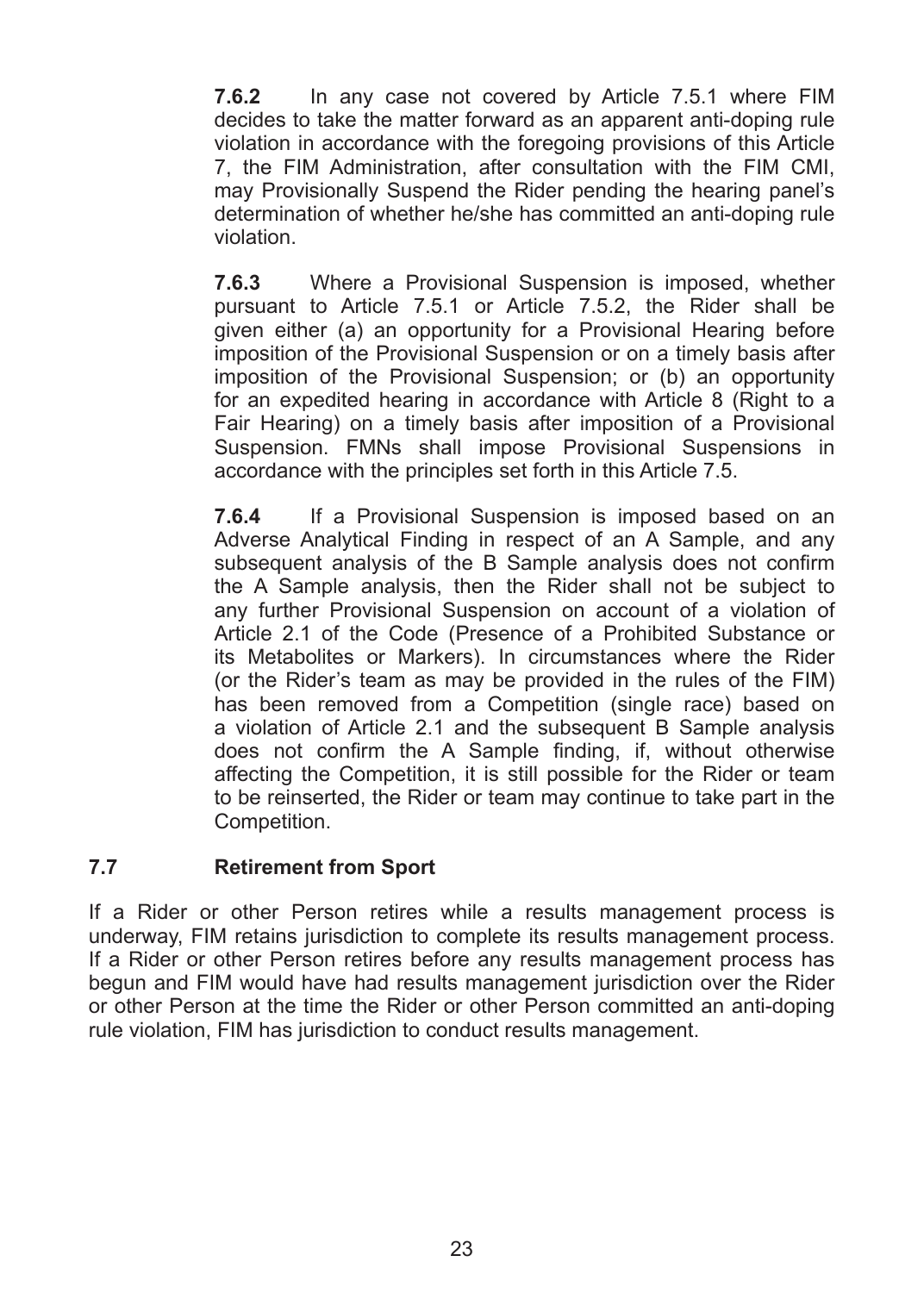**7.6.2** In any case not covered by Article 7.5.1 where FIM decides to take the matter forward as an apparent anti-doping rule violation in accordance with the foregoing provisions of this Article 7, the FIM Administration, after consultation with the FIM CMI, may Provisionally Suspend the Rider pending the hearing panel's determination of whether he/she has committed an anti-doping rule violation.

**7.6.3** Where a Provisional Suspension is imposed, whether pursuant to Article 7.5.1 or Article 7.5.2, the Rider shall be given either (a) an opportunity for a Provisional Hearing before imposition of the Provisional Suspension or on a timely basis after imposition of the Provisional Suspension; or (b) an opportunity for an expedited hearing in accordance with Article 8 (Right to a Fair Hearing) on a timely basis after imposition of a Provisional Suspension. FMNs shall impose Provisional Suspensions in accordance with the principles set forth in this Article 7.5.

**7.6.4** If a Provisional Suspension is imposed based on an Adverse Analytical Finding in respect of an A Sample, and any subsequent analysis of the B Sample analysis does not confirm the A Sample analysis, then the Rider shall not be subject to any further Provisional Suspension on account of a violation of Article 2.1 of the Code (Presence of a Prohibited Substance or its Metabolites or Markers). In circumstances where the Rider (or the Rider's team as may be provided in the rules of the FIM) has been removed from a Competition (single race) based on a violation of Article 2.1 and the subsequent B Sample analysis does not confirm the A Sample finding, if, without otherwise affecting the Competition, it is still possible for the Rider or team to be reinserted, the Rider or team may continue to take part in the Competition.

## 7.7 Retirement from Sport

If a Rider or other Person retires while a results management process is underway, FIM retains jurisdiction to complete its results management process. If a Rider or other Person retires before any results management process has begun and FIM would have had results management jurisdiction over the Rider or other Person at the time the Rider or other Person committed an anti-doping rule violation, FIM has jurisdiction to conduct results management.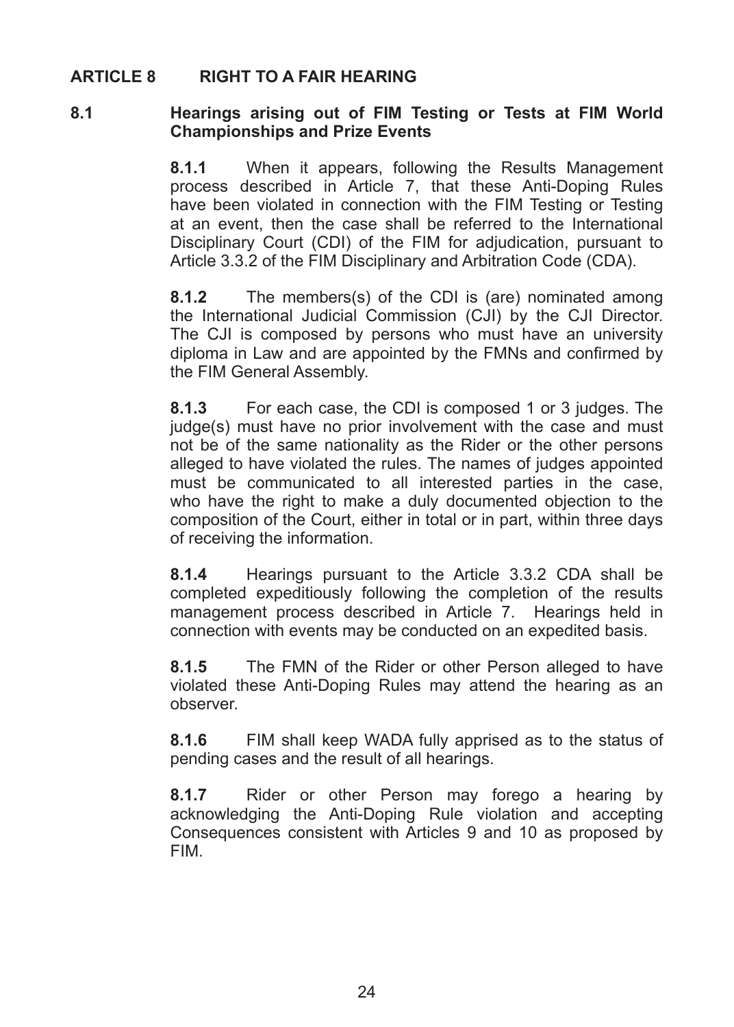## ARTICLE 8 RIGHT TO A FAIR HEARING

### 8.1 Hearings arising out of FIM Testing or Tests at FIM World Championships and Prize Events

**8.1.1** When it appears, following the Results Management process described in Article 7, that these Anti-Doping Rules have been violated in connection with the FIM Testing or Testing at an event, then the case shall be referred to the International Disciplinary Court (CDI) of the FIM for adjudication, pursuant to Article 3.3.2 of the FIM Disciplinary and Arbitration Code (CDA).

**8.1.2** The members(s) of the CDI is (are) nominated among the International Judicial Commission (CJI) by the CJI Director. The CJI is composed by persons who must have an university diploma in Law and are appointed by the FMNs and confirmed by the FIM General Assembly.

**8.1.3** For each case, the CDI is composed 1 or 3 judges. The judge(s) must have no prior involvement with the case and must not be of the same nationality as the Rider or the other persons alleged to have violated the rules. The names of judges appointed must be communicated to all interested parties in the case, who have the right to make a duly documented objection to the composition of the Court, either in total or in part, within three days of receiving the information.

**8.1.4** Hearings pursuant to the Article 3.3.2 CDA shall be completed expeditiously following the completion of the results management process described in Article 7. Hearings held in connection with events may be conducted on an expedited basis.

**8.1.5** The FMN of the Rider or other Person alleged to have violated these Anti-Doping Rules may attend the hearing as an observer.

**8.1.6** FIM shall keep WADA fully apprised as to the status of pending cases and the result of all hearings.

**8.1.7** Rider or other Person may forego a hearing by acknowledging the Anti-Doping Rule violation and accepting Consequences consistent with Articles 9 and 10 as proposed by FIM.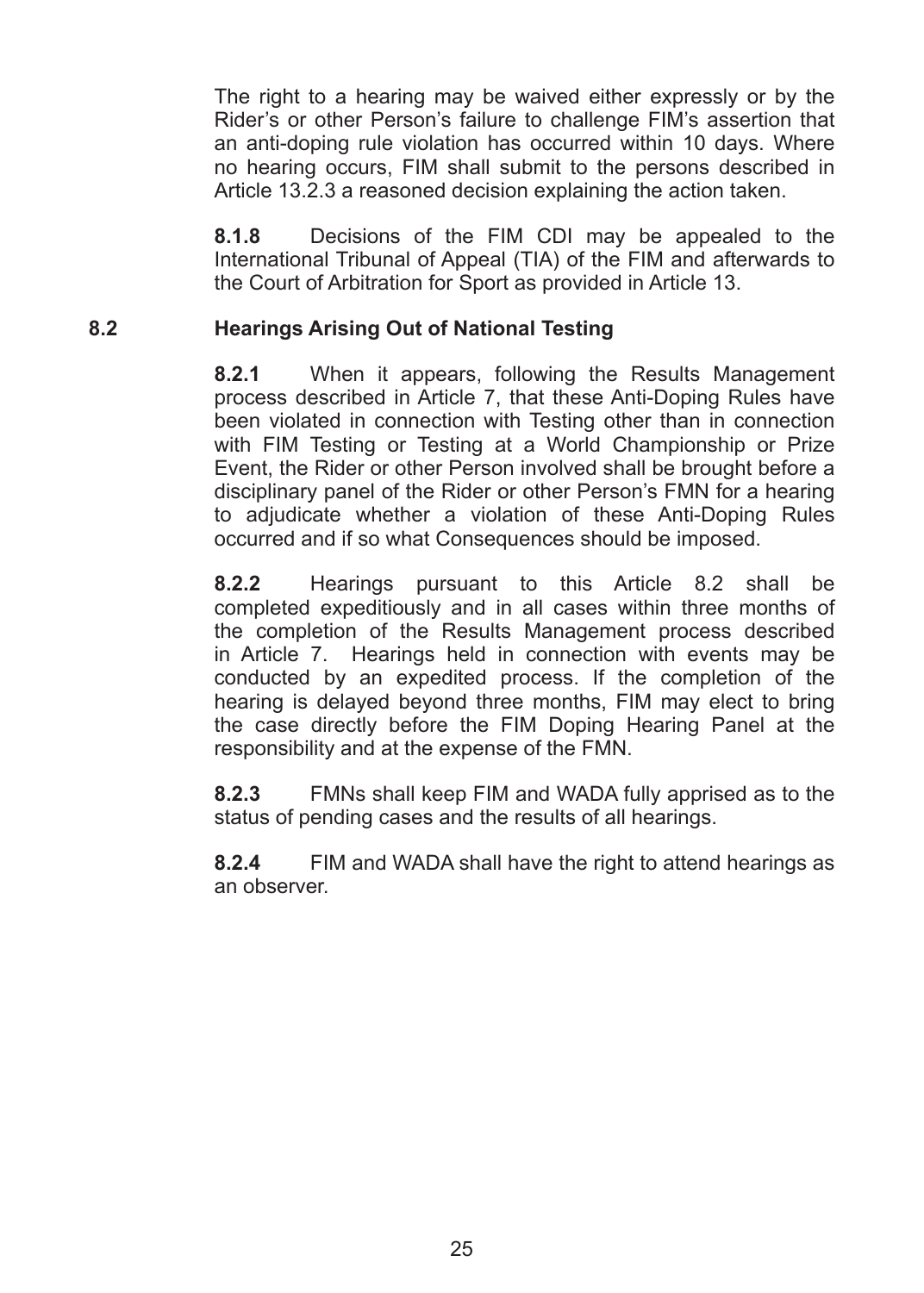The right to a hearing may be waived either expressly or by the Rider's or other Person's failure to challenge FIM's assertion that an anti-doping rule violation has occurred within 10 days. Where no hearing occurs, FIM shall submit to the persons described in Article 13.2.3 a reasoned decision explaining the action taken.

**8.1.8** Decisions of the FIM CDI may be appealed to the International Tribunal of Appeal (TIA) of the FIM and afterwards to the Court of Arbitration for Sport as provided in Article 13.

## 8.2 Hearings Arising Out of National Testing

**8.2.1** When it appears, following the Results Management process described in Article 7, that these Anti-Doping Rules have been violated in connection with Testing other than in connection with FIM Testing or Testing at a World Championship or Prize Event, the Rider or other Person involved shall be brought before a disciplinary panel of the Rider or other Person's FMN for a hearing to adjudicate whether a violation of these Anti-Doping Rules occurred and if so what Consequences should be imposed.

**8.2.2** Hearings pursuant to this Article 8.2 shall be completed expeditiously and in all cases within three months of the completion of the Results Management process described in Article 7. Hearings held in connection with events may be conducted by an expedited process. If the completion of the hearing is delayed beyond three months, FIM may elect to bring the case directly before the FIM Doping Hearing Panel at the responsibility and at the expense of the FMN.

**8.2.3** FMNs shall keep FIM and WADA fully apprised as to the status of pending cases and the results of all hearings.

**8.2.4** FIM and WADA shall have the right to attend hearings as an observer.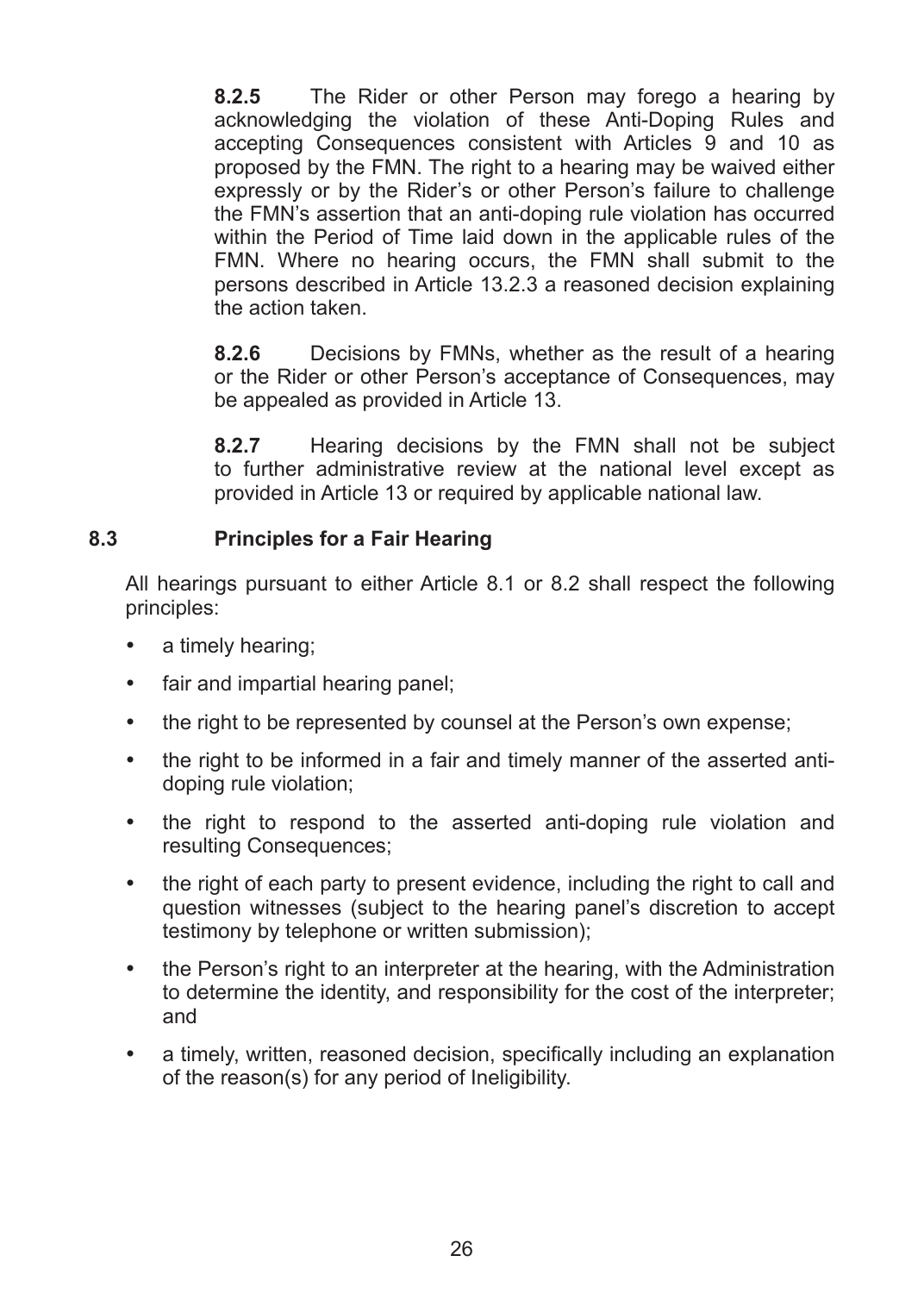**8.2.5** The Rider or other Person may forego a hearing by acknowledging the violation of these Anti-Doping Rules and accepting Consequences consistent with Articles 9 and 10 as proposed by the FMN. The right to a hearing may be waived either expressly or by the Rider's or other Person's failure to challenge the FMN's assertion that an anti-doping rule violation has occurred within the Period of Time laid down in the applicable rules of the FMN. Where no hearing occurs, the FMN shall submit to the persons described in Article 13.2.3 a reasoned decision explaining the action taken.

**8.2.6** Decisions by FMNs, whether as the result of a hearing or the Rider or other Person's acceptance of Consequences, may be appealed as provided in Article 13.

**8.2.7** Hearing decisions by the FMN shall not be subject to further administrative review at the national level except as provided in Article 13 or required by applicable national law.

## 8.3 Principles for a Fair Hearing

All hearings pursuant to either Article 8.1 or 8.2 shall respect the following principles:

- a timely hearing;
- fair and impartial hearing panel;
- the right to be represented by counsel at the Person's own expense;
- the right to be informed in a fair and timely manner of the asserted anti-doping rule violation;
- the right to respond to the asserted anti-doping rule violation and resulting Consequences;
- the right of each party to present evidence, including the right to call and question witnesses (subject to the hearing panel's discretion to accept testimony by telephone or written submission);
- the Person's right to an interpreter at the hearing, with the Administration to determine the identity, and responsibility for the cost of the interpreter; and
- a timely, written, reasoned decision, specifically including an explanation of the reason(s) for any period of Ineligibility.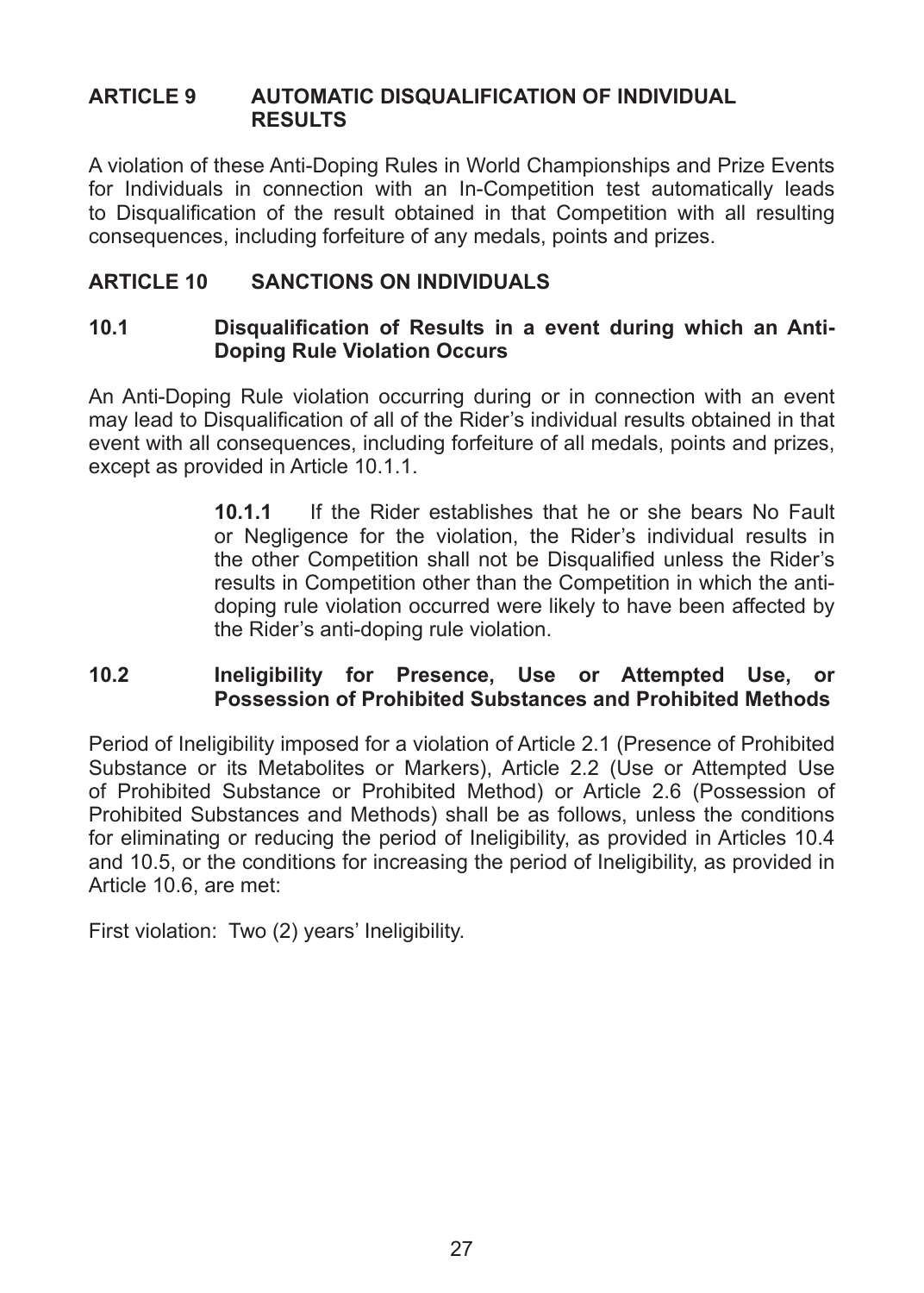## ARTICLE 9 AUTOMATIC DISQUALIFICATION OF INDIVIDUAL RESULTS

A violation of these Anti-Doping Rules in World Championships and Prize Events for Individuals in connection with an In-Competition test automatically leads to Disqualification of the result obtained in that Competition with all resulting consequences, including forfeiture of any medals, points and prizes.

## ARTICLE 10 SANCTIONS ON INDIVIDUALS

### 10.1 Disqualification of Results in a event during which an Anti-Doping Rule Violation Occurs

An Anti-Doping Rule violation occurring during or in connection with an event may lead to Disqualification of all of the Rider's individual results obtained in that event with all consequences, including forfeiture of all medals, points and prizes, except as provided in Article 10.1.1.

> **10.1.1** If the Rider establishes that he or she bears No Fault or Negligence for the violation, the Rider's individual results in the other Competition shall not be Disqualified unless the Rider's results in Competition other than the Competition in which the anti-doping rule violation occurred were likely to have been affected by the Rider's anti-doping rule violation.

### 10.2 Ineligibility for Presence, Use or Attempted Use, or Possession of Prohibited Substances and Prohibited Methods

Period of Ineligibility imposed for a violation of Article 2.1 (Presence of Prohibited Substance or its Metabolites or Markers), Article 2.2 (Use or Attempted Use of Prohibited Substance or Prohibited Method) or Article 2.6 (Possession of Prohibited Substances and Methods) shall be as follows, unless the conditions for eliminating or reducing the period of Ineligibility, as provided in Articles 10.4 and 10.5, or the conditions for increasing the period of Ineligibility, as provided in Article 10.6, are met:

First violation: Two (2) years' Ineligibility.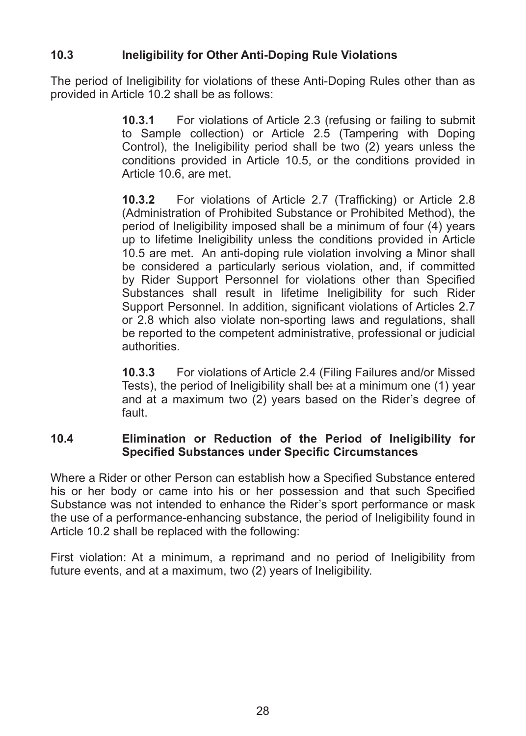## 10.3 Ineligibility for Other Anti-Doping Rule Violations

The period of Ineligibility for violations of these Anti-Doping Rules other than as provided in Article 10.2 shall be as follows:

> **10.3.1** For violations of Article 2.3 (refusing or failing to submit to Sample collection) or Article 2.5 (Tampering with Doping Control), the Ineligibility period shall be two (2) years unless the conditions provided in Article 10.5, or the conditions provided in Article 10.6, are met.
>
> **10.3.2** For violations of Article 2.7 (Trafficking) or Article 2.8 (Administration of Prohibited Substance or Prohibited Method), the period of Ineligibility imposed shall be a minimum of four (4) years up to lifetime Ineligibility unless the conditions provided in Article 10.5 are met. An anti-doping rule violation involving a Minor shall be considered a particularly serious violation, and, if committed by Rider Support Personnel for violations other than Specified Substances shall result in lifetime Ineligibility for such Rider Support Personnel. In addition, significant violations of Articles 2.7 or 2.8 which also violate non-sporting laws and regulations, shall be reported to the competent administrative, professional or judicial authorities.
>
> **10.3.3** For violations of Article 2.4 (Filing Failures and/or Missed Tests), the period of Ineligibility shall be: at a minimum one (1) year and at a maximum two (2) years based on the Rider's degree of fault.

## 10.4 Elimination or Reduction of the Period of Ineligibility for Specified Substances under Specific Circumstances

Where a Rider or other Person can establish how a Specified Substance entered his or her body or came into his or her possession and that such Specified Substance was not intended to enhance the Rider's sport performance or mask the use of a performance-enhancing substance, the period of Ineligibility found in Article 10.2 shall be replaced with the following:

First violation: At a minimum, a reprimand and no period of Ineligibility from future events, and at a maximum, two (2) years of Ineligibility.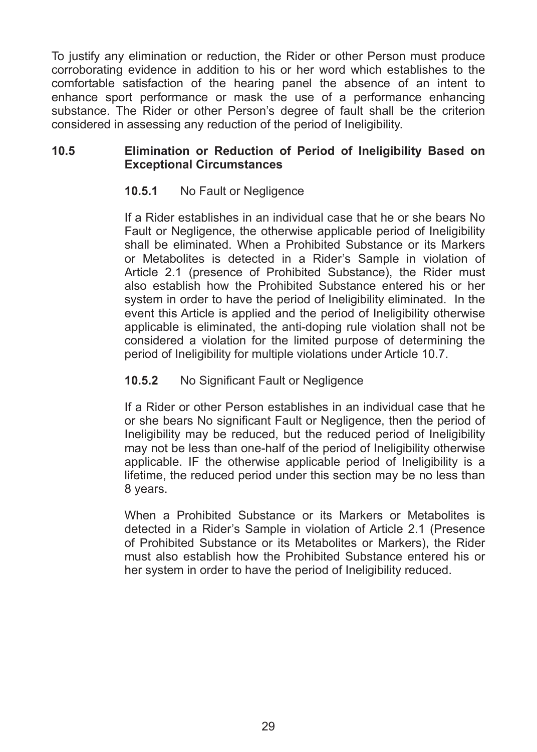To justify any elimination or reduction, the Rider or other Person must produce corroborating evidence in addition to his or her word which establishes to the comfortable satisfaction of the hearing panel the absence of an intent to enhance sport performance or mask the use of a performance enhancing substance. The Rider or other Person's degree of fault shall be the criterion considered in assessing any reduction of the period of Ineligibility.

### 10.5 Elimination or Reduction of Period of Ineligibility Based on Exceptional Circumstances

**10.5.1** No Fault or Negligence

If a Rider establishes in an individual case that he or she bears No Fault or Negligence, the otherwise applicable period of Ineligibility shall be eliminated. When a Prohibited Substance or its Markers or Metabolites is detected in a Rider's Sample in violation of Article 2.1 (presence of Prohibited Substance), the Rider must also establish how the Prohibited Substance entered his or her system in order to have the period of Ineligibility eliminated. In the event this Article is applied and the period of Ineligibility otherwise applicable is eliminated, the anti-doping rule violation shall not be considered a violation for the limited purpose of determining the period of Ineligibility for multiple violations under Article 10.7.

**10.5.2** No Significant Fault or Negligence

If a Rider or other Person establishes in an individual case that he or she bears No significant Fault or Negligence, then the period of Ineligibility may be reduced, but the reduced period of Ineligibility may not be less than one-half of the period of Ineligibility otherwise applicable. IF the otherwise applicable period of Ineligibility is a lifetime, the reduced period under this section may be no less than 8 years.

When a Prohibited Substance or its Markers or Metabolites is detected in a Rider's Sample in violation of Article 2.1 (Presence of Prohibited Substance or its Metabolites or Markers), the Rider must also establish how the Prohibited Substance entered his or her system in order to have the period of Ineligibility reduced.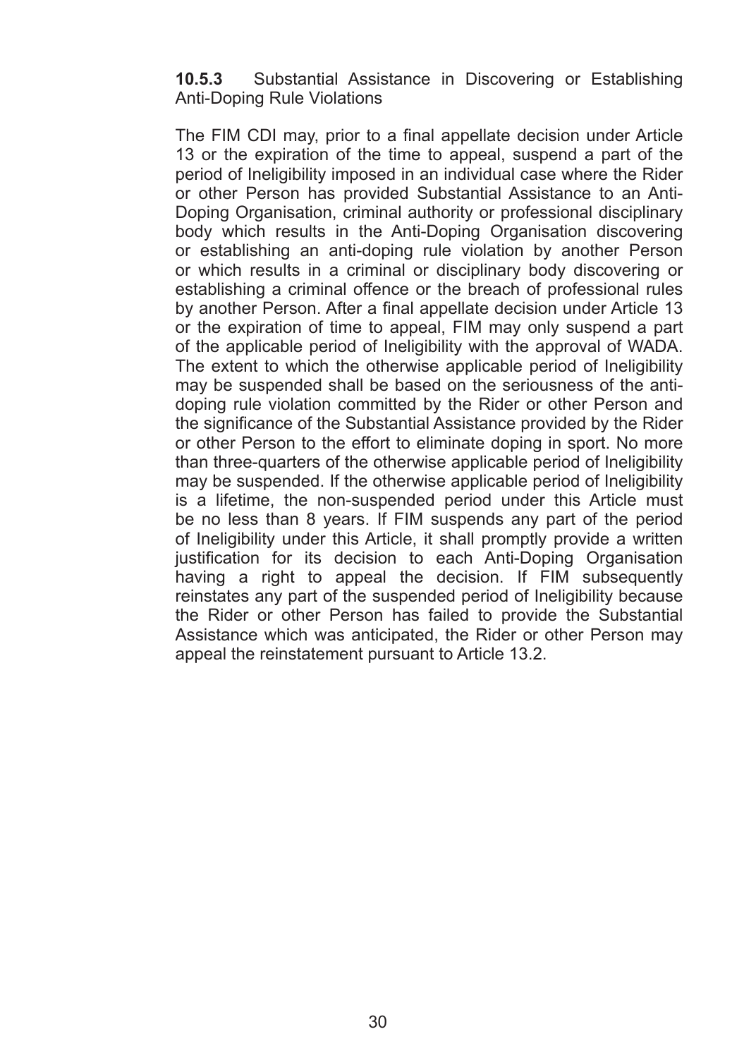**10.5.3** Substantial Assistance in Discovering or Establishing Anti-Doping Rule Violations

The FIM CDI may, prior to a final appellate decision under Article 13 or the expiration of the time to appeal, suspend a part of the period of Ineligibility imposed in an individual case where the Rider or other Person has provided Substantial Assistance to an Anti-Doping Organisation, criminal authority or professional disciplinary body which results in the Anti-Doping Organisation discovering or establishing an anti-doping rule violation by another Person or which results in a criminal or disciplinary body discovering or establishing a criminal offence or the breach of professional rules by another Person. After a final appellate decision under Article 13 or the expiration of time to appeal, FIM may only suspend a part of the applicable period of Ineligibility with the approval of WADA. The extent to which the otherwise applicable period of Ineligibility may be suspended shall be based on the seriousness of the anti-doping rule violation committed by the Rider or other Person and the significance of the Substantial Assistance provided by the Rider or other Person to the effort to eliminate doping in sport. No more than three-quarters of the otherwise applicable period of Ineligibility may be suspended. If the otherwise applicable period of Ineligibility is a lifetime, the non-suspended period under this Article must be no less than 8 years. If FIM suspends any part of the period of Ineligibility under this Article, it shall promptly provide a written justification for its decision to each Anti-Doping Organisation having a right to appeal the decision. If FIM subsequently reinstates any part of the suspended period of Ineligibility because the Rider or other Person has failed to provide the Substantial Assistance which was anticipated, the Rider or other Person may appeal the reinstatement pursuant to Article 13.2.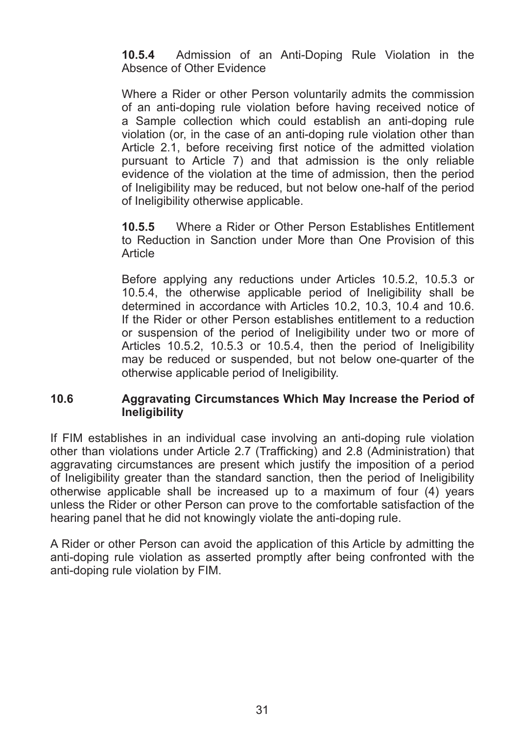**10.5.4** Admission of an Anti-Doping Rule Violation in the Absence of Other Evidence

Where a Rider or other Person voluntarily admits the commission of an anti-doping rule violation before having received notice of a Sample collection which could establish an anti-doping rule violation (or, in the case of an anti-doping rule violation other than Article 2.1, before receiving first notice of the admitted violation pursuant to Article 7) and that admission is the only reliable evidence of the violation at the time of admission, then the period of Ineligibility may be reduced, but not below one-half of the period of Ineligibility otherwise applicable.

**10.5.5** Where a Rider or Other Person Establishes Entitlement to Reduction in Sanction under More than One Provision of this Article

Before applying any reductions under Articles 10.5.2, 10.5.3 or 10.5.4, the otherwise applicable period of Ineligibility shall be determined in accordance with Articles 10.2, 10.3, 10.4 and 10.6. If the Rider or other Person establishes entitlement to a reduction or suspension of the period of Ineligibility under two or more of Articles 10.5.2, 10.5.3 or 10.5.4, then the period of Ineligibility may be reduced or suspended, but not below one-quarter of the otherwise applicable period of Ineligibility.

### 10.6 Aggravating Circumstances Which May Increase the Period of Ineligibility

If FIM establishes in an individual case involving an anti-doping rule violation other than violations under Article 2.7 (Trafficking) and 2.8 (Administration) that aggravating circumstances are present which justify the imposition of a period of Ineligibility greater than the standard sanction, then the period of Ineligibility otherwise applicable shall be increased up to a maximum of four (4) years unless the Rider or other Person can prove to the comfortable satisfaction of the hearing panel that he did not knowingly violate the anti-doping rule.

A Rider or other Person can avoid the application of this Article by admitting the anti-doping rule violation as asserted promptly after being confronted with the anti-doping rule violation by FIM.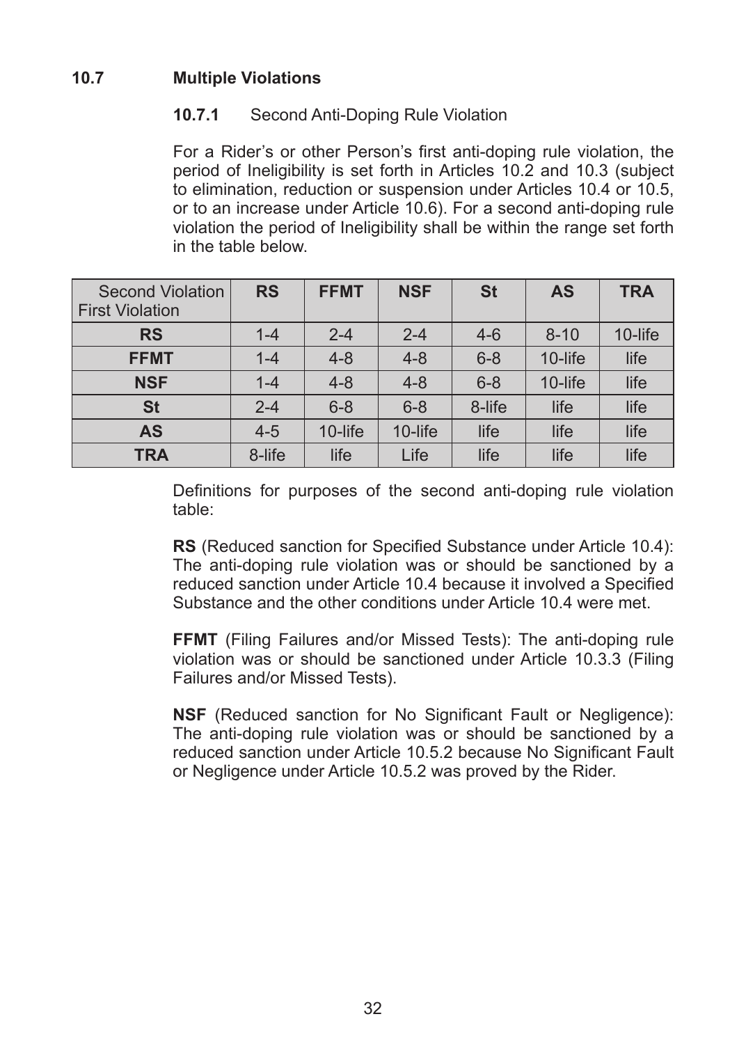## 10.7 Multiple Violations

### 10.7.1 Second Anti-Doping Rule Violation

For a Rider's or other Person's first anti-doping rule violation, the period of Ineligibility is set forth in Articles 10.2 and 10.3 (subject to elimination, reduction or suspension under Articles 10.4 or 10.5, or to an increase under Article 10.6). For a second anti-doping rule violation the period of Ineligibility shall be within the range set forth in the table below.

| Second Violation / First Violation | **RS** | **FFMT** | **NSF** | **St** | **AS** | **TRA** |
|---|---|---|---|---|---|---|
| **RS** | 1-4 | 2-4 | 2-4 | 4-6 | 8-10 | 10-life |
| **FFMT** | 1-4 | 4-8 | 4-8 | 6-8 | 10-life | life |
| **NSF** | 1-4 | 4-8 | 4-8 | 6-8 | 10-life | life |
| **St** | 2-4 | 6-8 | 6-8 | 8-life | life | life |
| **AS** | 4-5 | 10-life | 10-life | life | life | life |
| **TRA** | 8-life | life | Life | life | life | life |

Definitions for purposes of the second anti-doping rule violation table:

**RS** (Reduced sanction for Specified Substance under Article 10.4): The anti-doping rule violation was or should be sanctioned by a reduced sanction under Article 10.4 because it involved a Specified Substance and the other conditions under Article 10.4 were met.

**FFMT** (Filing Failures and/or Missed Tests): The anti-doping rule violation was or should be sanctioned under Article 10.3.3 (Filing Failures and/or Missed Tests).

**NSF** (Reduced sanction for No Significant Fault or Negligence): The anti-doping rule violation was or should be sanctioned by a reduced sanction under Article 10.5.2 because No Significant Fault or Negligence under Article 10.5.2 was proved by the Rider.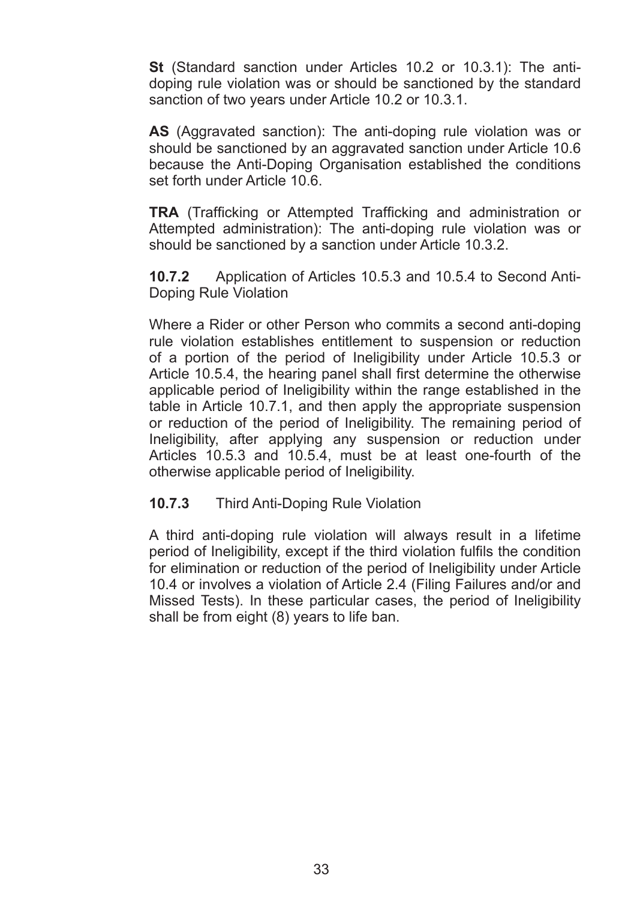**St** (Standard sanction under Articles 10.2 or 10.3.1): The anti-doping rule violation was or should be sanctioned by the standard sanction of two years under Article 10.2 or 10.3.1.

**AS** (Aggravated sanction): The anti-doping rule violation was or should be sanctioned by an aggravated sanction under Article 10.6 because the Anti-Doping Organisation established the conditions set forth under Article 10.6.

**TRA** (Trafficking or Attempted Trafficking and administration or Attempted administration): The anti-doping rule violation was or should be sanctioned by a sanction under Article 10.3.2.

**10.7.2** Application of Articles 10.5.3 and 10.5.4 to Second Anti-Doping Rule Violation

Where a Rider or other Person who commits a second anti-doping rule violation establishes entitlement to suspension or reduction of a portion of the period of Ineligibility under Article 10.5.3 or Article 10.5.4, the hearing panel shall first determine the otherwise applicable period of Ineligibility within the range established in the table in Article 10.7.1, and then apply the appropriate suspension or reduction of the period of Ineligibility. The remaining period of Ineligibility, after applying any suspension or reduction under Articles 10.5.3 and 10.5.4, must be at least one-fourth of the otherwise applicable period of Ineligibility.

**10.7.3** Third Anti-Doping Rule Violation

A third anti-doping rule violation will always result in a lifetime period of Ineligibility, except if the third violation fulfils the condition for elimination or reduction of the period of Ineligibility under Article 10.4 or involves a violation of Article 2.4 (Filing Failures and/or and Missed Tests). In these particular cases, the period of Ineligibility shall be from eight (8) years to life ban.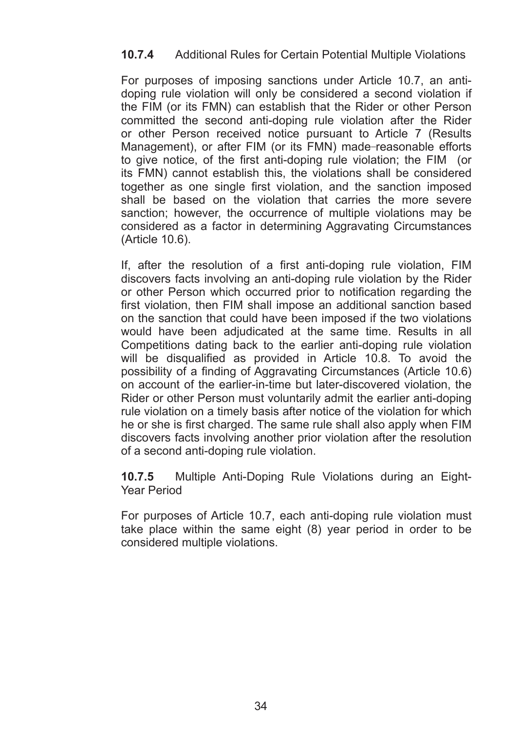**10.7.4** Additional Rules for Certain Potential Multiple Violations

For purposes of imposing sanctions under Article 10.7, an anti-doping rule violation will only be considered a second violation if the FIM (or its FMN) can establish that the Rider or other Person committed the second anti-doping rule violation after the Rider or other Person received notice pursuant to Article 7 (Results Management), or after FIM (or its FMN) made reasonable efforts to give notice, of the first anti-doping rule violation; the FIM (or its FMN) cannot establish this, the violations shall be considered together as one single first violation, and the sanction imposed shall be based on the violation that carries the more severe sanction; however, the occurrence of multiple violations may be considered as a factor in determining Aggravating Circumstances (Article 10.6).

If, after the resolution of a first anti-doping rule violation, FIM discovers facts involving an anti-doping rule violation by the Rider or other Person which occurred prior to notification regarding the first violation, then FIM shall impose an additional sanction based on the sanction that could have been imposed if the two violations would have been adjudicated at the same time. Results in all Competitions dating back to the earlier anti-doping rule violation will be disqualified as provided in Article 10.8. To avoid the possibility of a finding of Aggravating Circumstances (Article 10.6) on account of the earlier-in-time but later-discovered violation, the Rider or other Person must voluntarily admit the earlier anti-doping rule violation on a timely basis after notice of the violation for which he or she is first charged. The same rule shall also apply when FIM discovers facts involving another prior violation after the resolution of a second anti-doping rule violation.

**10.7.5** Multiple Anti-Doping Rule Violations during an Eight-Year Period

For purposes of Article 10.7, each anti-doping rule violation must take place within the same eight (8) year period in order to be considered multiple violations.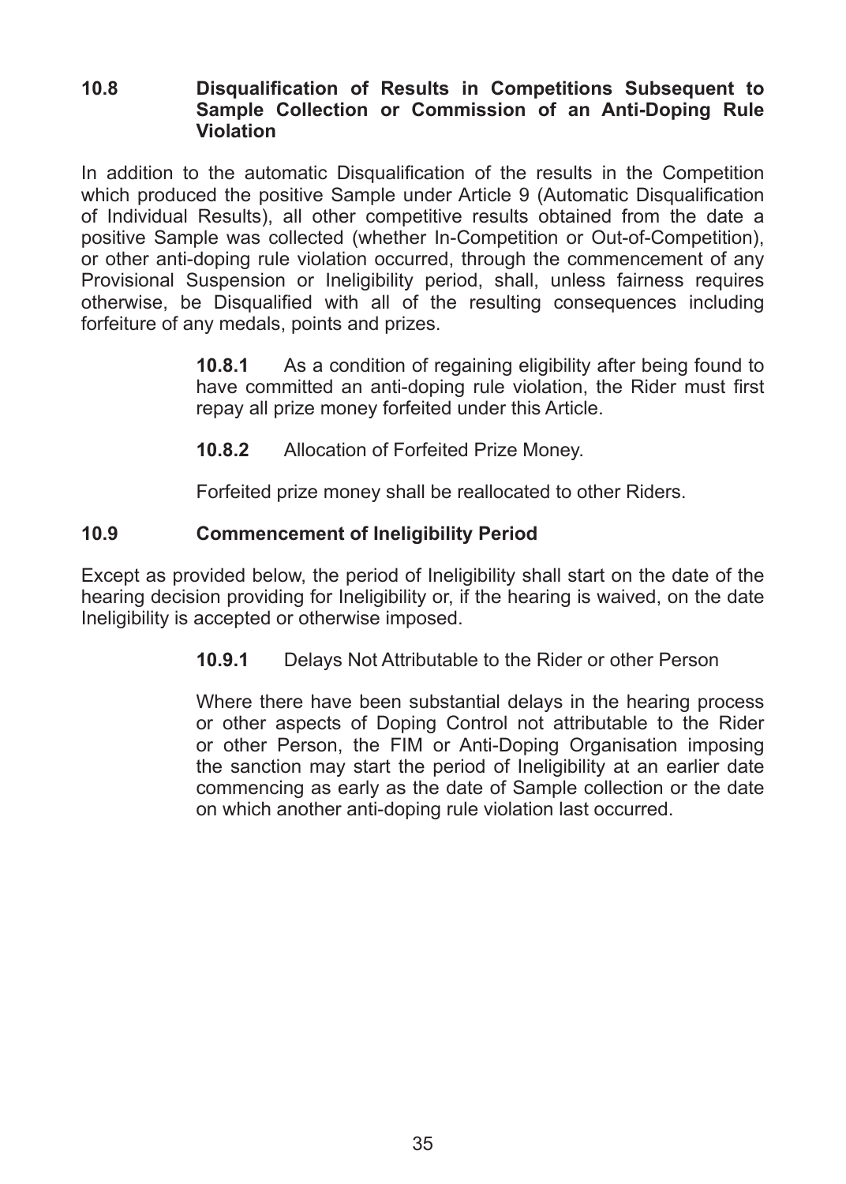### 10.8 Disqualification of Results in Competitions Subsequent to Sample Collection or Commission of an Anti-Doping Rule Violation

In addition to the automatic Disqualification of the results in the Competition which produced the positive Sample under Article 9 (Automatic Disqualification of Individual Results), all other competitive results obtained from the date a positive Sample was collected (whether In-Competition or Out-of-Competition), or other anti-doping rule violation occurred, through the commencement of any Provisional Suspension or Ineligibility period, shall, unless fairness requires otherwise, be Disqualified with all of the resulting consequences including forfeiture of any medals, points and prizes.

**10.8.1** As a condition of regaining eligibility after being found to have committed an anti-doping rule violation, the Rider must first repay all prize money forfeited under this Article.

**10.8.2** Allocation of Forfeited Prize Money.

Forfeited prize money shall be reallocated to other Riders.

### 10.9 Commencement of Ineligibility Period

Except as provided below, the period of Ineligibility shall start on the date of the hearing decision providing for Ineligibility or, if the hearing is waived, on the date Ineligibility is accepted or otherwise imposed.

**10.9.1** Delays Not Attributable to the Rider or other Person

Where there have been substantial delays in the hearing process or other aspects of Doping Control not attributable to the Rider or other Person, the FIM or Anti-Doping Organisation imposing the sanction may start the period of Ineligibility at an earlier date commencing as early as the date of Sample collection or the date on which another anti-doping rule violation last occurred.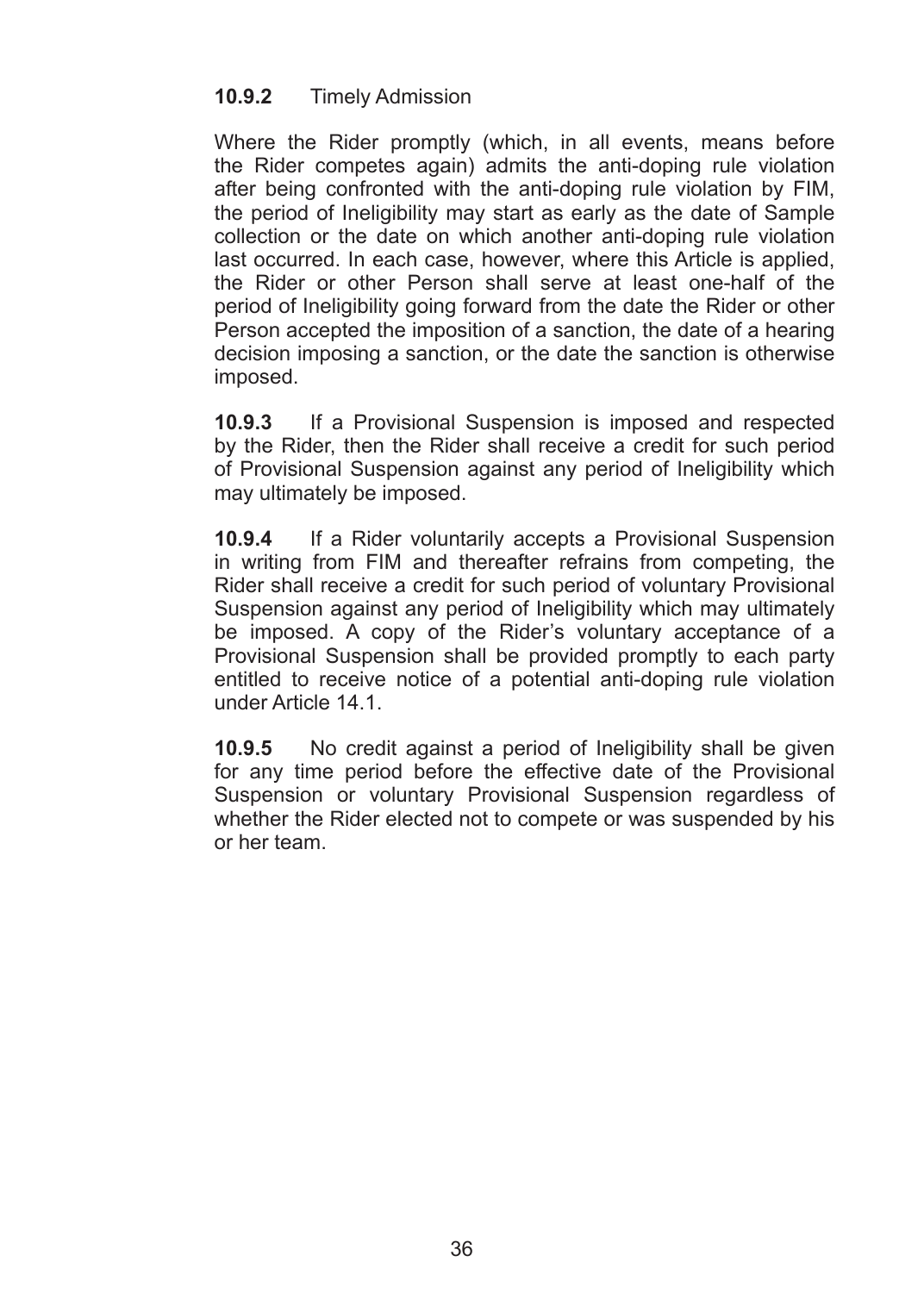**10.9.2** Timely Admission

Where the Rider promptly (which, in all events, means before the Rider competes again) admits the anti-doping rule violation after being confronted with the anti-doping rule violation by FIM, the period of Ineligibility may start as early as the date of Sample collection or the date on which another anti-doping rule violation last occurred. In each case, however, where this Article is applied, the Rider or other Person shall serve at least one-half of the period of Ineligibility going forward from the date the Rider or other Person accepted the imposition of a sanction, the date of a hearing decision imposing a sanction, or the date the sanction is otherwise imposed.

**10.9.3** If a Provisional Suspension is imposed and respected by the Rider, then the Rider shall receive a credit for such period of Provisional Suspension against any period of Ineligibility which may ultimately be imposed.

**10.9.4** If a Rider voluntarily accepts a Provisional Suspension in writing from FIM and thereafter refrains from competing, the Rider shall receive a credit for such period of voluntary Provisional Suspension against any period of Ineligibility which may ultimately be imposed. A copy of the Rider's voluntary acceptance of a Provisional Suspension shall be provided promptly to each party entitled to receive notice of a potential anti-doping rule violation under Article 14.1.

**10.9.5** No credit against a period of Ineligibility shall be given for any time period before the effective date of the Provisional Suspension or voluntary Provisional Suspension regardless of whether the Rider elected not to compete or was suspended by his or her team.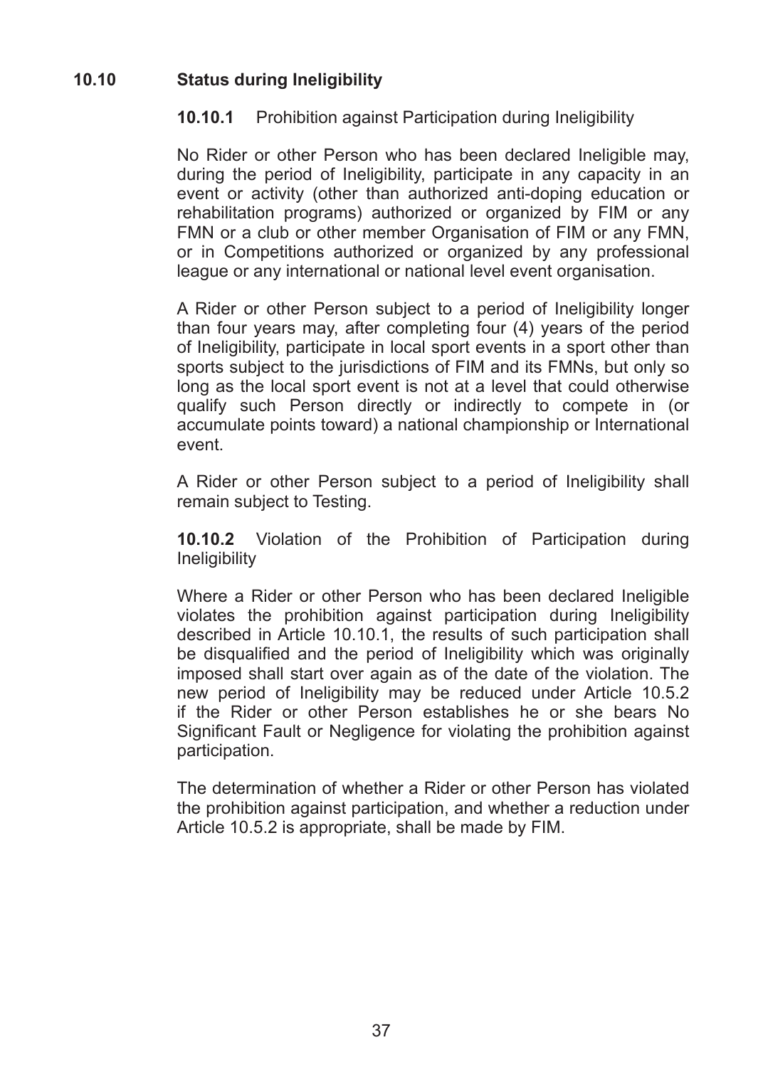### 10.10 Status during Ineligibility

**10.10.1** Prohibition against Participation during Ineligibility

No Rider or other Person who has been declared Ineligible may, during the period of Ineligibility, participate in any capacity in an event or activity (other than authorized anti-doping education or rehabilitation programs) authorized or organized by FIM or any FMN or a club or other member Organisation of FIM or any FMN, or in Competitions authorized or organized by any professional league or any international or national level event organisation.

A Rider or other Person subject to a period of Ineligibility longer than four years may, after completing four (4) years of the period of Ineligibility, participate in local sport events in a sport other than sports subject to the jurisdictions of FIM and its FMNs, but only so long as the local sport event is not at a level that could otherwise qualify such Person directly or indirectly to compete in (or accumulate points toward) a national championship or International event.

A Rider or other Person subject to a period of Ineligibility shall remain subject to Testing.

**10.10.2** Violation of the Prohibition of Participation during Ineligibility

Where a Rider or other Person who has been declared Ineligible violates the prohibition against participation during Ineligibility described in Article 10.10.1, the results of such participation shall be disqualified and the period of Ineligibility which was originally imposed shall start over again as of the date of the violation. The new period of Ineligibility may be reduced under Article 10.5.2 if the Rider or other Person establishes he or she bears No Significant Fault or Negligence for violating the prohibition against participation.

The determination of whether a Rider or other Person has violated the prohibition against participation, and whether a reduction under Article 10.5.2 is appropriate, shall be made by FIM.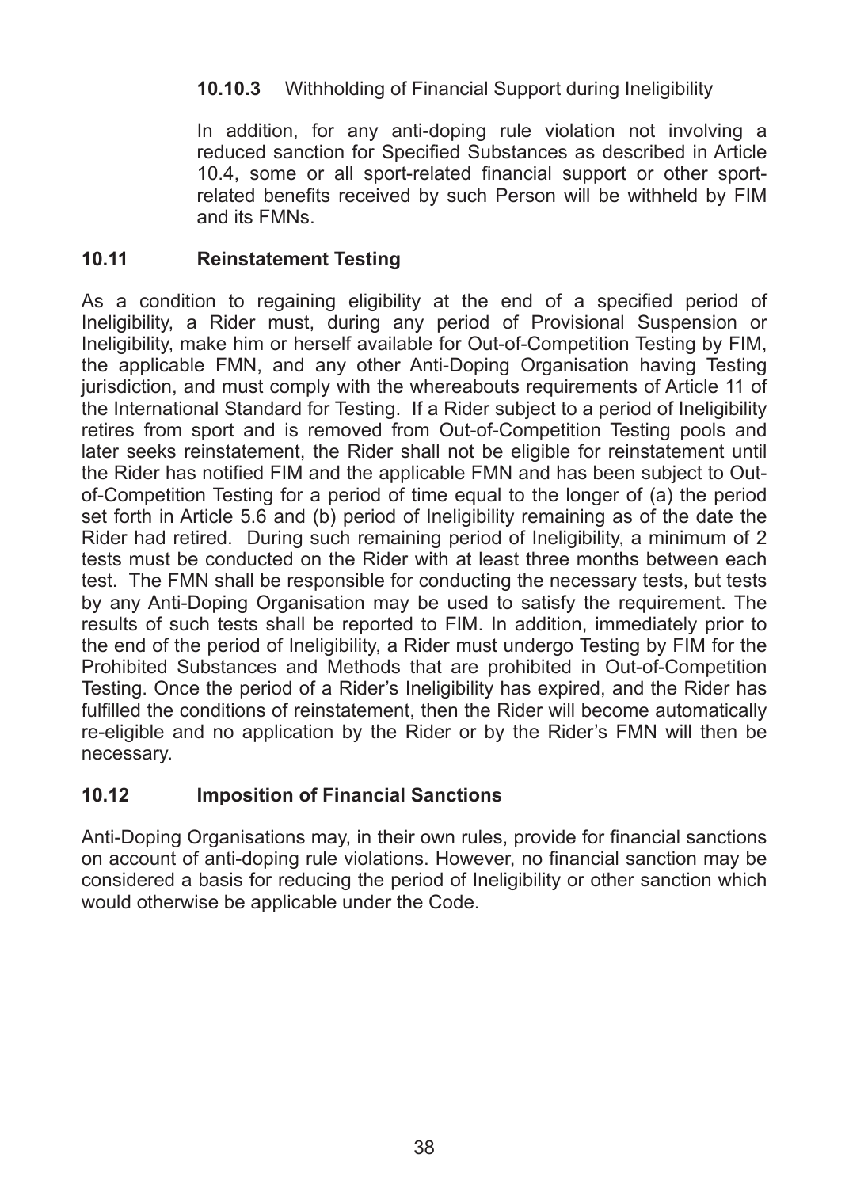#### 10.10.3 Withholding of Financial Support during Ineligibility

In addition, for any anti-doping rule violation not involving a reduced sanction for Specified Substances as described in Article 10.4, some or all sport-related financial support or other sport-related benefits received by such Person will be withheld by FIM and its FMNs.

### 10.11 Reinstatement Testing

As a condition to regaining eligibility at the end of a specified period of Ineligibility, a Rider must, during any period of Provisional Suspension or Ineligibility, make him or herself available for Out-of-Competition Testing by FIM, the applicable FMN, and any other Anti-Doping Organisation having Testing jurisdiction, and must comply with the whereabouts requirements of Article 11 of the International Standard for Testing. If a Rider subject to a period of Ineligibility retires from sport and is removed from Out-of-Competition Testing pools and later seeks reinstatement, the Rider shall not be eligible for reinstatement until the Rider has notified FIM and the applicable FMN and has been subject to Out-of-Competition Testing for a period of time equal to the longer of (a) the period set forth in Article 5.6 and (b) period of Ineligibility remaining as of the date the Rider had retired. During such remaining period of Ineligibility, a minimum of 2 tests must be conducted on the Rider with at least three months between each test. The FMN shall be responsible for conducting the necessary tests, but tests by any Anti-Doping Organisation may be used to satisfy the requirement. The results of such tests shall be reported to FIM. In addition, immediately prior to the end of the period of Ineligibility, a Rider must undergo Testing by FIM for the Prohibited Substances and Methods that are prohibited in Out-of-Competition Testing. Once the period of a Rider's Ineligibility has expired, and the Rider has fulfilled the conditions of reinstatement, then the Rider will become automatically re-eligible and no application by the Rider or by the Rider's FMN will then be necessary.

### 10.12 Imposition of Financial Sanctions

Anti-Doping Organisations may, in their own rules, provide for financial sanctions on account of anti-doping rule violations. However, no financial sanction may be considered a basis for reducing the period of Ineligibility or other sanction which would otherwise be applicable under the Code.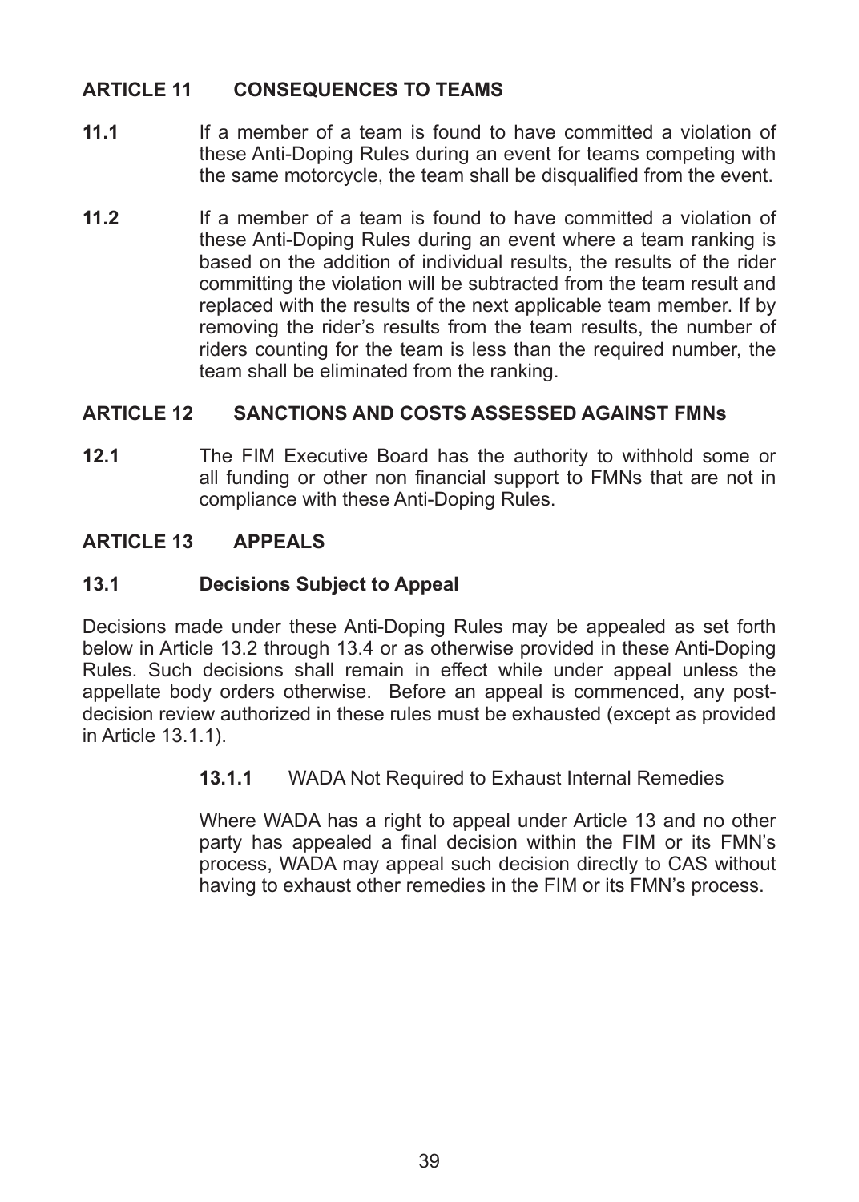## ARTICLE 11 CONSEQUENCES TO TEAMS

**11.1** If a member of a team is found to have committed a violation of these Anti-Doping Rules during an event for teams competing with the same motorcycle, the team shall be disqualified from the event.

**11.2** If a member of a team is found to have committed a violation of these Anti-Doping Rules during an event where a team ranking is based on the addition of individual results, the results of the rider committing the violation will be subtracted from the team result and replaced with the results of the next applicable team member. If by removing the rider's results from the team results, the number of riders counting for the team is less than the required number, the team shall be eliminated from the ranking.

## ARTICLE 12 SANCTIONS AND COSTS ASSESSED AGAINST FMNs

**12.1** The FIM Executive Board has the authority to withhold some or all funding or other non financial support to FMNs that are not in compliance with these Anti-Doping Rules.

## ARTICLE 13 APPEALS

### 13.1 Decisions Subject to Appeal

Decisions made under these Anti-Doping Rules may be appealed as set forth below in Article 13.2 through 13.4 or as otherwise provided in these Anti-Doping Rules. Such decisions shall remain in effect while under appeal unless the appellate body orders otherwise. Before an appeal is commenced, any post-decision review authorized in these rules must be exhausted (except as provided in Article 13.1.1).

**13.1.1** WADA Not Required to Exhaust Internal Remedies

Where WADA has a right to appeal under Article 13 and no other party has appealed a final decision within the FIM or its FMN's process, WADA may appeal such decision directly to CAS without having to exhaust other remedies in the FIM or its FMN's process.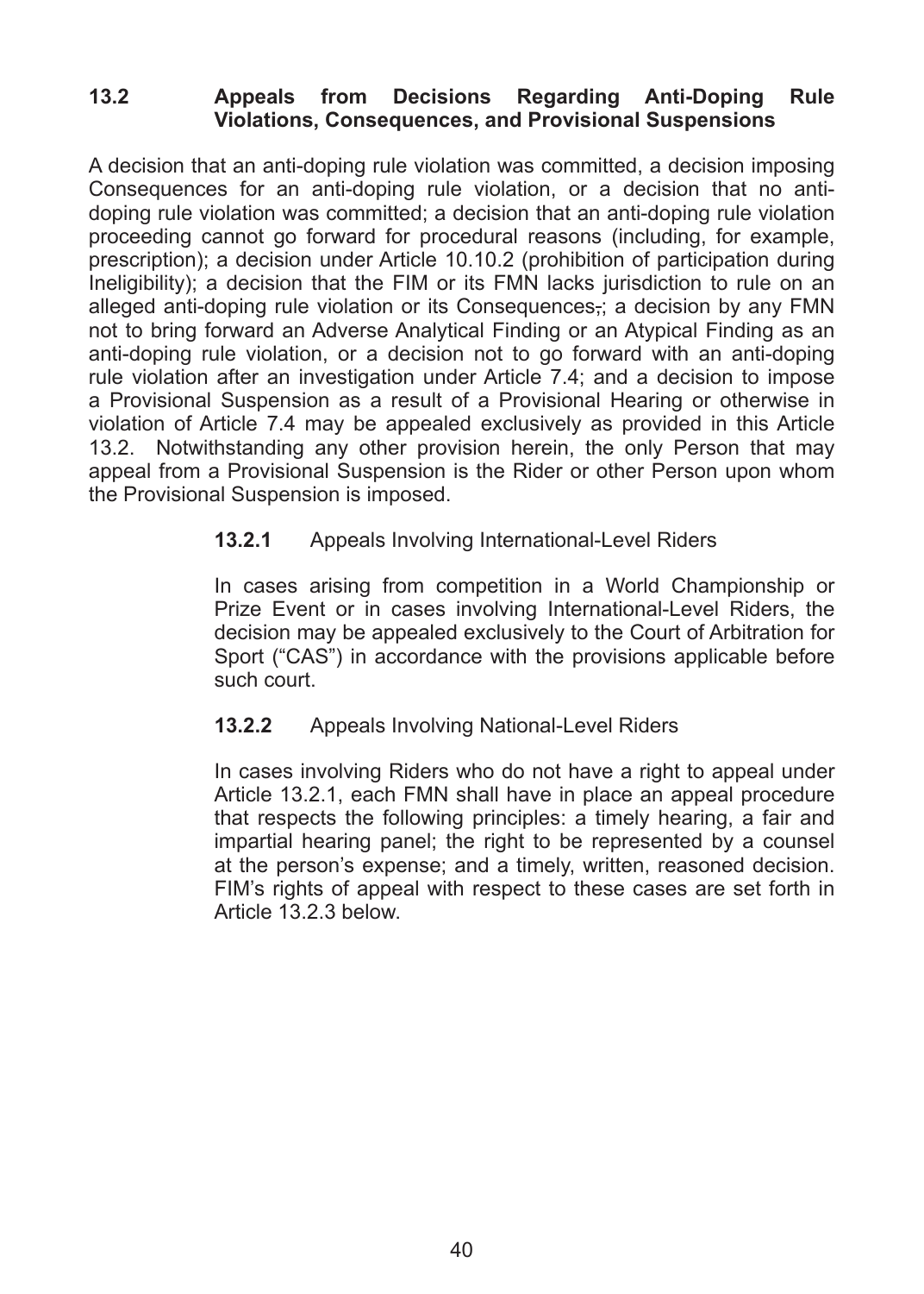## 13.2 Appeals from Decisions Regarding Anti-Doping Rule Violations, Consequences, and Provisional Suspensions

A decision that an anti-doping rule violation was committed, a decision imposing Consequences for an anti-doping rule violation, or a decision that no anti-doping rule violation was committed; a decision that an anti-doping rule violation proceeding cannot go forward for procedural reasons (including, for example, prescription); a decision under Article 10.10.2 (prohibition of participation during Ineligibility); a decision that the FIM or its FMN lacks jurisdiction to rule on an alleged anti-doping rule violation or its Consequences,; a decision by any FMN not to bring forward an Adverse Analytical Finding or an Atypical Finding as an anti-doping rule violation, or a decision not to go forward with an anti-doping rule violation after an investigation under Article 7.4; and a decision to impose a Provisional Suspension as a result of a Provisional Hearing or otherwise in violation of Article 7.4 may be appealed exclusively as provided in this Article 13.2. Notwithstanding any other provision herein, the only Person that may appeal from a Provisional Suspension is the Rider or other Person upon whom the Provisional Suspension is imposed.

**13.2.1** Appeals Involving International-Level Riders

In cases arising from competition in a World Championship or Prize Event or in cases involving International-Level Riders, the decision may be appealed exclusively to the Court of Arbitration for Sport ("CAS") in accordance with the provisions applicable before such court.

**13.2.2** Appeals Involving National-Level Riders

In cases involving Riders who do not have a right to appeal under Article 13.2.1, each FMN shall have in place an appeal procedure that respects the following principles: a timely hearing, a fair and impartial hearing panel; the right to be represented by a counsel at the person's expense; and a timely, written, reasoned decision. FIM's rights of appeal with respect to these cases are set forth in Article 13.2.3 below.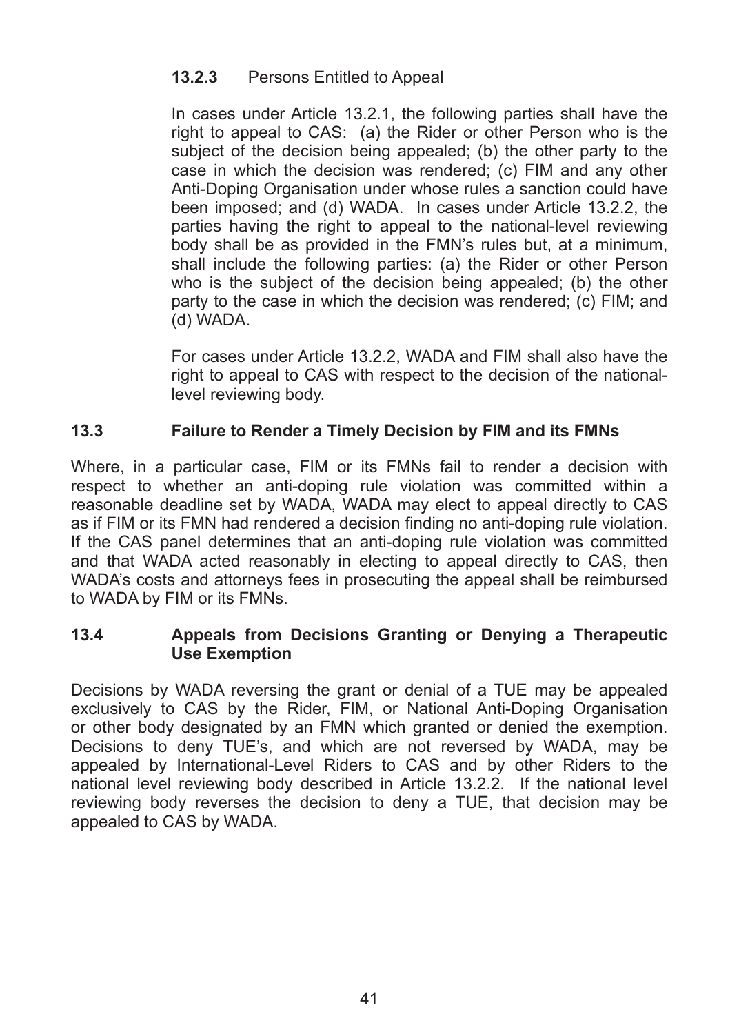#### 13.2.3 Persons Entitled to Appeal

In cases under Article 13.2.1, the following parties shall have the right to appeal to CAS: (a) the Rider or other Person who is the subject of the decision being appealed; (b) the other party to the case in which the decision was rendered; (c) FIM and any other Anti-Doping Organisation under whose rules a sanction could have been imposed; and (d) WADA. In cases under Article 13.2.2, the parties having the right to appeal to the national-level reviewing body shall be as provided in the FMN's rules but, at a minimum, shall include the following parties: (a) the Rider or other Person who is the subject of the decision being appealed; (b) the other party to the case in which the decision was rendered; (c) FIM; and (d) WADA.

For cases under Article 13.2.2, WADA and FIM shall also have the right to appeal to CAS with respect to the decision of the national-level reviewing body.

### 13.3 Failure to Render a Timely Decision by FIM and its FMNs

Where, in a particular case, FIM or its FMNs fail to render a decision with respect to whether an anti-doping rule violation was committed within a reasonable deadline set by WADA, WADA may elect to appeal directly to CAS as if FIM or its FMN had rendered a decision finding no anti-doping rule violation. If the CAS panel determines that an anti-doping rule violation was committed and that WADA acted reasonably in electing to appeal directly to CAS, then WADA's costs and attorneys fees in prosecuting the appeal shall be reimbursed to WADA by FIM or its FMNs.

### 13.4 Appeals from Decisions Granting or Denying a Therapeutic Use Exemption

Decisions by WADA reversing the grant or denial of a TUE may be appealed exclusively to CAS by the Rider, FIM, or National Anti-Doping Organisation or other body designated by an FMN which granted or denied the exemption. Decisions to deny TUE's, and which are not reversed by WADA, may be appealed by International-Level Riders to CAS and by other Riders to the national level reviewing body described in Article 13.2.2. If the national level reviewing body reverses the decision to deny a TUE, that decision may be appealed to CAS by WADA.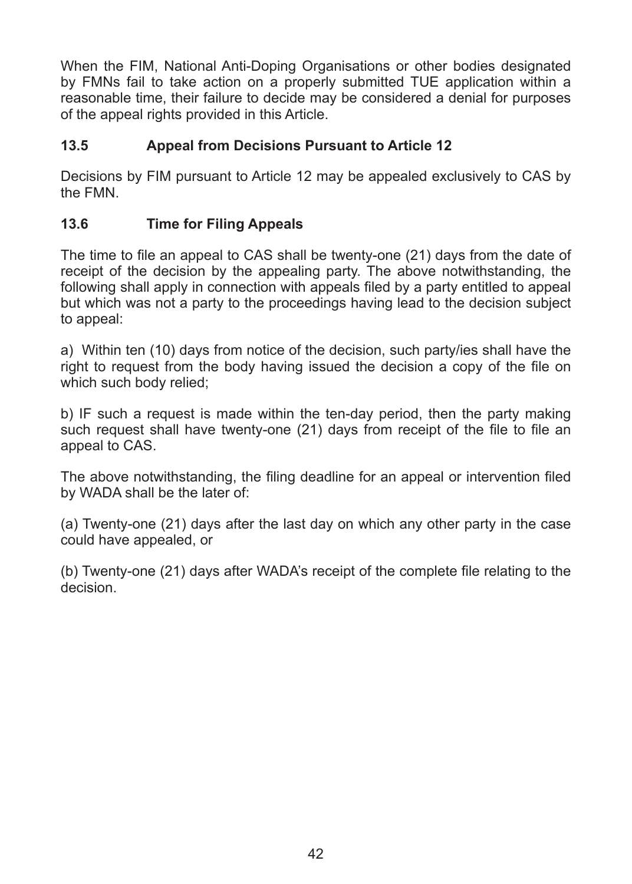When the FIM, National Anti-Doping Organisations or other bodies designated by FMNs fail to take action on a properly submitted TUE application within a reasonable time, their failure to decide may be considered a denial for purposes of the appeal rights provided in this Article.

### 13.5 Appeal from Decisions Pursuant to Article 12

Decisions by FIM pursuant to Article 12 may be appealed exclusively to CAS by the FMN.

### 13.6 Time for Filing Appeals

The time to file an appeal to CAS shall be twenty-one (21) days from the date of receipt of the decision by the appealing party. The above notwithstanding, the following shall apply in connection with appeals filed by a party entitled to appeal but which was not a party to the proceedings having lead to the decision subject to appeal:

a) Within ten (10) days from notice of the decision, such party/ies shall have the right to request from the body having issued the decision a copy of the file on which such body relied;

b) IF such a request is made within the ten-day period, then the party making such request shall have twenty-one (21) days from receipt of the file to file an appeal to CAS.

The above notwithstanding, the filing deadline for an appeal or intervention filed by WADA shall be the later of:

(a) Twenty-one (21) days after the last day on which any other party in the case could have appealed, or

(b) Twenty-one (21) days after WADA's receipt of the complete file relating to the decision.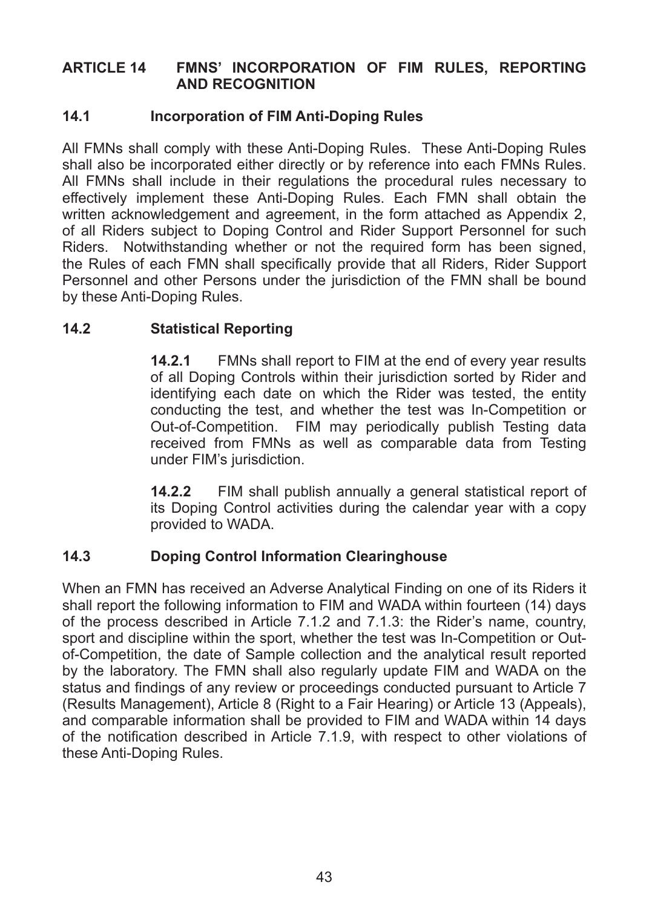## ARTICLE 14 FMNS' INCORPORATION OF FIM RULES, REPORTING AND RECOGNITION

### 14.1 Incorporation of FIM Anti-Doping Rules

All FMNs shall comply with these Anti-Doping Rules. These Anti-Doping Rules shall also be incorporated either directly or by reference into each FMNs Rules. All FMNs shall include in their regulations the procedural rules necessary to effectively implement these Anti-Doping Rules. Each FMN shall obtain the written acknowledgement and agreement, in the form attached as Appendix 2, of all Riders subject to Doping Control and Rider Support Personnel for such Riders. Notwithstanding whether or not the required form has been signed, the Rules of each FMN shall specifically provide that all Riders, Rider Support Personnel and other Persons under the jurisdiction of the FMN shall be bound by these Anti-Doping Rules.

### 14.2 Statistical Reporting

**14.2.1** FMNs shall report to FIM at the end of every year results of all Doping Controls within their jurisdiction sorted by Rider and identifying each date on which the Rider was tested, the entity conducting the test, and whether the test was In-Competition or Out-of-Competition. FIM may periodically publish Testing data received from FMNs as well as comparable data from Testing under FIM's jurisdiction.

**14.2.2** FIM shall publish annually a general statistical report of its Doping Control activities during the calendar year with a copy provided to WADA.

### 14.3 Doping Control Information Clearinghouse

When an FMN has received an Adverse Analytical Finding on one of its Riders it shall report the following information to FIM and WADA within fourteen (14) days of the process described in Article 7.1.2 and 7.1.3: the Rider's name, country, sport and discipline within the sport, whether the test was In-Competition or Out-of-Competition, the date of Sample collection and the analytical result reported by the laboratory. The FMN shall also regularly update FIM and WADA on the status and findings of any review or proceedings conducted pursuant to Article 7 (Results Management), Article 8 (Right to a Fair Hearing) or Article 13 (Appeals), and comparable information shall be provided to FIM and WADA within 14 days of the notification described in Article 7.1.9, with respect to other violations of these Anti-Doping Rules.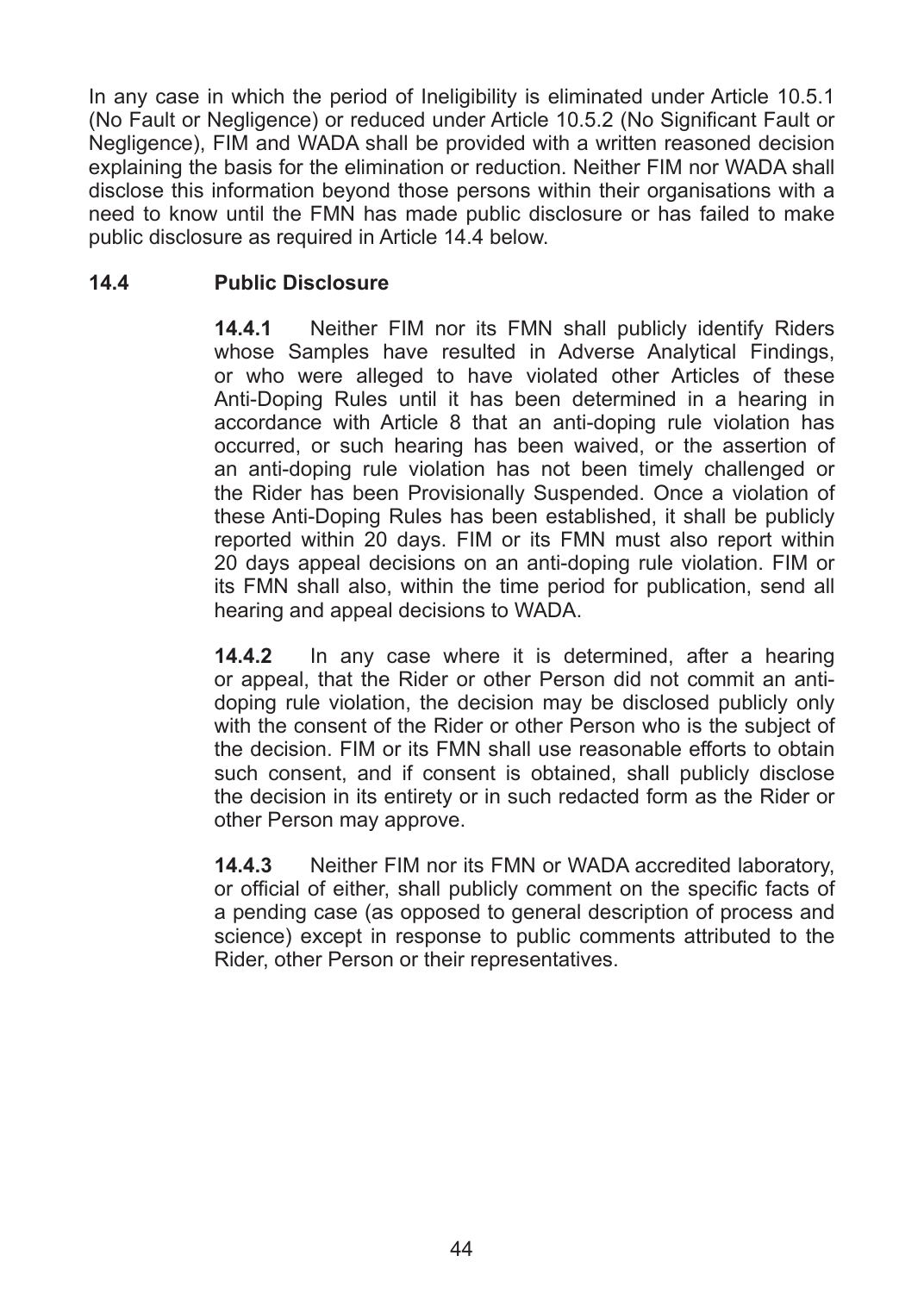In any case in which the period of Ineligibility is eliminated under Article 10.5.1 (No Fault or Negligence) or reduced under Article 10.5.2 (No Significant Fault or Negligence), FIM and WADA shall be provided with a written reasoned decision explaining the basis for the elimination or reduction. Neither FIM nor WADA shall disclose this information beyond those persons within their organisations with a need to know until the FMN has made public disclosure or has failed to make public disclosure as required in Article 14.4 below.

### 14.4 Public Disclosure

**14.4.1** Neither FIM nor its FMN shall publicly identify Riders whose Samples have resulted in Adverse Analytical Findings, or who were alleged to have violated other Articles of these Anti-Doping Rules until it has been determined in a hearing in accordance with Article 8 that an anti-doping rule violation has occurred, or such hearing has been waived, or the assertion of an anti-doping rule violation has not been timely challenged or the Rider has been Provisionally Suspended. Once a violation of these Anti-Doping Rules has been established, it shall be publicly reported within 20 days. FIM or its FMN must also report within 20 days appeal decisions on an anti-doping rule violation. FIM or its FMN shall also, within the time period for publication, send all hearing and appeal decisions to WADA.

**14.4.2** In any case where it is determined, after a hearing or appeal, that the Rider or other Person did not commit an anti-doping rule violation, the decision may be disclosed publicly only with the consent of the Rider or other Person who is the subject of the decision. FIM or its FMN shall use reasonable efforts to obtain such consent, and if consent is obtained, shall publicly disclose the decision in its entirety or in such redacted form as the Rider or other Person may approve.

**14.4.3** Neither FIM nor its FMN or WADA accredited laboratory, or official of either, shall publicly comment on the specific facts of a pending case (as opposed to general description of process and science) except in response to public comments attributed to the Rider, other Person or their representatives.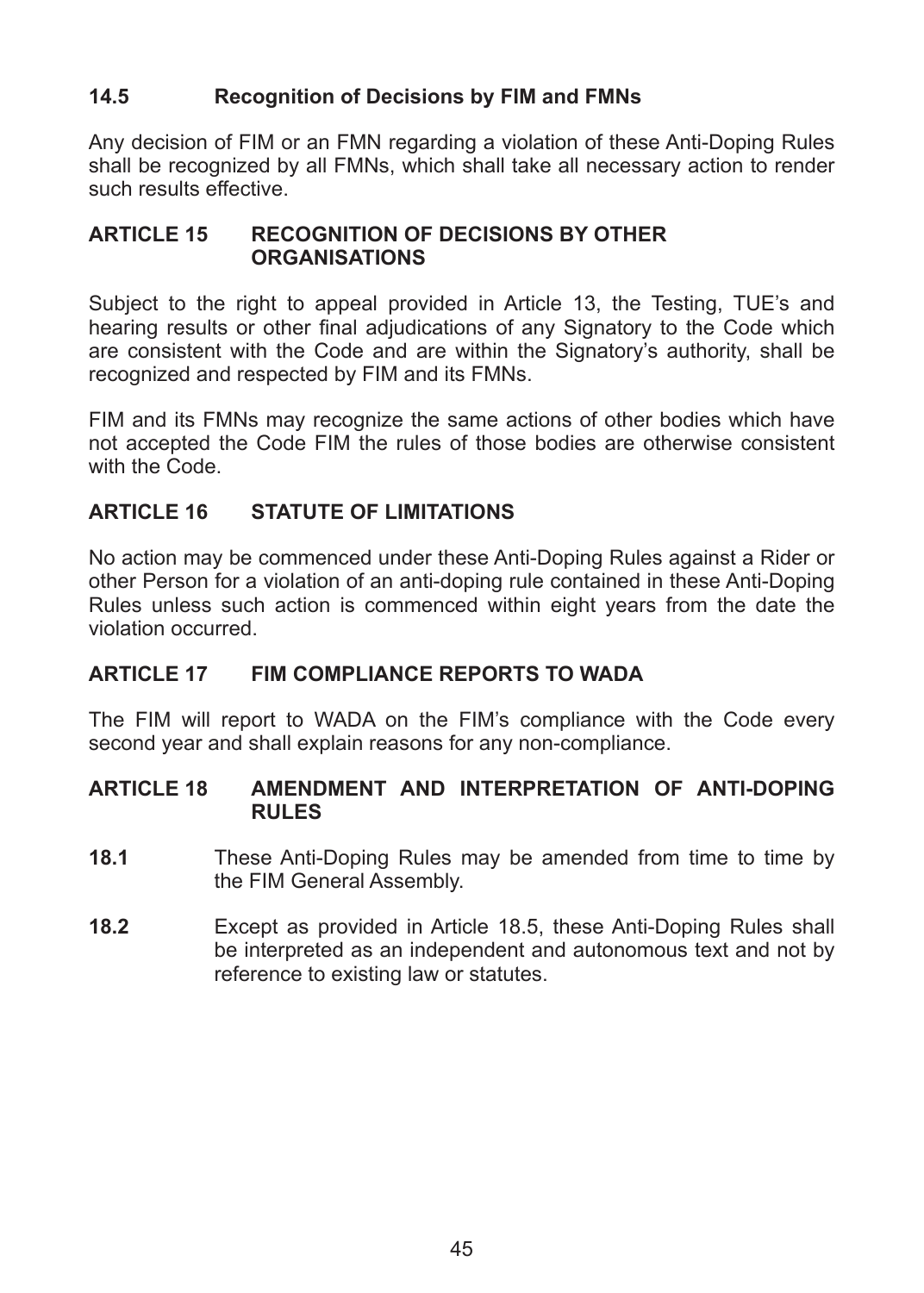### 14.5 Recognition of Decisions by FIM and FMNs

Any decision of FIM or an FMN regarding a violation of these Anti-Doping Rules shall be recognized by all FMNs, which shall take all necessary action to render such results effective.

## ARTICLE 15 RECOGNITION OF DECISIONS BY OTHER ORGANISATIONS

Subject to the right to appeal provided in Article 13, the Testing, TUE's and hearing results or other final adjudications of any Signatory to the Code which are consistent with the Code and are within the Signatory's authority, shall be recognized and respected by FIM and its FMNs.

FIM and its FMNs may recognize the same actions of other bodies which have not accepted the Code FIM the rules of those bodies are otherwise consistent with the Code.

## ARTICLE 16 STATUTE OF LIMITATIONS

No action may be commenced under these Anti-Doping Rules against a Rider or other Person for a violation of an anti-doping rule contained in these Anti-Doping Rules unless such action is commenced within eight years from the date the violation occurred.

## ARTICLE 17 FIM COMPLIANCE REPORTS TO WADA

The FIM will report to WADA on the FIM's compliance with the Code every second year and shall explain reasons for any non-compliance.

## ARTICLE 18 AMENDMENT AND INTERPRETATION OF ANTI-DOPING RULES

**18.1** These Anti-Doping Rules may be amended from time to time by the FIM General Assembly.

**18.2** Except as provided in Article 18.5, these Anti-Doping Rules shall be interpreted as an independent and autonomous text and not by reference to existing law or statutes.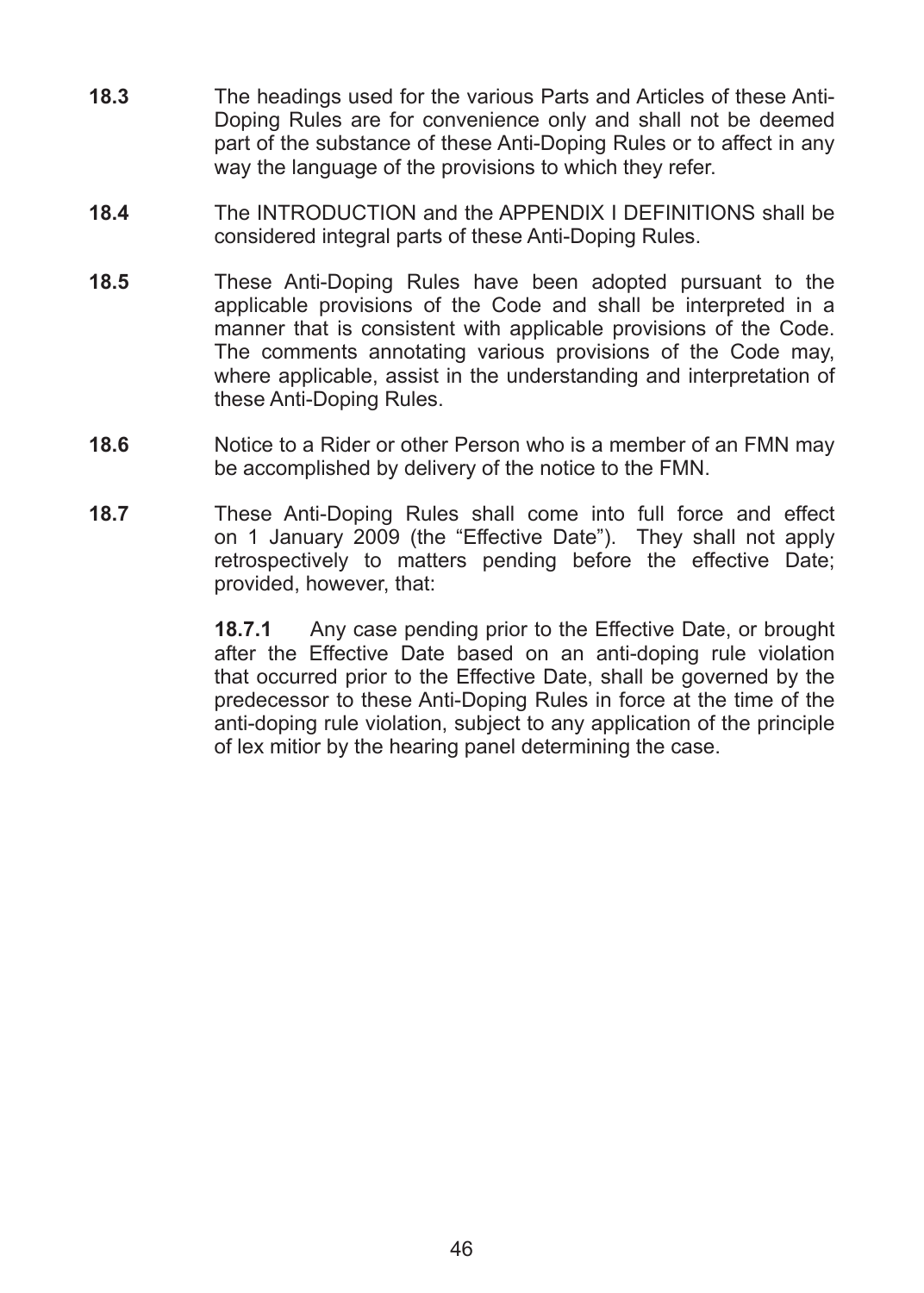**18.3** The headings used for the various Parts and Articles of these Anti-Doping Rules are for convenience only and shall not be deemed part of the substance of these Anti-Doping Rules or to affect in any way the language of the provisions to which they refer.

**18.4** The INTRODUCTION and the APPENDIX I DEFINITIONS shall be considered integral parts of these Anti-Doping Rules.

**18.5** These Anti-Doping Rules have been adopted pursuant to the applicable provisions of the Code and shall be interpreted in a manner that is consistent with applicable provisions of the Code. The comments annotating various provisions of the Code may, where applicable, assist in the understanding and interpretation of these Anti-Doping Rules.

**18.6** Notice to a Rider or other Person who is a member of an FMN may be accomplished by delivery of the notice to the FMN.

**18.7** These Anti-Doping Rules shall come into full force and effect on 1 January 2009 (the "Effective Date"). They shall not apply retrospectively to matters pending before the effective Date; provided, however, that:

**18.7.1** Any case pending prior to the Effective Date, or brought after the Effective Date based on an anti-doping rule violation that occurred prior to the Effective Date, shall be governed by the predecessor to these Anti-Doping Rules in force at the time of the anti-doping rule violation, subject to any application of the principle of lex mitior by the hearing panel determining the case.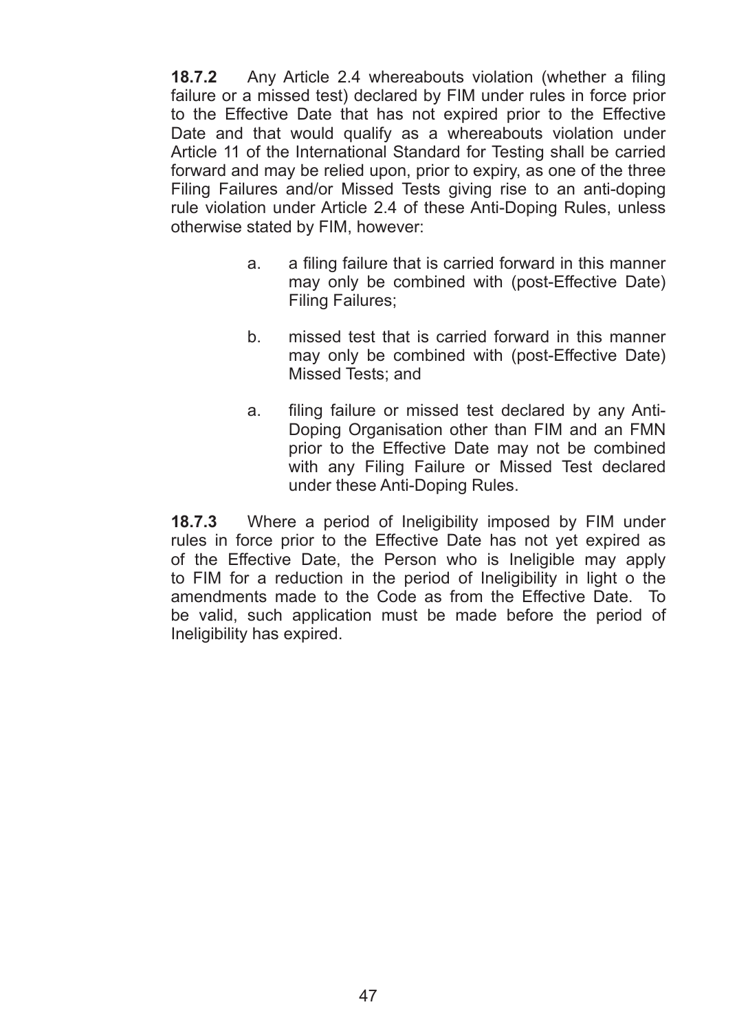**18.7.2** Any Article 2.4 whereabouts violation (whether a filing failure or a missed test) declared by FIM under rules in force prior to the Effective Date that has not expired prior to the Effective Date and that would qualify as a whereabouts violation under Article 11 of the International Standard for Testing shall be carried forward and may be relied upon, prior to expiry, as one of the three Filing Failures and/or Missed Tests giving rise to an anti-doping rule violation under Article 2.4 of these Anti-Doping Rules, unless otherwise stated by FIM, however:

a. a filing failure that is carried forward in this manner may only be combined with (post-Effective Date) Filing Failures;

b. missed test that is carried forward in this manner may only be combined with (post-Effective Date) Missed Tests; and

a. filing failure or missed test declared by any Anti-Doping Organisation other than FIM and an FMN prior to the Effective Date may not be combined with any Filing Failure or Missed Test declared under these Anti-Doping Rules.

**18.7.3** Where a period of Ineligibility imposed by FIM under rules in force prior to the Effective Date has not yet expired as of the Effective Date, the Person who is Ineligible may apply to FIM for a reduction in the period of Ineligibility in light o the amendments made to the Code as from the Effective Date. To be valid, such application must be made before the period of Ineligibility has expired.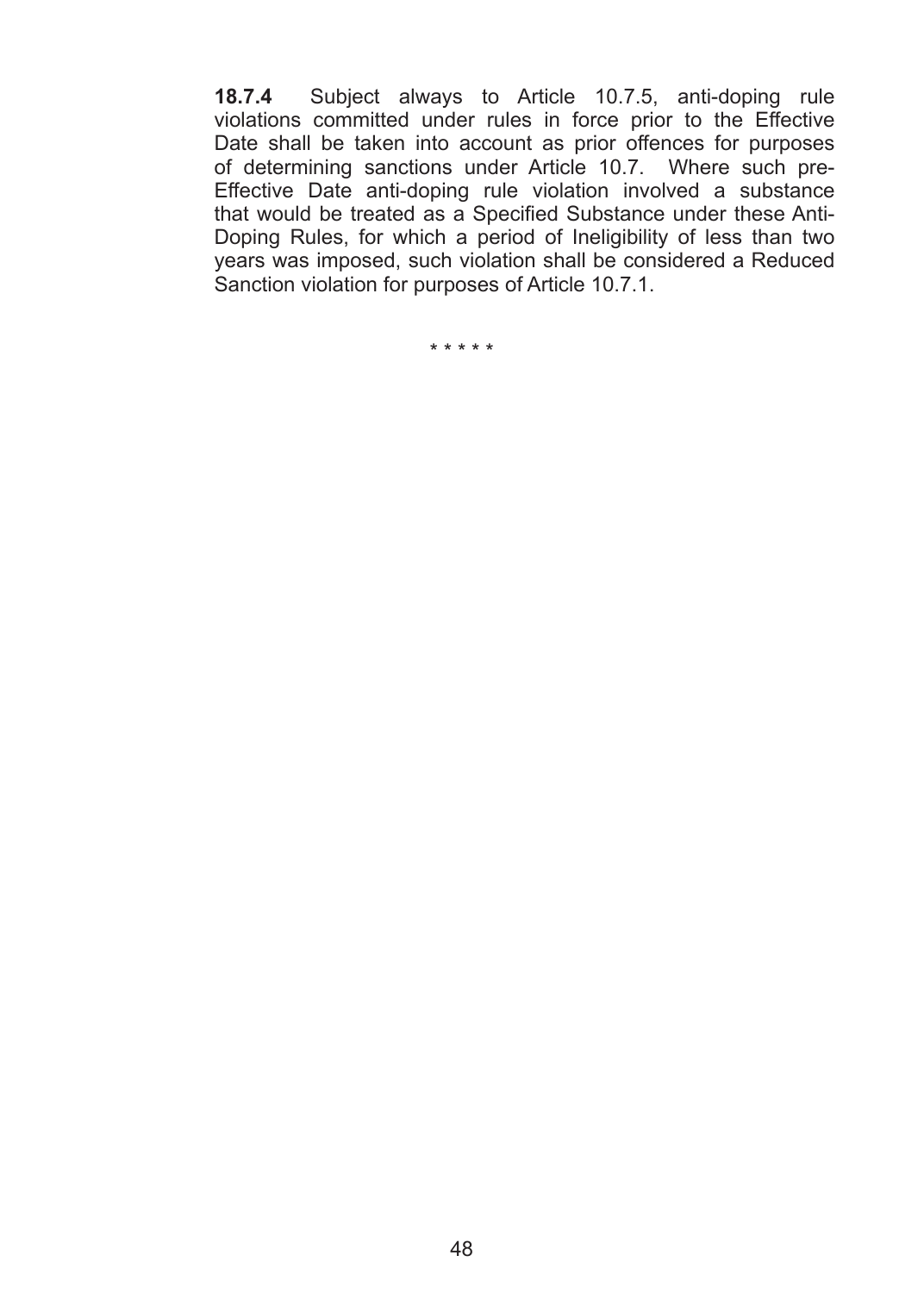**18.7.4** Subject always to Article 10.7.5, anti-doping rule violations committed under rules in force prior to the Effective Date shall be taken into account as prior offences for purposes of determining sanctions under Article 10.7. Where such pre-Effective Date anti-doping rule violation involved a substance that would be treated as a Specified Substance under these Anti-Doping Rules, for which a period of Ineligibility of less than two years was imposed, such violation shall be considered a Reduced Sanction violation for purposes of Article 10.7.1.

\* \* \* \* \*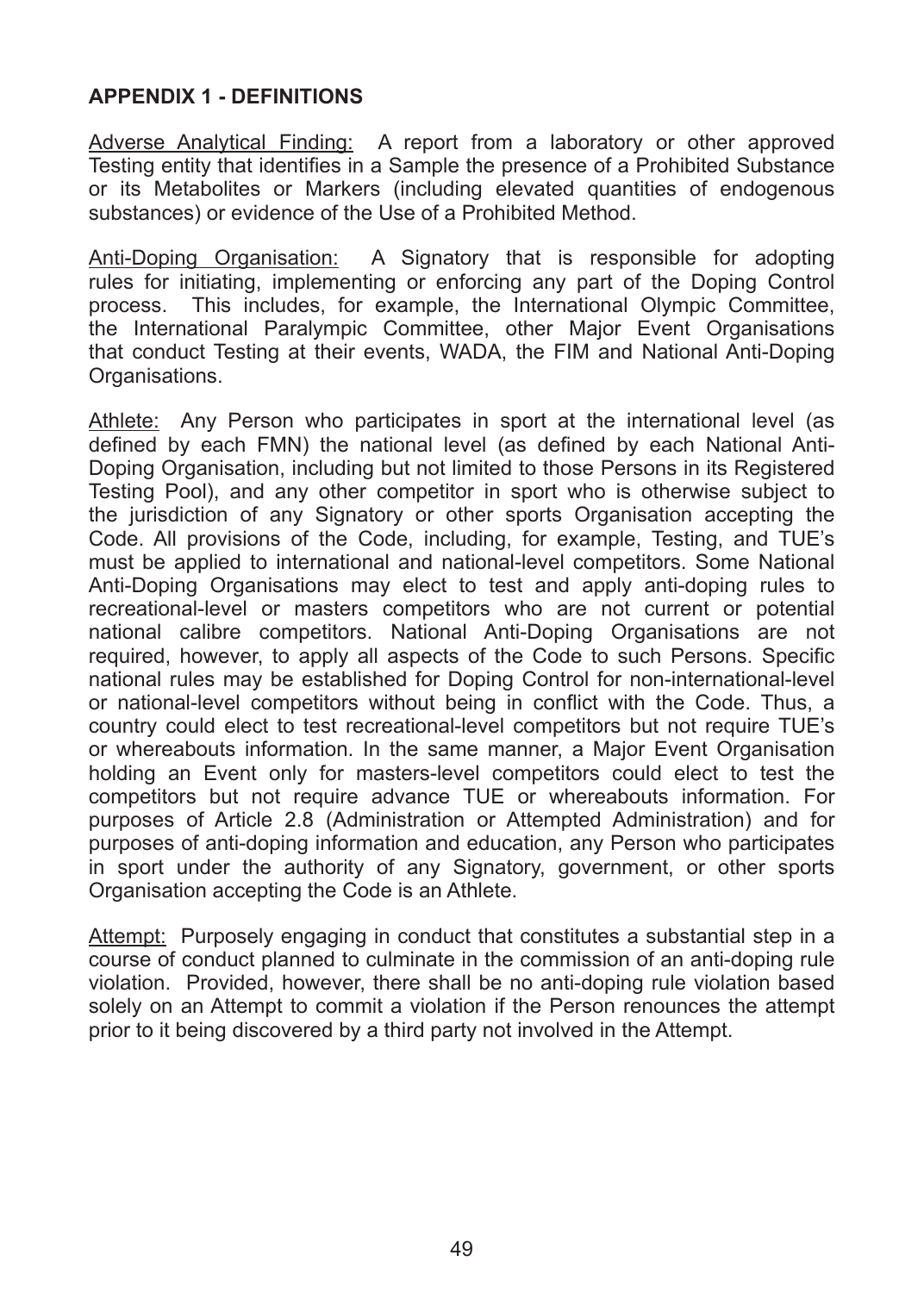## APPENDIX 1 - DEFINITIONS

Adverse Analytical Finding: A report from a laboratory or other approved Testing entity that identifies in a Sample the presence of a Prohibited Substance or its Metabolites or Markers (including elevated quantities of endogenous substances) or evidence of the Use of a Prohibited Method.

Anti-Doping Organisation: A Signatory that is responsible for adopting rules for initiating, implementing or enforcing any part of the Doping Control process. This includes, for example, the International Olympic Committee, the International Paralympic Committee, other Major Event Organisations that conduct Testing at their events, WADA, the FIM and National Anti-Doping Organisations.

Athlete: Any Person who participates in sport at the international level (as defined by each FMN) the national level (as defined by each National Anti-Doping Organisation, including but not limited to those Persons in its Registered Testing Pool), and any other competitor in sport who is otherwise subject to the jurisdiction of any Signatory or other sports Organisation accepting the Code. All provisions of the Code, including, for example, Testing, and TUE's must be applied to international and national-level competitors. Some National Anti-Doping Organisations may elect to test and apply anti-doping rules to recreational-level or masters competitors who are not current or potential national calibre competitors. National Anti-Doping Organisations are not required, however, to apply all aspects of the Code to such Persons. Specific national rules may be established for Doping Control for non-international-level or national-level competitors without being in conflict with the Code. Thus, a country could elect to test recreational-level competitors but not require TUE's or whereabouts information. In the same manner, a Major Event Organisation holding an Event only for masters-level competitors could elect to test the competitors but not require advance TUE or whereabouts information. For purposes of Article 2.8 (Administration or Attempted Administration) and for purposes of anti-doping information and education, any Person who participates in sport under the authority of any Signatory, government, or other sports Organisation accepting the Code is an Athlete.

Attempt: Purposely engaging in conduct that constitutes a substantial step in a course of conduct planned to culminate in the commission of an anti-doping rule violation. Provided, however, there shall be no anti-doping rule violation based solely on an Attempt to commit a violation if the Person renounces the attempt prior to it being discovered by a third party not involved in the Attempt.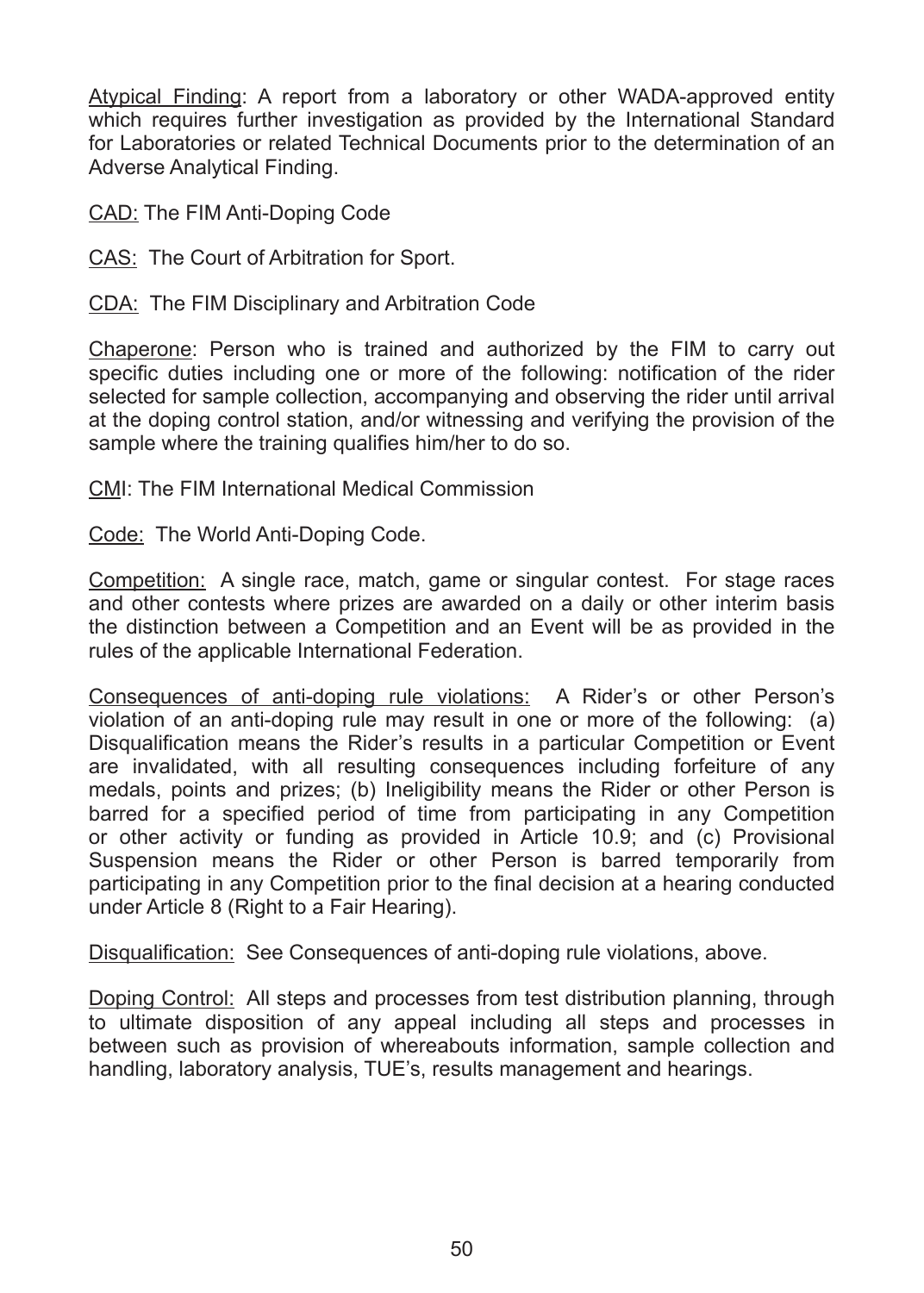Atypical Finding: A report from a laboratory or other WADA-approved entity which requires further investigation as provided by the International Standard for Laboratories or related Technical Documents prior to the determination of an Adverse Analytical Finding.

CAD: The FIM Anti-Doping Code

CAS: The Court of Arbitration for Sport.

CDA: The FIM Disciplinary and Arbitration Code

Chaperone: Person who is trained and authorized by the FIM to carry out specific duties including one or more of the following: notification of the rider selected for sample collection, accompanying and observing the rider until arrival at the doping control station, and/or witnessing and verifying the provision of the sample where the training qualifies him/her to do so.

CMI: The FIM International Medical Commission

Code: The World Anti-Doping Code.

Competition: A single race, match, game or singular contest. For stage races and other contests where prizes are awarded on a daily or other interim basis the distinction between a Competition and an Event will be as provided in the rules of the applicable International Federation.

Consequences of anti-doping rule violations: A Rider's or other Person's violation of an anti-doping rule may result in one or more of the following: (a) Disqualification means the Rider's results in a particular Competition or Event are invalidated, with all resulting consequences including forfeiture of any medals, points and prizes; (b) Ineligibility means the Rider or other Person is barred for a specified period of time from participating in any Competition or other activity or funding as provided in Article 10.9; and (c) Provisional Suspension means the Rider or other Person is barred temporarily from participating in any Competition prior to the final decision at a hearing conducted under Article 8 (Right to a Fair Hearing).

Disqualification: See Consequences of anti-doping rule violations, above.

Doping Control: All steps and processes from test distribution planning, through to ultimate disposition of any appeal including all steps and processes in between such as provision of whereabouts information, sample collection and handling, laboratory analysis, TUE's, results management and hearings.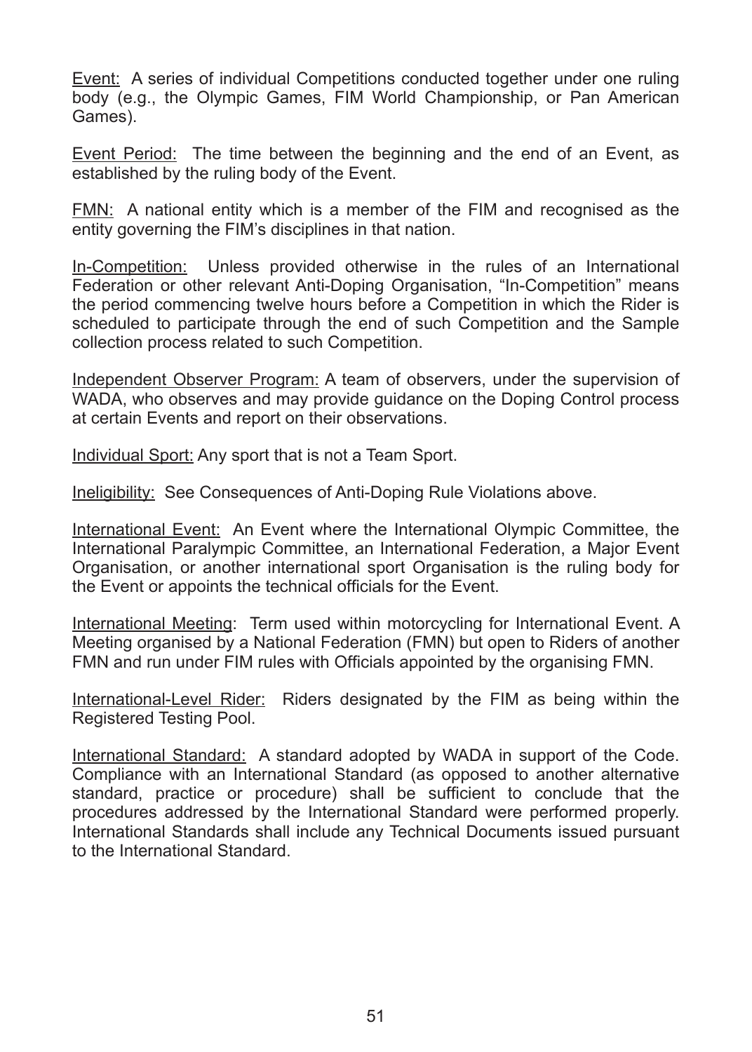Event: A series of individual Competitions conducted together under one ruling body (e.g., the Olympic Games, FIM World Championship, or Pan American Games).

Event Period: The time between the beginning and the end of an Event, as established by the ruling body of the Event.

FMN: A national entity which is a member of the FIM and recognised as the entity governing the FIM's disciplines in that nation.

In-Competition: Unless provided otherwise in the rules of an International Federation or other relevant Anti-Doping Organisation, "In-Competition" means the period commencing twelve hours before a Competition in which the Rider is scheduled to participate through the end of such Competition and the Sample collection process related to such Competition.

Independent Observer Program: A team of observers, under the supervision of WADA, who observes and may provide guidance on the Doping Control process at certain Events and report on their observations.

Individual Sport: Any sport that is not a Team Sport.

Ineligibility: See Consequences of Anti-Doping Rule Violations above.

International Event: An Event where the International Olympic Committee, the International Paralympic Committee, an International Federation, a Major Event Organisation, or another international sport Organisation is the ruling body for the Event or appoints the technical officials for the Event.

International Meeting: Term used within motorcycling for International Event. A Meeting organised by a National Federation (FMN) but open to Riders of another FMN and run under FIM rules with Officials appointed by the organising FMN.

International-Level Rider: Riders designated by the FIM as being within the Registered Testing Pool.

International Standard: A standard adopted by WADA in support of the Code. Compliance with an International Standard (as opposed to another alternative standard, practice or procedure) shall be sufficient to conclude that the procedures addressed by the International Standard were performed properly. International Standards shall include any Technical Documents issued pursuant to the International Standard.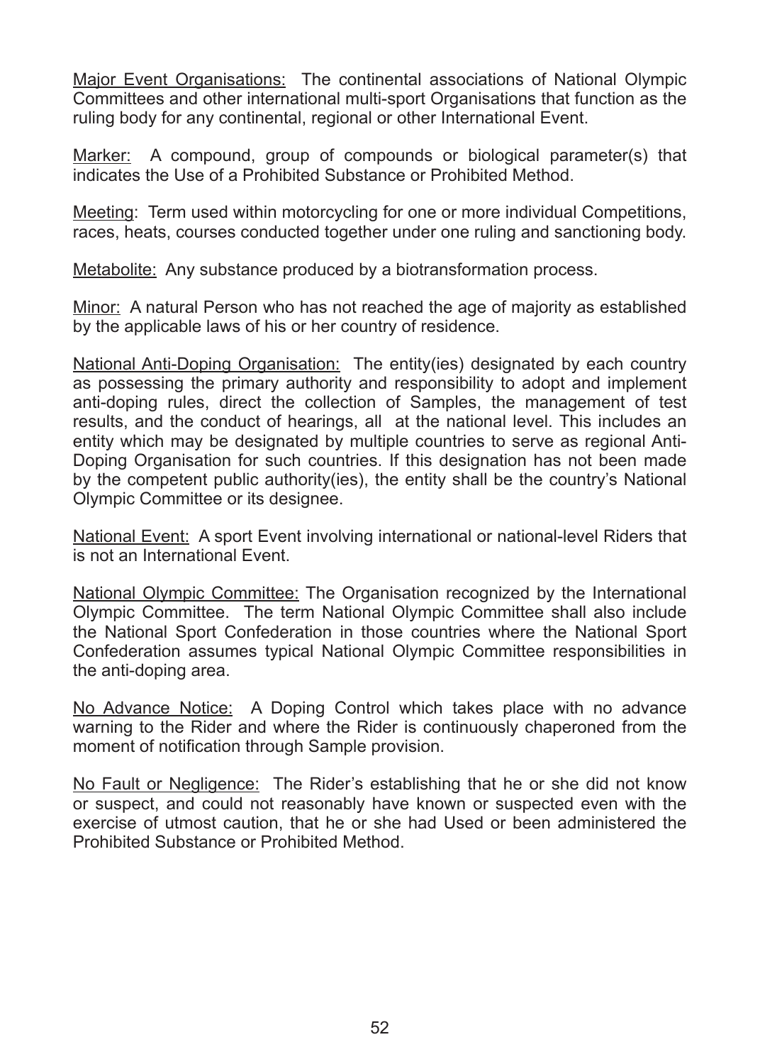<u>Major Event Organisations:</u> The continental associations of National Olympic Committees and other international multi-sport Organisations that function as the ruling body for any continental, regional or other International Event.

<u>Marker:</u> A compound, group of compounds or biological parameter(s) that indicates the Use of a Prohibited Substance or Prohibited Method.

<u>Meeting</u>: Term used within motorcycling for one or more individual Competitions, races, heats, courses conducted together under one ruling and sanctioning body.

<u>Metabolite:</u> Any substance produced by a biotransformation process.

<u>Minor:</u> A natural Person who has not reached the age of majority as established by the applicable laws of his or her country of residence.

<u>National Anti-Doping Organisation:</u> The entity(ies) designated by each country as possessing the primary authority and responsibility to adopt and implement anti-doping rules, direct the collection of Samples, the management of test results, and the conduct of hearings, all at the national level. This includes an entity which may be designated by multiple countries to serve as regional Anti-Doping Organisation for such countries. If this designation has not been made by the competent public authority(ies), the entity shall be the country's National Olympic Committee or its designee.

<u>National Event:</u> A sport Event involving international or national-level Riders that is not an International Event.

<u>National Olympic Committee:</u> The Organisation recognized by the International Olympic Committee. The term National Olympic Committee shall also include the National Sport Confederation in those countries where the National Sport Confederation assumes typical National Olympic Committee responsibilities in the anti-doping area.

<u>No Advance Notice:</u> A Doping Control which takes place with no advance warning to the Rider and where the Rider is continuously chaperoned from the moment of notification through Sample provision.

<u>No Fault or Negligence:</u> The Rider's establishing that he or she did not know or suspect, and could not reasonably have known or suspected even with the exercise of utmost caution, that he or she had Used or been administered the Prohibited Substance or Prohibited Method.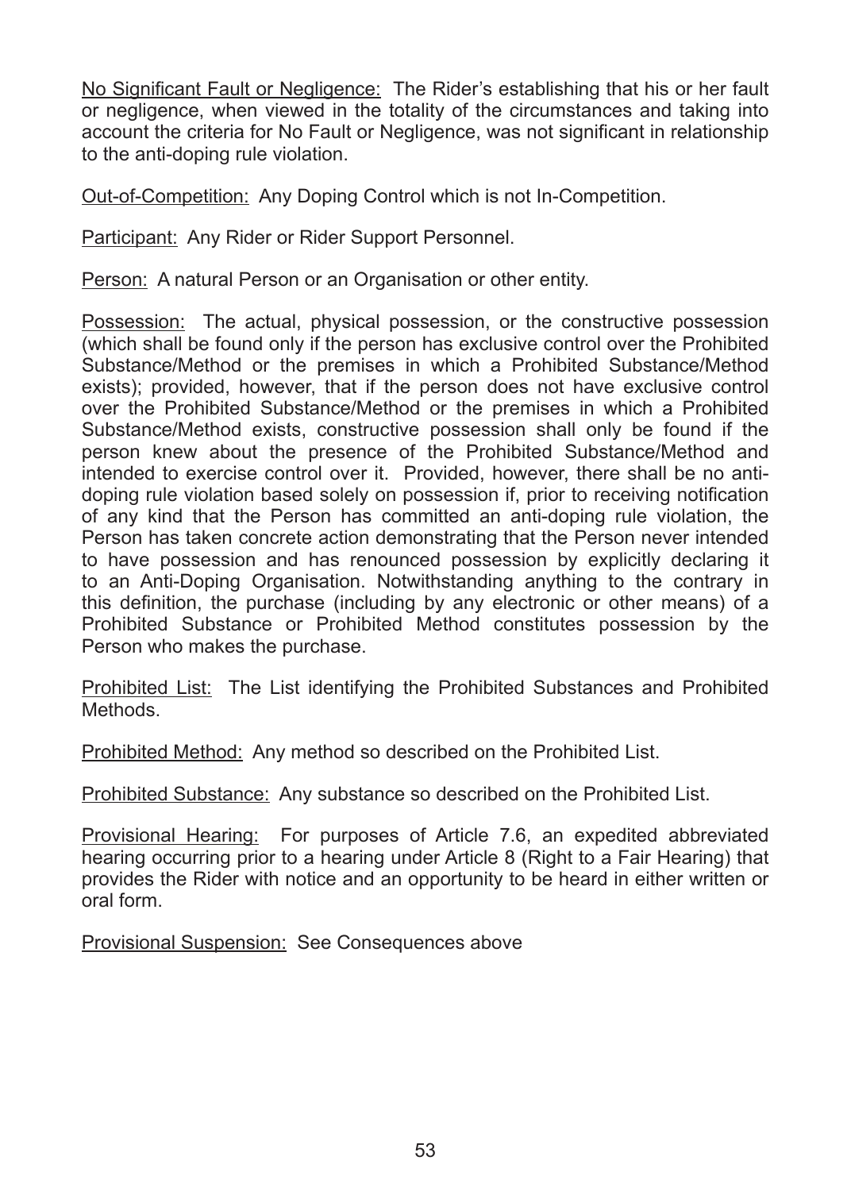<u>No Significant Fault or Negligence:</u> The Rider's establishing that his or her fault or negligence, when viewed in the totality of the circumstances and taking into account the criteria for No Fault or Negligence, was not significant in relationship to the anti-doping rule violation.

<u>Out-of-Competition:</u> Any Doping Control which is not In-Competition.

<u>Participant:</u> Any Rider or Rider Support Personnel.

<u>Person:</u> A natural Person or an Organisation or other entity.

<u>Possession:</u> The actual, physical possession, or the constructive possession (which shall be found only if the person has exclusive control over the Prohibited Substance/Method or the premises in which a Prohibited Substance/Method exists); provided, however, that if the person does not have exclusive control over the Prohibited Substance/Method or the premises in which a Prohibited Substance/Method exists, constructive possession shall only be found if the person knew about the presence of the Prohibited Substance/Method and intended to exercise control over it. Provided, however, there shall be no anti-doping rule violation based solely on possession if, prior to receiving notification of any kind that the Person has committed an anti-doping rule violation, the Person has taken concrete action demonstrating that the Person never intended to have possession and has renounced possession by explicitly declaring it to an Anti-Doping Organisation. Notwithstanding anything to the contrary in this definition, the purchase (including by any electronic or other means) of a Prohibited Substance or Prohibited Method constitutes possession by the Person who makes the purchase.

<u>Prohibited List:</u> The List identifying the Prohibited Substances and Prohibited Methods.

<u>Prohibited Method:</u> Any method so described on the Prohibited List.

<u>Prohibited Substance:</u> Any substance so described on the Prohibited List.

<u>Provisional Hearing:</u> For purposes of Article 7.6, an expedited abbreviated hearing occurring prior to a hearing under Article 8 (Right to a Fair Hearing) that provides the Rider with notice and an opportunity to be heard in either written or oral form.

<u>Provisional Suspension:</u> See Consequences above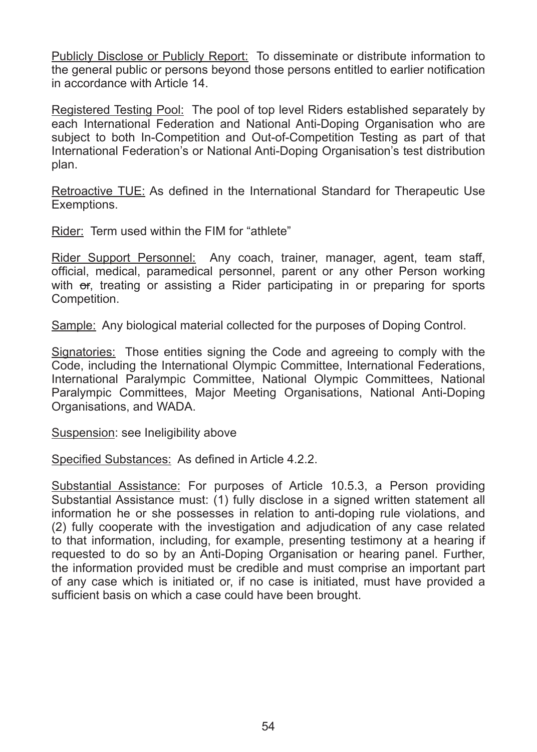Publicly Disclose or Publicly Report: To disseminate or distribute information to the general public or persons beyond those persons entitled to earlier notification in accordance with Article 14.

Registered Testing Pool: The pool of top level Riders established separately by each International Federation and National Anti-Doping Organisation who are subject to both In-Competition and Out-of-Competition Testing as part of that International Federation's or National Anti-Doping Organisation's test distribution plan.

Retroactive TUE: As defined in the International Standard for Therapeutic Use Exemptions.

Rider: Term used within the FIM for "athlete"

Rider Support Personnel: Any coach, trainer, manager, agent, team staff, official, medical, paramedical personnel, parent or any other Person working with ~~or~~, treating or assisting a Rider participating in or preparing for sports Competition.

Sample: Any biological material collected for the purposes of Doping Control.

Signatories: Those entities signing the Code and agreeing to comply with the Code, including the International Olympic Committee, International Federations, International Paralympic Committee, National Olympic Committees, National Paralympic Committees, Major Meeting Organisations, National Anti-Doping Organisations, and WADA.

Suspension: see Ineligibility above

Specified Substances: As defined in Article 4.2.2.

Substantial Assistance: For purposes of Article 10.5.3, a Person providing Substantial Assistance must: (1) fully disclose in a signed written statement all information he or she possesses in relation to anti-doping rule violations, and (2) fully cooperate with the investigation and adjudication of any case related to that information, including, for example, presenting testimony at a hearing if requested to do so by an Anti-Doping Organisation or hearing panel. Further, the information provided must be credible and must comprise an important part of any case which is initiated or, if no case is initiated, must have provided a sufficient basis on which a case could have been brought.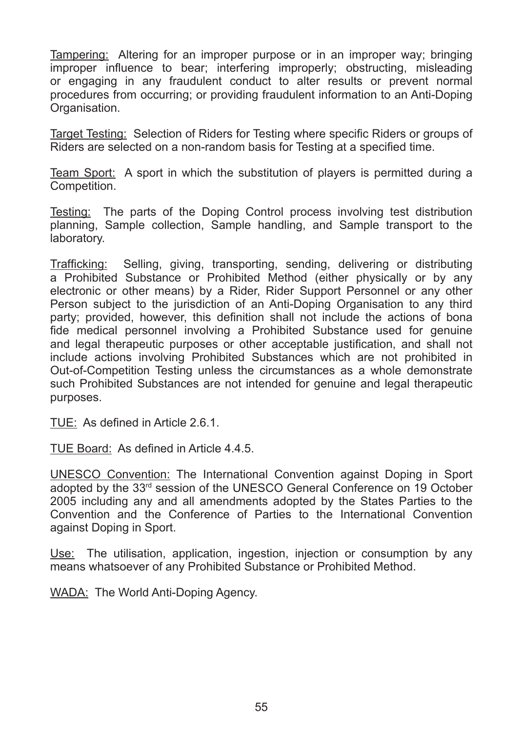Tampering: Altering for an improper purpose or in an improper way; bringing improper influence to bear; interfering improperly; obstructing, misleading or engaging in any fraudulent conduct to alter results or prevent normal procedures from occurring; or providing fraudulent information to an Anti-Doping Organisation.

Target Testing: Selection of Riders for Testing where specific Riders or groups of Riders are selected on a non-random basis for Testing at a specified time.

Team Sport: A sport in which the substitution of players is permitted during a Competition.

Testing: The parts of the Doping Control process involving test distribution planning, Sample collection, Sample handling, and Sample transport to the laboratory.

Trafficking: Selling, giving, transporting, sending, delivering or distributing a Prohibited Substance or Prohibited Method (either physically or by any electronic or other means) by a Rider, Rider Support Personnel or any other Person subject to the jurisdiction of an Anti-Doping Organisation to any third party; provided, however, this definition shall not include the actions of bona fide medical personnel involving a Prohibited Substance used for genuine and legal therapeutic purposes or other acceptable justification, and shall not include actions involving Prohibited Substances which are not prohibited in Out-of-Competition Testing unless the circumstances as a whole demonstrate such Prohibited Substances are not intended for genuine and legal therapeutic purposes.

TUE: As defined in Article 2.6.1.

TUE Board: As defined in Article 4.4.5.

UNESCO Convention: The International Convention against Doping in Sport adopted by the 33rd session of the UNESCO General Conference on 19 October 2005 including any and all amendments adopted by the States Parties to the Convention and the Conference of Parties to the International Convention against Doping in Sport.

Use: The utilisation, application, ingestion, injection or consumption by any means whatsoever of any Prohibited Substance or Prohibited Method.

WADA: The World Anti-Doping Agency.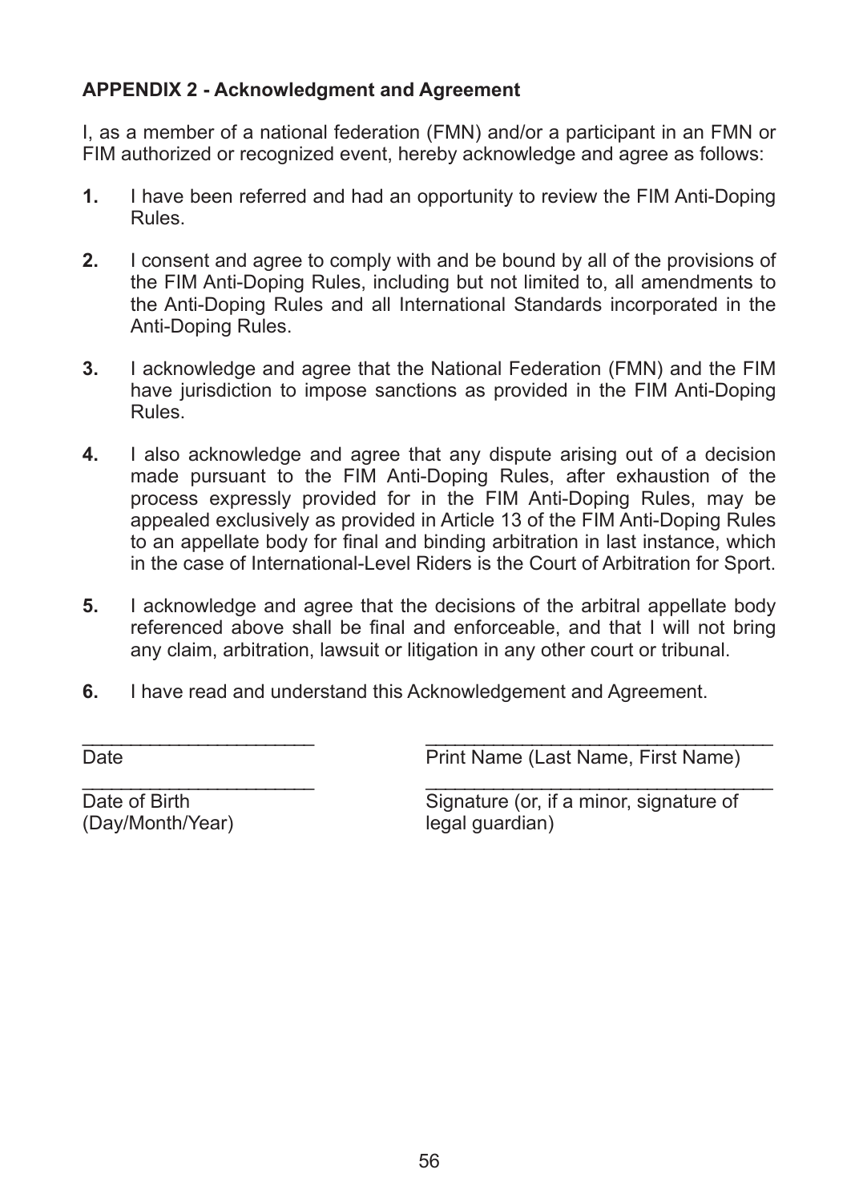**APPENDIX 2 - Acknowledgment and Agreement**

I, as a member of a national federation (FMN) and/or a participant in an FMN or FIM authorized or recognized event, hereby acknowledge and agree as follows:

**1.** I have been referred and had an opportunity to review the FIM Anti-Doping Rules.

**2.** I consent and agree to comply with and be bound by all of the provisions of the FIM Anti-Doping Rules, including but not limited to, all amendments to the Anti-Doping Rules and all International Standards incorporated in the Anti-Doping Rules.

**3.** I acknowledge and agree that the National Federation (FMN) and the FIM have jurisdiction to impose sanctions as provided in the FIM Anti-Doping Rules.

**4.** I also acknowledge and agree that any dispute arising out of a decision made pursuant to the FIM Anti-Doping Rules, after exhaustion of the process expressly provided for in the FIM Anti-Doping Rules, may be appealed exclusively as provided in Article 13 of the FIM Anti-Doping Rules to an appellate body for final and binding arbitration in last instance, which in the case of International-Level Riders is the Court of Arbitration for Sport.

**5.** I acknowledge and agree that the decisions of the arbitral appellate body referenced above shall be final and enforceable, and that I will not bring any claim, arbitration, lawsuit or litigation in any other court or tribunal.

**6.** I have read and understand this Acknowledgement and Agreement.

______________________ ________________________________
Date Print Name (Last Name, First Name)

______________________ ________________________________
Date of Birth (Day/Month/Year) Signature (or, if a minor, signature of legal guardian)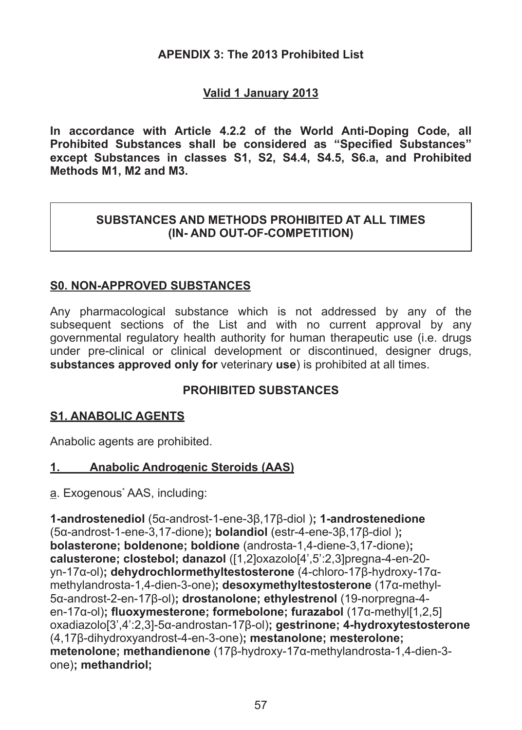**APENDIX 3: The 2013 Prohibited List**

**Valid 1 January 2013**

**In accordance with Article 4.2.2 of the World Anti-Doping Code, all Prohibited Substances shall be considered as "Specified Substances" except Substances in classes S1, S2, S4.4, S4.5, S6.a, and Prohibited Methods M1, M2 and M3.**

---

**SUBSTANCES AND METHODS PROHIBITED AT ALL TIMES (IN- AND OUT-OF-COMPETITION)**

---

## S0. NON-APPROVED SUBSTANCES

Any pharmacological substance which is not addressed by any of the subsequent sections of the List and with no current approval by any governmental regulatory health authority for human therapeutic use (i.e. drugs under pre-clinical or clinical development or discontinued, designer drugs, **substances approved only for** veterinary **use**) is prohibited at all times.

### PROHIBITED SUBSTANCES

## S1. ANABOLIC AGENTS

Anabolic agents are prohibited.

### 1. Anabolic Androgenic Steroids (AAS)

a. Exogenous* AAS, including:

**1-androstenediol** (5α-androst-1-ene-3β,17β-diol )**; 1-androstenedione** (5α-androst-1-ene-3,17-dione)**; bolandiol** (estr-4-ene-3β,17β-diol )**; bolasterone; boldenone; boldione** (androsta-1,4-diene-3,17-dione)**; calusterone; clostebol; danazol** ([1,2]oxazolo[4',5':2,3]pregna-4-en-20-yn-17α-ol)**; dehydrochlormethyltestosterone** (4-chloro-17β-hydroxy-17α-methylandrosta-1,4-dien-3-one)**; desoxymethyltestosterone** (17α-methyl-5α-androst-2-en-17β-ol)**; drostanolone; ethylestrenol** (19-norpregna-4-en-17α-ol)**; fluoxymesterone; formebolone; furazabol** (17α-methyl[1,2,5]oxadiazolo[3',4':2,3]-5α-androstan-17β-ol)**; gestrinone; 4-hydroxytestosterone** (4,17β-dihydroxyandrost-4-en-3-one)**; mestanolone; mesterolone; metenolone; methandienone** (17β-hydroxy-17α-methylandrosta-1,4-dien-3-one)**; methandriol;**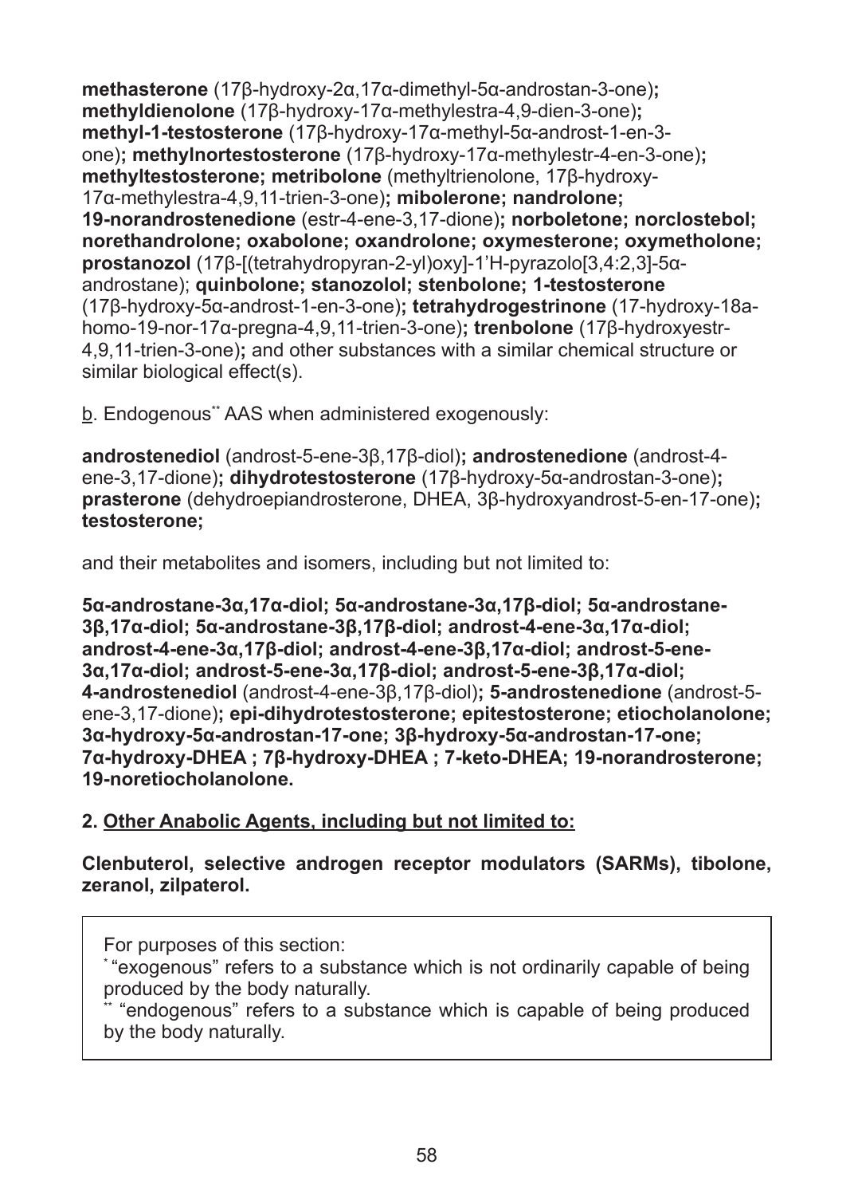**methasterone** (17β-hydroxy-2α,17α-dimethyl-5α-androstan-3-one)**; methyldienolone** (17β-hydroxy-17α-methylestra-4,9-dien-3-one)**; methyl-1-testosterone** (17β-hydroxy-17α-methyl-5α-androst-1-en-3-one)**; methylnortestosterone** (17β-hydroxy-17α-methylestr-4-en-3-one)**; methyltestosterone; metribolone** (methyltrienolone, 17β-hydroxy-17α-methylestra-4,9,11-trien-3-one)**; mibolerone; nandrolone; 19-norandrostenedione** (estr-4-ene-3,17-dione)**; norboletone; norclostebol; norethandrolone; oxabolone; oxandrolone; oxymesterone; oxymetholone; prostanozol** (17β-[(tetrahydropyran-2-yl)oxy]-1'H-pyrazolo[3,4:2,3]-5α-androstane); **quinbolone; stanozolol; stenbolone; 1-testosterone** (17β-hydroxy-5α-androst-1-en-3-one)**; tetrahydrogestrinone** (17-hydroxy-18a-homo-19-nor-17α-pregna-4,9,11-trien-3-one)**; trenbolone** (17β-hydroxyestr-4,9,11-trien-3-one)**;** and other substances with a similar chemical structure or similar biological effect(s).

b. Endogenous** AAS when administered exogenously:

**androstenediol** (androst-5-ene-3β,17β-diol)**; androstenedione** (androst-4-ene-3,17-dione)**; dihydrotestosterone** (17β-hydroxy-5α-androstan-3-one)**; prasterone** (dehydroepiandrosterone, DHEA, 3β-hydroxyandrost-5-en-17-one)**; testosterone;**

and their metabolites and isomers, including but not limited to:

**5α-androstane-3α,17α-diol; 5α-androstane-3α,17β-diol; 5α-androstane-3β,17α-diol; 5α-androstane-3β,17β-diol; androst-4-ene-3α,17α-diol; androst-4-ene-3α,17β-diol; androst-4-ene-3β,17α-diol; androst-5-ene-3α,17α-diol; androst-5-ene-3α,17β-diol; androst-5-ene-3β,17α-diol; 4-androstenediol** (androst-4-ene-3β,17β-diol)**; 5-androstenedione** (androst-5-ene-3,17-dione)**; epi-dihydrotestosterone; epitestosterone; etiocholanolone; 3α-hydroxy-5α-androstan-17-one; 3β-hydroxy-5α-androstan-17-one; 7α-hydroxy-DHEA ; 7β-hydroxy-DHEA ; 7-keto-DHEA; 19-norandrosterone; 19-noretiocholanolone.**

**2. Other Anabolic Agents, including but not limited to:**

**Clenbuterol, selective androgen receptor modulators (SARMs), tibolone, zeranol, zilpaterol.**

For purposes of this section:
* "exogenous" refers to a substance which is not ordinarily capable of being produced by the body naturally.
** "endogenous" refers to a substance which is capable of being produced by the body naturally.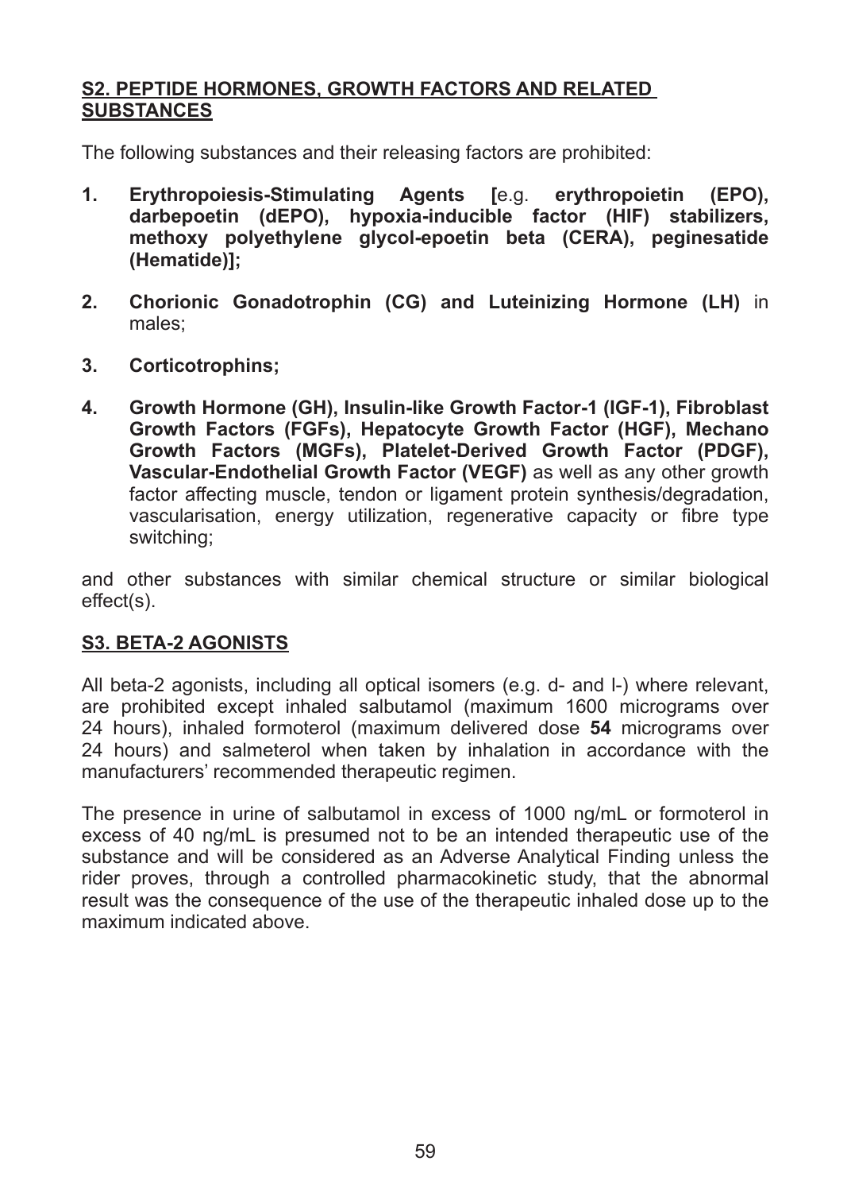## S2. PEPTIDE HORMONES, GROWTH FACTORS AND RELATED SUBSTANCES

The following substances and their releasing factors are prohibited:

1. **Erythropoiesis-Stimulating Agents [**e.g. **erythropoietin (EPO), darbepoetin (dEPO), hypoxia-inducible factor (HIF) stabilizers, methoxy polyethylene glycol-epoetin beta (CERA), peginesatide (Hematide)];**

2. **Chorionic Gonadotrophin (CG) and Luteinizing Hormone (LH)** in males;

3. **Corticotrophins;**

4. **Growth Hormone (GH), Insulin-like Growth Factor-1 (IGF-1), Fibroblast Growth Factors (FGFs), Hepatocyte Growth Factor (HGF), Mechano Growth Factors (MGFs), Platelet-Derived Growth Factor (PDGF), Vascular-Endothelial Growth Factor (VEGF)** as well as any other growth factor affecting muscle, tendon or ligament protein synthesis/degradation, vascularisation, energy utilization, regenerative capacity or fibre type switching;

and other substances with similar chemical structure or similar biological effect(s).

## S3. BETA-2 AGONISTS

All beta-2 agonists, including all optical isomers (e.g. d- and l-) where relevant, are prohibited except inhaled salbutamol (maximum 1600 micrograms over 24 hours), inhaled formoterol (maximum delivered dose **54** micrograms over 24 hours) and salmeterol when taken by inhalation in accordance with the manufacturers' recommended therapeutic regimen.

The presence in urine of salbutamol in excess of 1000 ng/mL or formoterol in excess of 40 ng/mL is presumed not to be an intended therapeutic use of the substance and will be considered as an Adverse Analytical Finding unless the rider proves, through a controlled pharmacokinetic study, that the abnormal result was the consequence of the use of the therapeutic inhaled dose up to the maximum indicated above.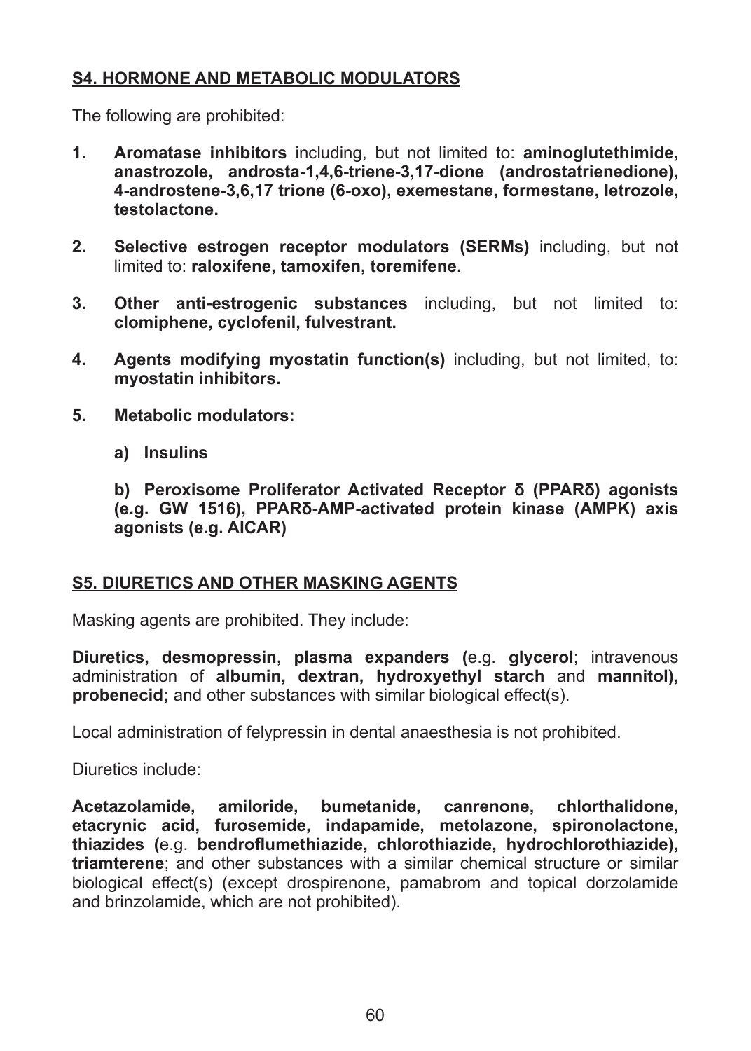## S4. HORMONE AND METABOLIC MODULATORS

The following are prohibited:

1. **Aromatase inhibitors** including, but not limited to: **aminoglutethimide, anastrozole, androsta-1,4,6-triene-3,17-dione (androstatrienedione), 4-androstene-3,6,17 trione (6-oxo), exemestane, formestane, letrozole, testolactone.**

2. **Selective estrogen receptor modulators (SERMs)** including, but not limited to: **raloxifene, tamoxifen, toremifene.**

3. **Other anti-estrogenic substances** including, but not limited to: **clomiphene, cyclofenil, fulvestrant.**

4. **Agents modifying myostatin function(s)** including, but not limited, to: **myostatin inhibitors.**

5. **Metabolic modulators:**

   **a) Insulins**

   **b) Peroxisome Proliferator Activated Receptor δ (PPARδ) agonists (e.g. GW 1516), PPARδ-AMP-activated protein kinase (AMPK) axis agonists (e.g. AICAR)**

## S5. DIURETICS AND OTHER MASKING AGENTS

Masking agents are prohibited. They include:

**Diuretics, desmopressin, plasma expanders (**e.g. **glycerol**; intravenous administration of **albumin, dextran, hydroxyethyl starch** and **mannitol), probenecid;** and other substances with similar biological effect(s).

Local administration of felypressin in dental anaesthesia is not prohibited.

Diuretics include:

**Acetazolamide, amiloride, bumetanide, canrenone, chlorthalidone, etacrynic acid, furosemide, indapamide, metolazone, spironolactone, thiazides (**e.g. **bendroflumethiazide, chlorothiazide, hydrochlorothiazide), triamterene**; and other substances with a similar chemical structure or similar biological effect(s) (except drospirenone, pamabrom and topical dorzolamide and brinzolamide, which are not prohibited).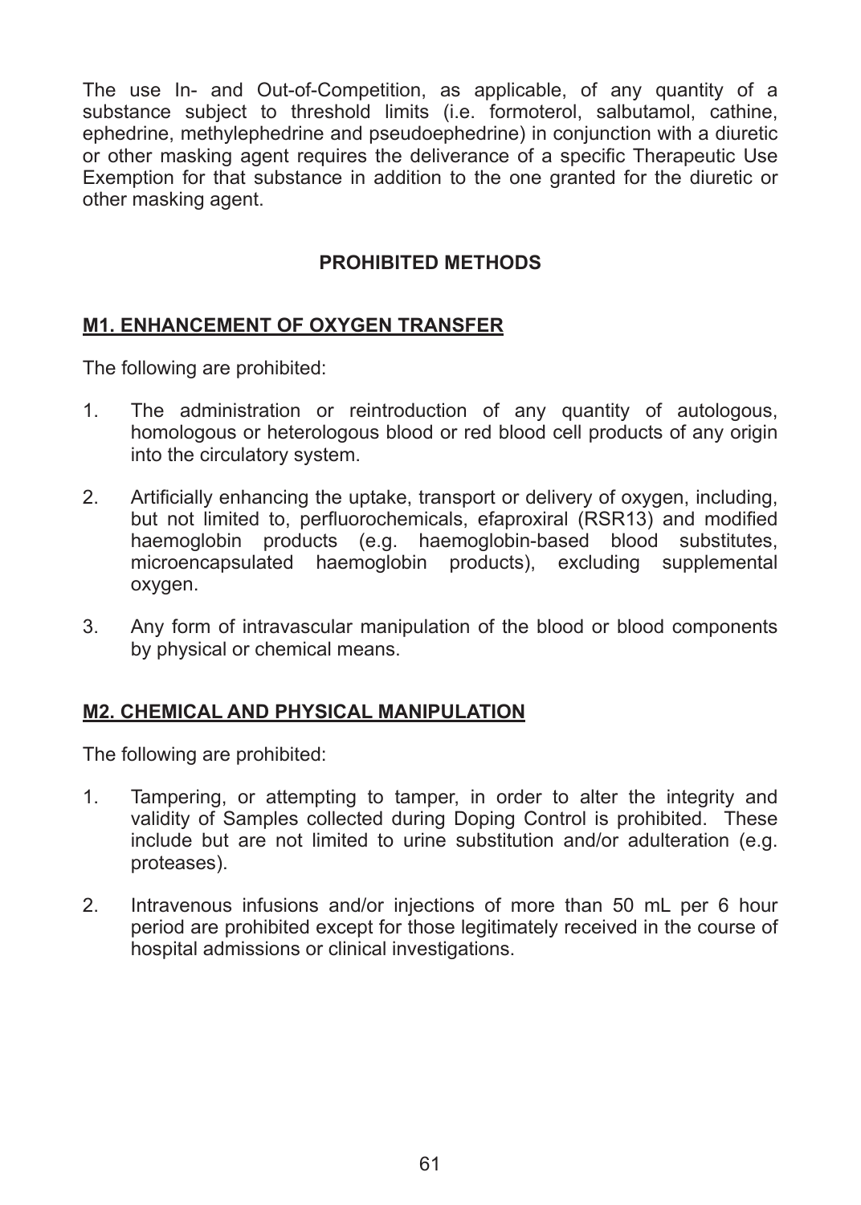The use In- and Out-of-Competition, as applicable, of any quantity of a substance subject to threshold limits (i.e. formoterol, salbutamol, cathine, ephedrine, methylephedrine and pseudoephedrine) in conjunction with a diuretic or other masking agent requires the deliverance of a specific Therapeutic Use Exemption for that substance in addition to the one granted for the diuretic or other masking agent.

## PROHIBITED METHODS

### M1. ENHANCEMENT OF OXYGEN TRANSFER

The following are prohibited:

1. The administration or reintroduction of any quantity of autologous, homologous or heterologous blood or red blood cell products of any origin into the circulatory system.

2. Artificially enhancing the uptake, transport or delivery of oxygen, including, but not limited to, perfluorochemicals, efaproxiral (RSR13) and modified haemoglobin products (e.g. haemoglobin-based blood substitutes, microencapsulated haemoglobin products), excluding supplemental oxygen.

3. Any form of intravascular manipulation of the blood or blood components by physical or chemical means.

### M2. CHEMICAL AND PHYSICAL MANIPULATION

The following are prohibited:

1. Tampering, or attempting to tamper, in order to alter the integrity and validity of Samples collected during Doping Control is prohibited. These include but are not limited to urine substitution and/or adulteration (e.g. proteases).

2. Intravenous infusions and/or injections of more than 50 mL per 6 hour period are prohibited except for those legitimately received in the course of hospital admissions or clinical investigations.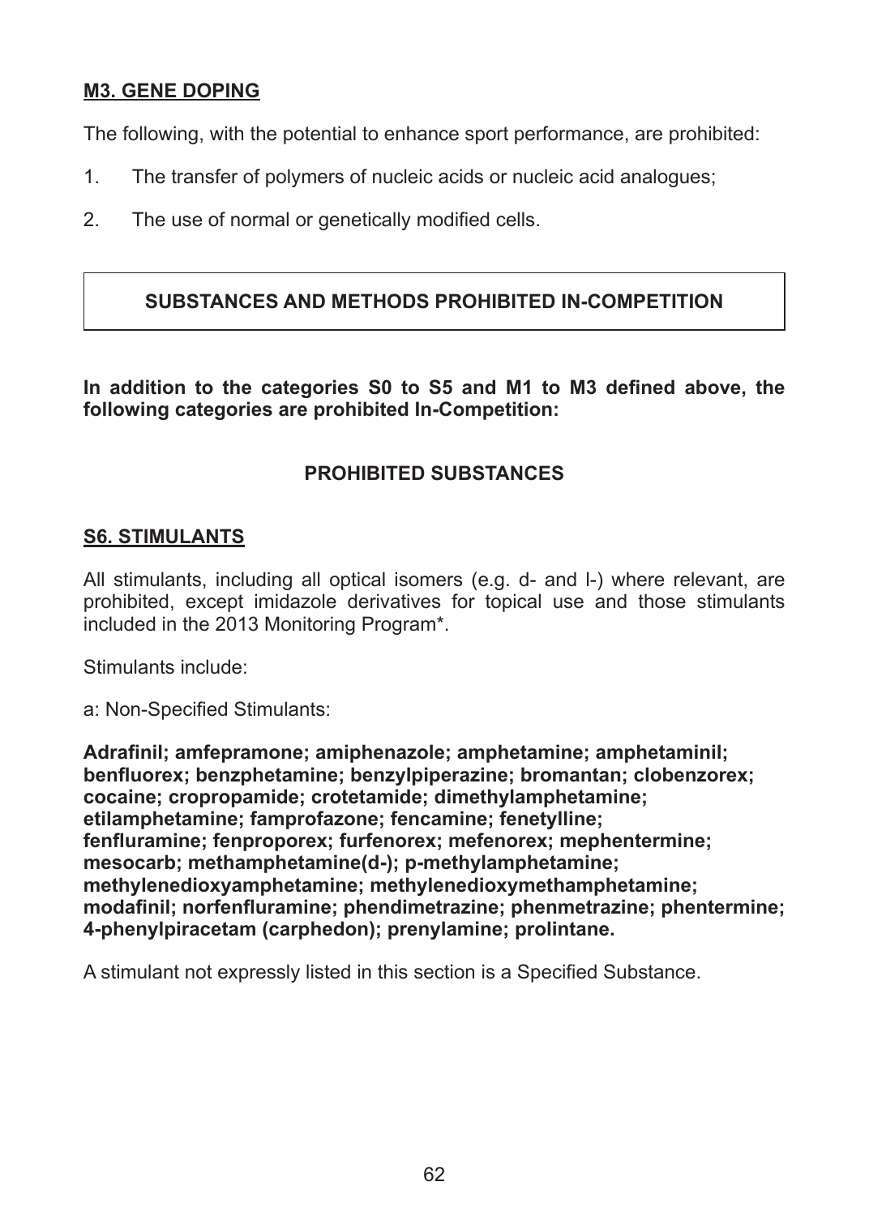## M3. GENE DOPING

The following, with the potential to enhance sport performance, are prohibited:

1. The transfer of polymers of nucleic acids or nucleic acid analogues;
2. The use of normal or genetically modified cells.

### SUBSTANCES AND METHODS PROHIBITED IN-COMPETITION

**In addition to the categories S0 to S5 and M1 to M3 defined above, the following categories are prohibited In-Competition:**

### PROHIBITED SUBSTANCES

## S6. STIMULANTS

All stimulants, including all optical isomers (e.g. d- and l-) where relevant, are prohibited, except imidazole derivatives for topical use and those stimulants included in the 2013 Monitoring Program*.

Stimulants include:

a: Non-Specified Stimulants:

**Adrafinil; amfepramone; amiphenazole; amphetamine; amphetaminil; benfluorex; benzphetamine; benzylpiperazine; bromantan; clobenzorex; cocaine; cropropamide; crotetamide; dimethylamphetamine; etilamphetamine; famprofazone; fencamine; fenetylline; fenfluramine; fenproporex; furfenorex; mefenorex; mephentermine; mesocarb; methamphetamine(d-); p-methylamphetamine; methylenedioxyamphetamine; methylenedioxymethamphetamine; modafinil; norfenfluramine; phendimetrazine; phenmetrazine; phentermine; 4-phenylpiracetam (carphedon); prenylamine; prolintane.**

A stimulant not expressly listed in this section is a Specified Substance.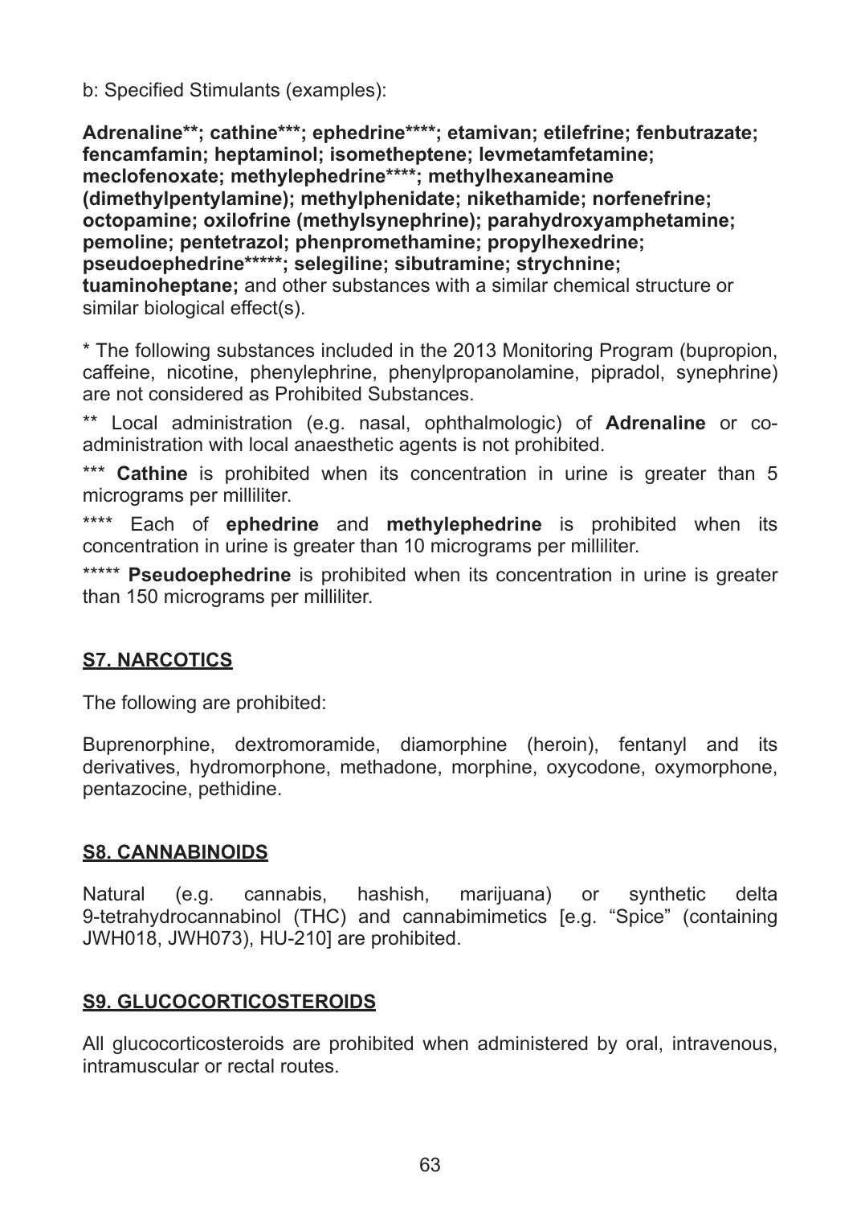b: Specified Stimulants (examples):

**Adrenaline**; cathine***; ephedrine****; etamivan; etilefrine; fenbutrazate; fencamfamin; heptaminol; isometheptene; levmetamfetamine; meclofenoxate; methylephedrine****; methylhexaneamine (dimethylpentylamine); methylphenidate; nikethamide; norfenefrine; octopamine; oxilofrine (methylsynephrine); parahydroxyamphetamine; pemoline; pentetrazol; phenpromethamine; propylhexedrine; pseudoephedrine*****; selegiline; sibutramine; strychnine; tuaminoheptane;** and other substances with a similar chemical structure or similar biological effect(s).

\* The following substances included in the 2013 Monitoring Program (bupropion, caffeine, nicotine, phenylephrine, phenylpropanolamine, pipradol, synephrine) are not considered as Prohibited Substances.

\** Local administration (e.g. nasal, ophthalmologic) of **Adrenaline** or co-administration with local anaesthetic agents is not prohibited.

\*** **Cathine** is prohibited when its concentration in urine is greater than 5 micrograms per milliliter.

\**** Each of **ephedrine** and **methylephedrine** is prohibited when its concentration in urine is greater than 10 micrograms per milliliter.

\***** **Pseudoephedrine** is prohibited when its concentration in urine is greater than 150 micrograms per milliliter.

## S7. NARCOTICS

The following are prohibited:

Buprenorphine, dextromoramide, diamorphine (heroin), fentanyl and its derivatives, hydromorphone, methadone, morphine, oxycodone, oxymorphone, pentazocine, pethidine.

## S8. CANNABINOIDS

Natural (e.g. cannabis, hashish, marijuana) or synthetic delta 9-tetrahydrocannabinol (THC) and cannabimimetics [e.g. “Spice” (containing JWH018, JWH073), HU-210] are prohibited.

## S9. GLUCOCORTICOSTEROIDS

All glucocorticosteroids are prohibited when administered by oral, intravenous, intramuscular or rectal routes.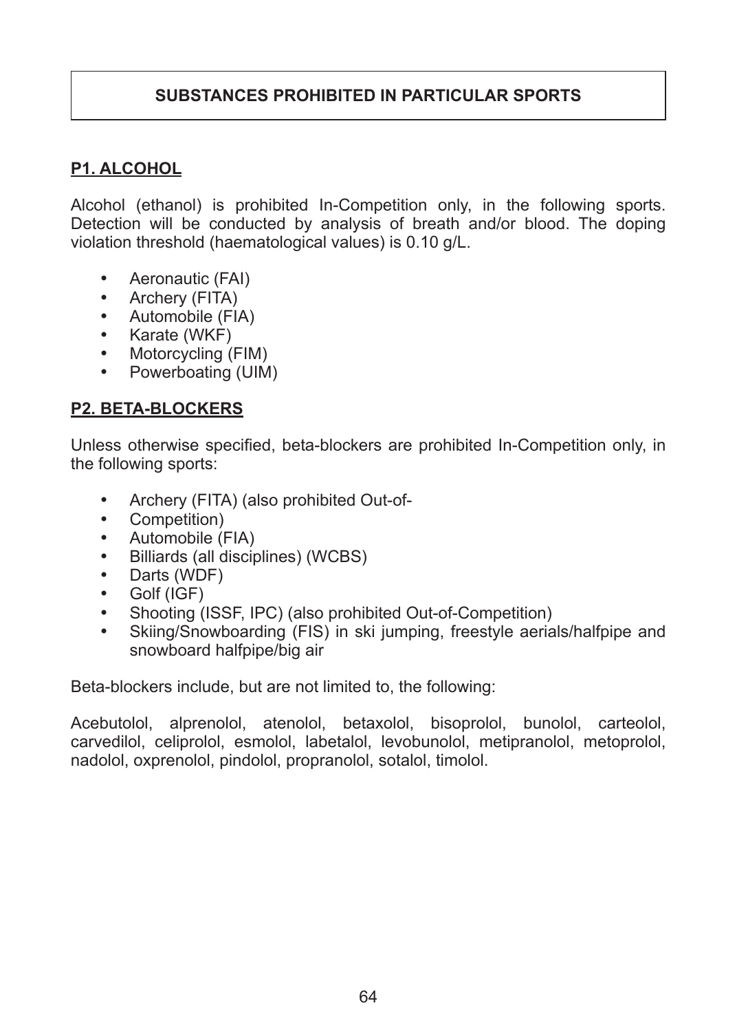# SUBSTANCES PROHIBITED IN PARTICULAR SPORTS

## P1. ALCOHOL

Alcohol (ethanol) is prohibited In-Competition only, in the following sports. Detection will be conducted by analysis of breath and/or blood. The doping violation threshold (haematological values) is 0.10 g/L.

- Aeronautic (FAI)
- Archery (FITA)
- Automobile (FIA)
- Karate (WKF)
- Motorcycling (FIM)
- Powerboating (UIM)

## P2. BETA-BLOCKERS

Unless otherwise specified, beta-blockers are prohibited In-Competition only, in the following sports:

- Archery (FITA) (also prohibited Out-of-
- Competition)
- Automobile (FIA)
- Billiards (all disciplines) (WCBS)
- Darts (WDF)
- Golf (IGF)
- Shooting (ISSF, IPC) (also prohibited Out-of-Competition)
- Skiing/Snowboarding (FIS) in ski jumping, freestyle aerials/halfpipe and snowboard halfpipe/big air

Beta-blockers include, but are not limited to, the following:

Acebutolol, alprenolol, atenolol, betaxolol, bisoprolol, bunolol, carteolol, carvedilol, celiprolol, esmolol, labetalol, levobunolol, metipranolol, metoprolol, nadolol, oxprenolol, pindolol, propranolol, sotalol, timolol.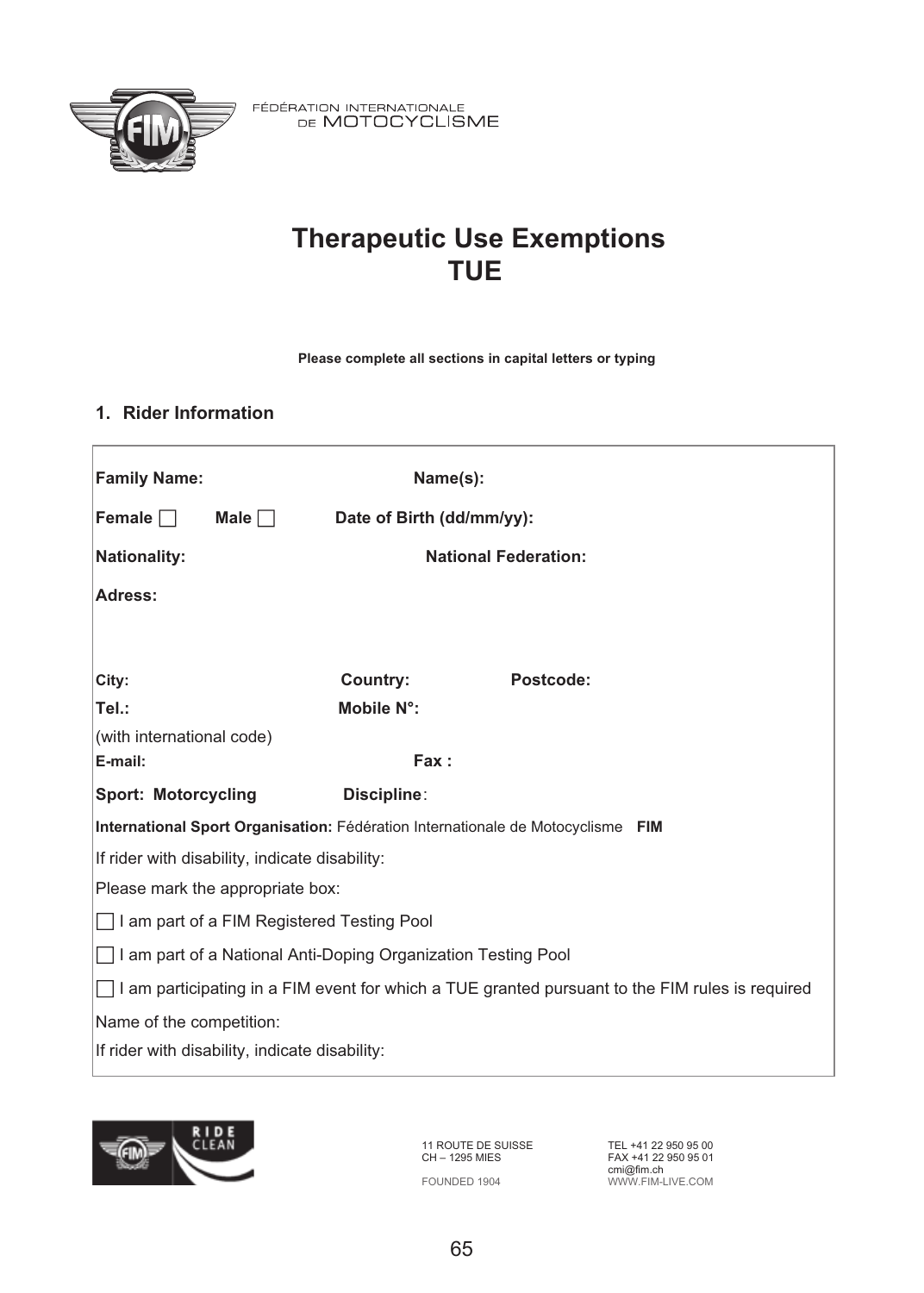FÉDÉRATION INTERNATIONALE DE MOTOCYCLISME

# Therapeutic Use Exemptions
# TUE

**Please complete all sections in capital letters or typing**

## 1. Rider Information

**Family Name:** **Name(s):**

**Female** ☐ **Male** ☐ **Date of Birth (dd/mm/yy):**

**Nationality:** **National Federation:**

**Adress:**

**City:** **Country:** **Postcode:**

**Tel.:** **Mobile N°:**

(with international code)

**E-mail:** **Fax :**

**Sport: Motorcycling** **Discipline**:

**International Sport Organisation:** Fédération Internationale de Motocyclisme **FIM**

If rider with disability, indicate disability:

Please mark the appropriate box:

☐ I am part of a FIM Registered Testing Pool

☐ I am part of a National Anti-Doping Organization Testing Pool

☐ I am participating in a FIM event for which a TUE granted pursuant to the FIM rules is required

Name of the competition:

If rider with disability, indicate disability:

RIDE CLEAN

11 ROUTE DE SUISSE
CH – 1295 MIES

FOUNDED 1904

TEL +41 22 950 95 00
FAX +41 22 950 95 01
cmi@fim.ch
WWW.FIM-LIVE.COM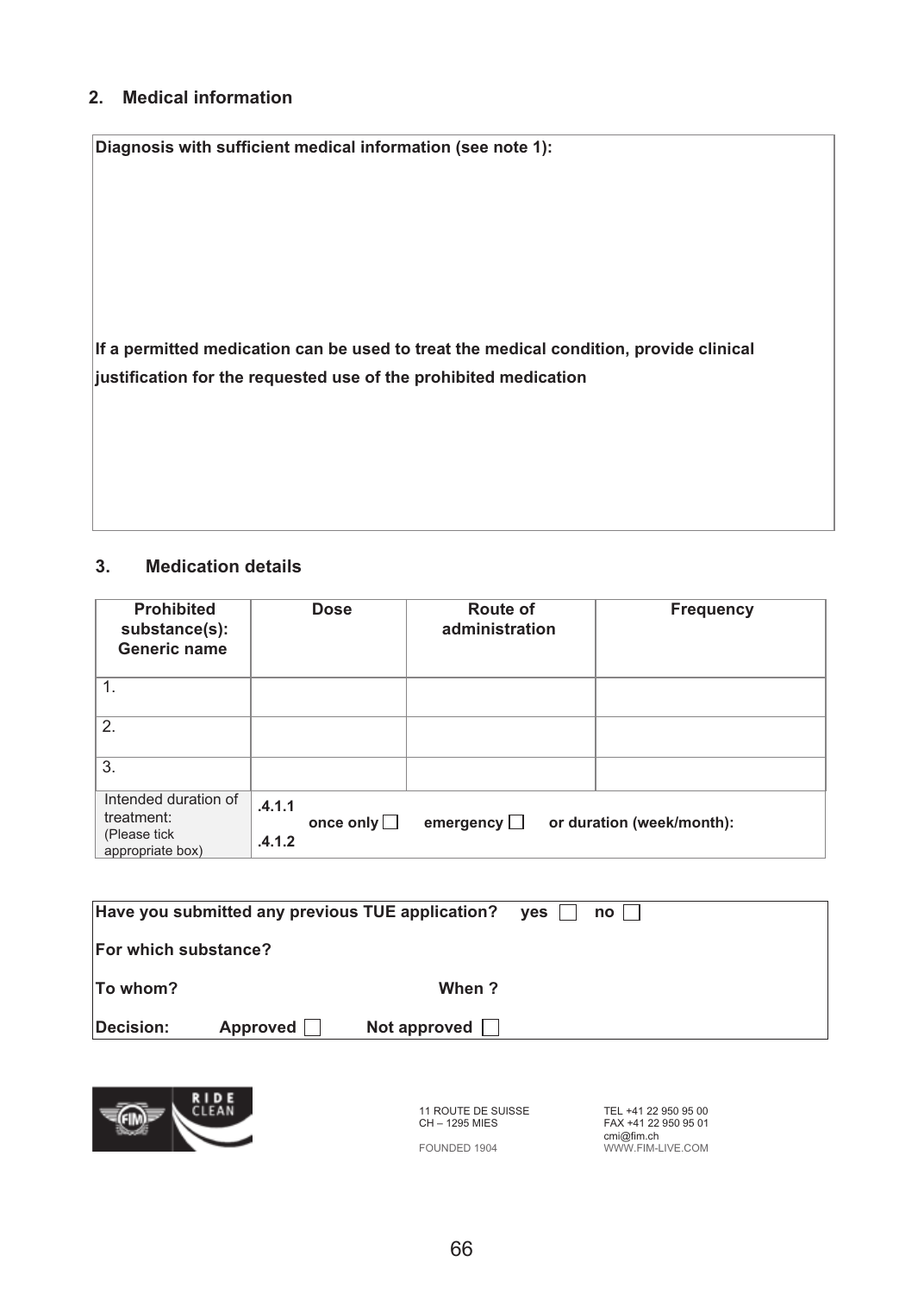## 2. Medical information

**Diagnosis with sufficient medical information (see note 1):**

**If a permitted medication can be used to treat the medical condition, provide clinical justification for the requested use of the prohibited medication**

## 3. Medication details

| Prohibited substance(s): Generic name | Dose | Route of administration | Frequency |
|---|---|---|---|
| 1. | | | |
| 2. | | | |
| 3. | | | |
| Intended duration of treatment: (Please tick appropriate box) | .4.1.1 once only ☐ emergency ☐ or duration (week/month): .4.1.2 | | |

**Have you submitted any previous TUE application?** **yes** ☐ **no** ☐

**For which substance?**

**To whom?** **When ?**

**Decision:** **Approved** ☐ **Not approved** ☐

RIDE CLEAN

11 ROUTE DE SUISSE
CH – 1295 MIES

FOUNDED 1904

TEL +41 22 950 95 00
FAX +41 22 950 95 01
cmi@fim.ch
WWW.FIM-LIVE.COM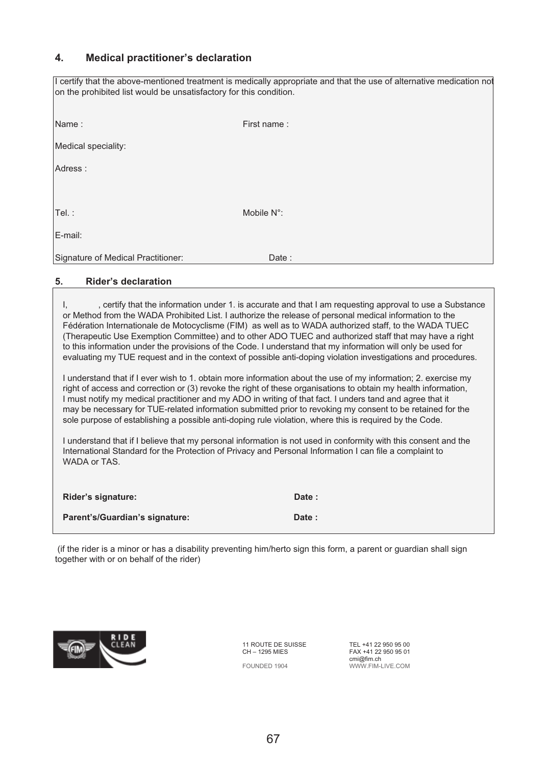## 4. Medical practitioner's declaration

I certify that the above-mentioned treatment is medically appropriate and that the use of alternative medication not on the prohibited list would be unsatisfactory for this condition.

Name : First name :

Medical speciality:

Adress :

Tel. : Mobile N°:

E-mail:

Signature of Medical Practitioner: Date :

## 5. Rider's declaration

I, , certify that the information under 1. is accurate and that I am requesting approval to use a Substance or Method from the WADA Prohibited List. I authorize the release of personal medical information to the Fédération Internationale de Motocyclisme (FIM) as well as to WADA authorized staff, to the WADA TUEC (Therapeutic Use Exemption Committee) and to other ADO TUEC and authorized staff that may have a right to this information under the provisions of the Code. I understand that my information will only be used for evaluating my TUE request and in the context of possible anti-doping violation investigations and procedures.

I understand that if I ever wish to 1. obtain more information about the use of my information; 2. exercise my right of access and correction or (3) revoke the right of these organisations to obtain my health information, I must notify my medical practitioner and my ADO in writing of that fact. I unders tand and agree that it may be necessary for TUE-related information submitted prior to revoking my consent to be retained for the sole purpose of establishing a possible anti-doping rule violation, where this is required by the Code.

I understand that if I believe that my personal information is not used in conformity with this consent and the International Standard for the Protection of Privacy and Personal Information I can file a complaint to WADA or TAS.

**Rider's signature:** **Date :**

**Parent's/Guardian's signature:** **Date :**

(if the rider is a minor or has a disability preventing him/herto sign this form, a parent or guardian shall sign together with or on behalf of the rider)

11 ROUTE DE SUISSE
CH – 1295 MIES
FOUNDED 1904

TEL +41 22 950 95 00
FAX +41 22 950 95 01
cmi@fim.ch
WWW.FIM-LIVE.COM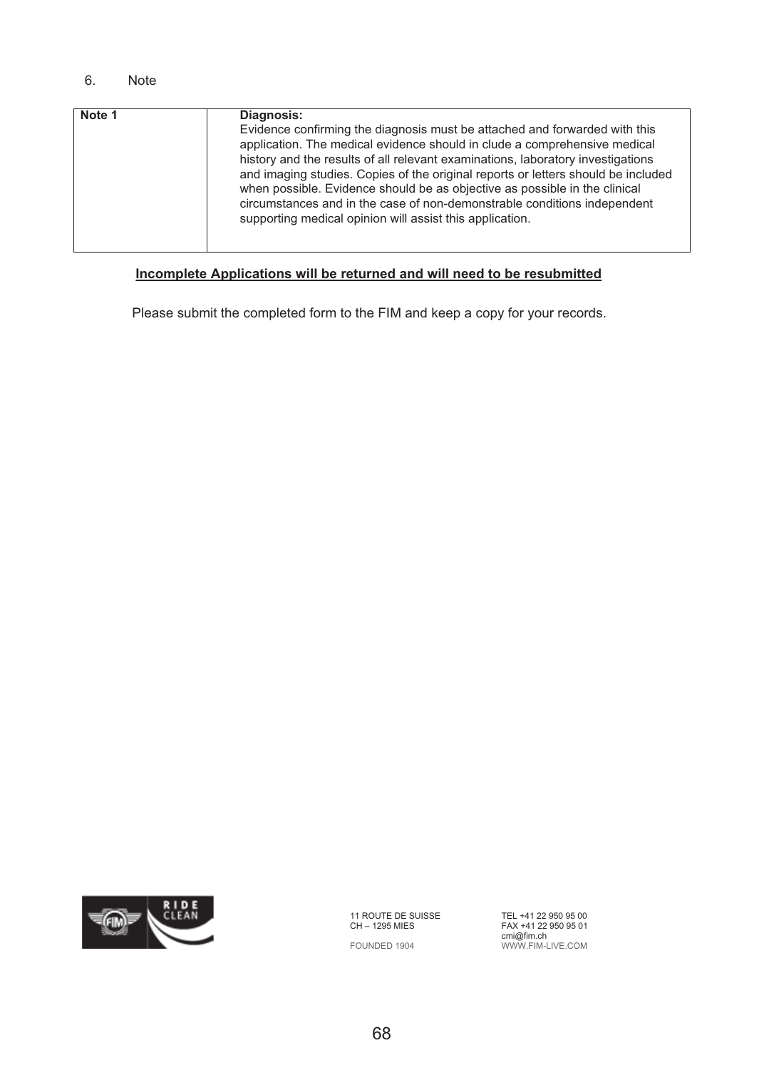6. Note

| Note 1 | **Diagnosis:** Evidence confirming the diagnosis must be attached and forwarded with this application. The medical evidence should in clude a comprehensive medical history and the results of all relevant examinations, laboratory investigations and imaging studies. Copies of the original reports or letters should be included when possible. Evidence should be as objective as possible in the clinical circumstances and in the case of non-demonstrable conditions independent supporting medical opinion will assist this application. |
|---|---|

**Incomplete Applications will be returned and will need to be resubmitted**

Please submit the completed form to the FIM and keep a copy for your records.

11 ROUTE DE SUISSE
CH – 1295 MIES

FOUNDED 1904

TEL +41 22 950 95 00
FAX +41 22 950 95 01
cmi@fim.ch
WWW.FIM-LIVE.COM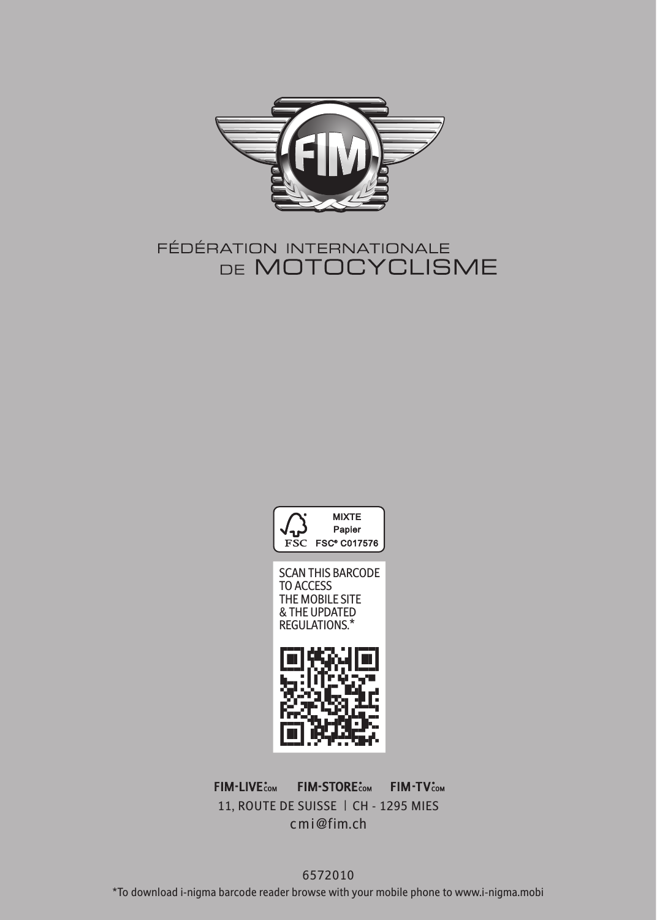FÉDÉRATION INTERNATIONALE
DE MOTOCYCLISME

MIXTE
Papier
FSC FSC® C017576

SCAN THIS BARCODE TO ACCESS THE MOBILE SITE & THE UPDATED REGULATIONS.*

FIM-LIVE.COM FIM-STORE.COM FIM-TV.COM

11, ROUTE DE SUISSE | CH - 1295 MIES

cmi@fim.ch

6572010

*To download i-nigma barcode reader browse with your mobile phone to www.i-nigma.mobi